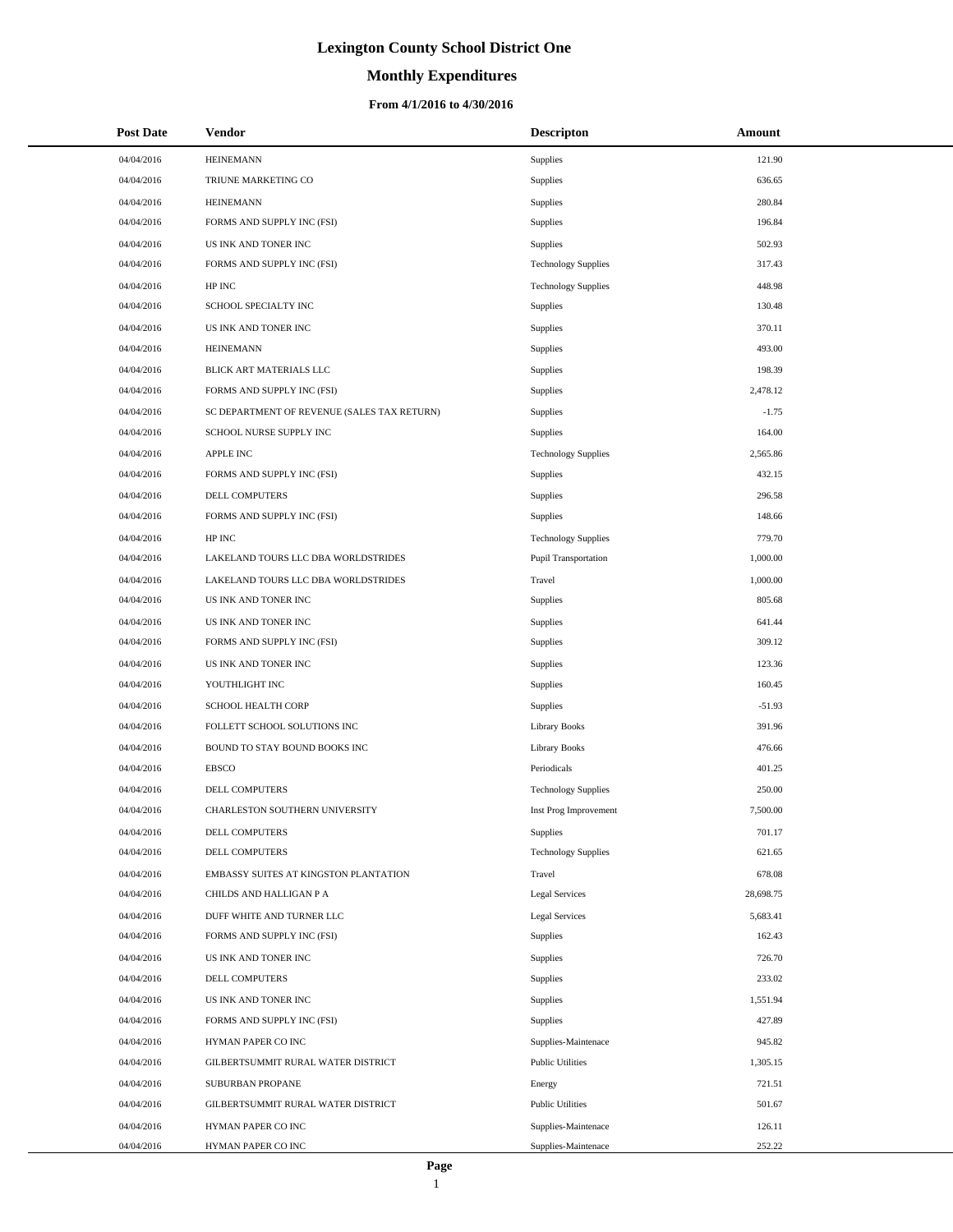# Lexington County School District One

## Monthly Expenditures

### From 4/1/2016 to 4/30/2016

| Post Date | Vendor | Descripton | Amount |
|---|---|---|---|
| 04/04/2016 | HEINEMANN | Supplies | 121.90 |
| 04/04/2016 | TRIUNE MARKETING CO | Supplies | 636.65 |
| 04/04/2016 | HEINEMANN | Supplies | 280.84 |
| 04/04/2016 | FORMS AND SUPPLY INC (FSI) | Supplies | 196.84 |
| 04/04/2016 | US INK AND TONER INC | Supplies | 502.93 |
| 04/04/2016 | FORMS AND SUPPLY INC (FSI) | Technology Supplies | 317.43 |
| 04/04/2016 | HP INC | Technology Supplies | 448.98 |
| 04/04/2016 | SCHOOL SPECIALTY INC | Supplies | 130.48 |
| 04/04/2016 | US INK AND TONER INC | Supplies | 370.11 |
| 04/04/2016 | HEINEMANN | Supplies | 493.00 |
| 04/04/2016 | BLICK ART MATERIALS LLC | Supplies | 198.39 |
| 04/04/2016 | FORMS AND SUPPLY INC (FSI) | Supplies | 2,478.12 |
| 04/04/2016 | SC DEPARTMENT OF REVENUE (SALES TAX RETURN) | Supplies | -1.75 |
| 04/04/2016 | SCHOOL NURSE SUPPLY INC | Supplies | 164.00 |
| 04/04/2016 | APPLE INC | Technology Supplies | 2,565.86 |
| 04/04/2016 | FORMS AND SUPPLY INC (FSI) | Supplies | 432.15 |
| 04/04/2016 | DELL COMPUTERS | Supplies | 296.58 |
| 04/04/2016 | FORMS AND SUPPLY INC (FSI) | Supplies | 148.66 |
| 04/04/2016 | HP INC | Technology Supplies | 779.70 |
| 04/04/2016 | LAKELAND TOURS LLC DBA WORLDSTRIDES | Pupil Transportation | 1,000.00 |
| 04/04/2016 | LAKELAND TOURS LLC DBA WORLDSTRIDES | Travel | 1,000.00 |
| 04/04/2016 | US INK AND TONER INC | Supplies | 805.68 |
| 04/04/2016 | US INK AND TONER INC | Supplies | 641.44 |
| 04/04/2016 | FORMS AND SUPPLY INC (FSI) | Supplies | 309.12 |
| 04/04/2016 | US INK AND TONER INC | Supplies | 123.36 |
| 04/04/2016 | YOUTHLIGHT INC | Supplies | 160.45 |
| 04/04/2016 | SCHOOL HEALTH CORP | Supplies | -51.93 |
| 04/04/2016 | FOLLETT SCHOOL SOLUTIONS INC | Library Books | 391.96 |
| 04/04/2016 | BOUND TO STAY BOUND BOOKS INC | Library Books | 476.66 |
| 04/04/2016 | EBSCO | Periodicals | 401.25 |
| 04/04/2016 | DELL COMPUTERS | Technology Supplies | 250.00 |
| 04/04/2016 | CHARLESTON SOUTHERN UNIVERSITY | Inst Prog Improvement | 7,500.00 |
| 04/04/2016 | DELL COMPUTERS | Supplies | 701.17 |
| 04/04/2016 | DELL COMPUTERS | Technology Supplies | 621.65 |
| 04/04/2016 | EMBASSY SUITES AT KINGSTON PLANTATION | Travel | 678.08 |
| 04/04/2016 | CHILDS AND HALLIGAN P A | Legal Services | 28,698.75 |
| 04/04/2016 | DUFF WHITE AND TURNER LLC | Legal Services | 5,683.41 |
| 04/04/2016 | FORMS AND SUPPLY INC (FSI) | Supplies | 162.43 |
| 04/04/2016 | US INK AND TONER INC | Supplies | 726.70 |
| 04/04/2016 | DELL COMPUTERS | Supplies | 233.02 |
| 04/04/2016 | US INK AND TONER INC | Supplies | 1,551.94 |
| 04/04/2016 | FORMS AND SUPPLY INC (FSI) | Supplies | 427.89 |
| 04/04/2016 | HYMAN PAPER CO INC | Supplies-Maintenace | 945.82 |
| 04/04/2016 | GILBERTSUMMIT RURAL WATER DISTRICT | Public Utilities | 1,305.15 |
| 04/04/2016 | SUBURBAN PROPANE | Energy | 721.51 |
| 04/04/2016 | GILBERTSUMMIT RURAL WATER DISTRICT | Public Utilities | 501.67 |
| 04/04/2016 | HYMAN PAPER CO INC | Supplies-Maintenace | 126.11 |
| 04/04/2016 | HYMAN PAPER CO INC | Supplies-Maintenace | 252.22 |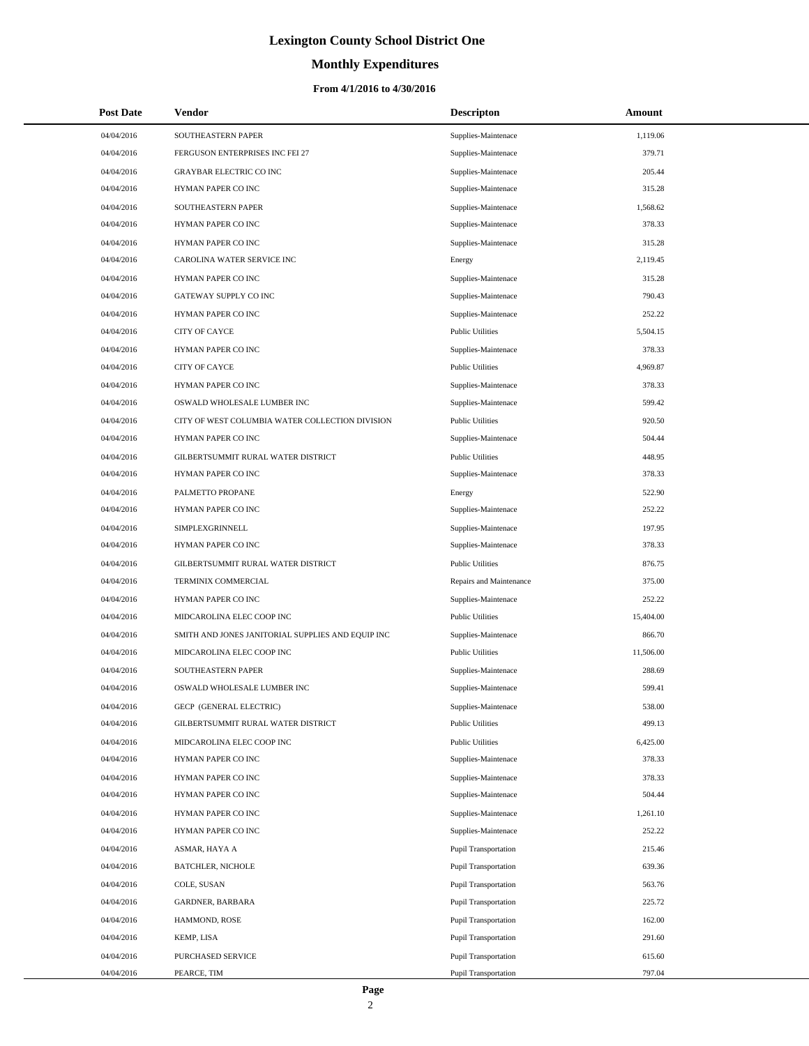# Lexington County School District One

## Monthly Expenditures

### From 4/1/2016 to 4/30/2016

| Post Date | Vendor | Descripton | Amount |
|---|---|---|---|
| 04/04/2016 | SOUTHEASTERN PAPER | Supplies-Maintenace | 1,119.06 |
| 04/04/2016 | FERGUSON ENTERPRISES INC FEI 27 | Supplies-Maintenace | 379.71 |
| 04/04/2016 | GRAYBAR ELECTRIC CO INC | Supplies-Maintenace | 205.44 |
| 04/04/2016 | HYMAN PAPER CO INC | Supplies-Maintenace | 315.28 |
| 04/04/2016 | SOUTHEASTERN PAPER | Supplies-Maintenace | 1,568.62 |
| 04/04/2016 | HYMAN PAPER CO INC | Supplies-Maintenace | 378.33 |
| 04/04/2016 | HYMAN PAPER CO INC | Supplies-Maintenace | 315.28 |
| 04/04/2016 | CAROLINA WATER SERVICE INC | Energy | 2,119.45 |
| 04/04/2016 | HYMAN PAPER CO INC | Supplies-Maintenace | 315.28 |
| 04/04/2016 | GATEWAY SUPPLY CO INC | Supplies-Maintenace | 790.43 |
| 04/04/2016 | HYMAN PAPER CO INC | Supplies-Maintenace | 252.22 |
| 04/04/2016 | CITY OF CAYCE | Public Utilities | 5,504.15 |
| 04/04/2016 | HYMAN PAPER CO INC | Supplies-Maintenace | 378.33 |
| 04/04/2016 | CITY OF CAYCE | Public Utilities | 4,969.87 |
| 04/04/2016 | HYMAN PAPER CO INC | Supplies-Maintenace | 378.33 |
| 04/04/2016 | OSWALD WHOLESALE LUMBER INC | Supplies-Maintenace | 599.42 |
| 04/04/2016 | CITY OF WEST COLUMBIA WATER COLLECTION DIVISION | Public Utilities | 920.50 |
| 04/04/2016 | HYMAN PAPER CO INC | Supplies-Maintenace | 504.44 |
| 04/04/2016 | GILBERTSUMMIT RURAL WATER DISTRICT | Public Utilities | 448.95 |
| 04/04/2016 | HYMAN PAPER CO INC | Supplies-Maintenace | 378.33 |
| 04/04/2016 | PALMETTO PROPANE | Energy | 522.90 |
| 04/04/2016 | HYMAN PAPER CO INC | Supplies-Maintenace | 252.22 |
| 04/04/2016 | SIMPLEXGRINNELL | Supplies-Maintenace | 197.95 |
| 04/04/2016 | HYMAN PAPER CO INC | Supplies-Maintenace | 378.33 |
| 04/04/2016 | GILBERTSUMMIT RURAL WATER DISTRICT | Public Utilities | 876.75 |
| 04/04/2016 | TERMINIX COMMERCIAL | Repairs and Maintenance | 375.00 |
| 04/04/2016 | HYMAN PAPER CO INC | Supplies-Maintenace | 252.22 |
| 04/04/2016 | MIDCAROLINA ELEC COOP INC | Public Utilities | 15,404.00 |
| 04/04/2016 | SMITH AND JONES JANITORIAL SUPPLIES AND EQUIP INC | Supplies-Maintenace | 866.70 |
| 04/04/2016 | MIDCAROLINA ELEC COOP INC | Public Utilities | 11,506.00 |
| 04/04/2016 | SOUTHEASTERN PAPER | Supplies-Maintenace | 288.69 |
| 04/04/2016 | OSWALD WHOLESALE LUMBER INC | Supplies-Maintenace | 599.41 |
| 04/04/2016 | GECP (GENERAL ELECTRIC) | Supplies-Maintenace | 538.00 |
| 04/04/2016 | GILBERTSUMMIT RURAL WATER DISTRICT | Public Utilities | 499.13 |
| 04/04/2016 | MIDCAROLINA ELEC COOP INC | Public Utilities | 6,425.00 |
| 04/04/2016 | HYMAN PAPER CO INC | Supplies-Maintenace | 378.33 |
| 04/04/2016 | HYMAN PAPER CO INC | Supplies-Maintenace | 378.33 |
| 04/04/2016 | HYMAN PAPER CO INC | Supplies-Maintenace | 504.44 |
| 04/04/2016 | HYMAN PAPER CO INC | Supplies-Maintenace | 1,261.10 |
| 04/04/2016 | HYMAN PAPER CO INC | Supplies-Maintenace | 252.22 |
| 04/04/2016 | ASMAR, HAYA A | Pupil Transportation | 215.46 |
| 04/04/2016 | BATCHLER, NICHOLE | Pupil Transportation | 639.36 |
| 04/04/2016 | COLE, SUSAN | Pupil Transportation | 563.76 |
| 04/04/2016 | GARDNER, BARBARA | Pupil Transportation | 225.72 |
| 04/04/2016 | HAMMOND, ROSE | Pupil Transportation | 162.00 |
| 04/04/2016 | KEMP, LISA | Pupil Transportation | 291.60 |
| 04/04/2016 | PURCHASED SERVICE | Pupil Transportation | 615.60 |
| 04/04/2016 | PEARCE, TIM | Pupil Transportation | 797.04 |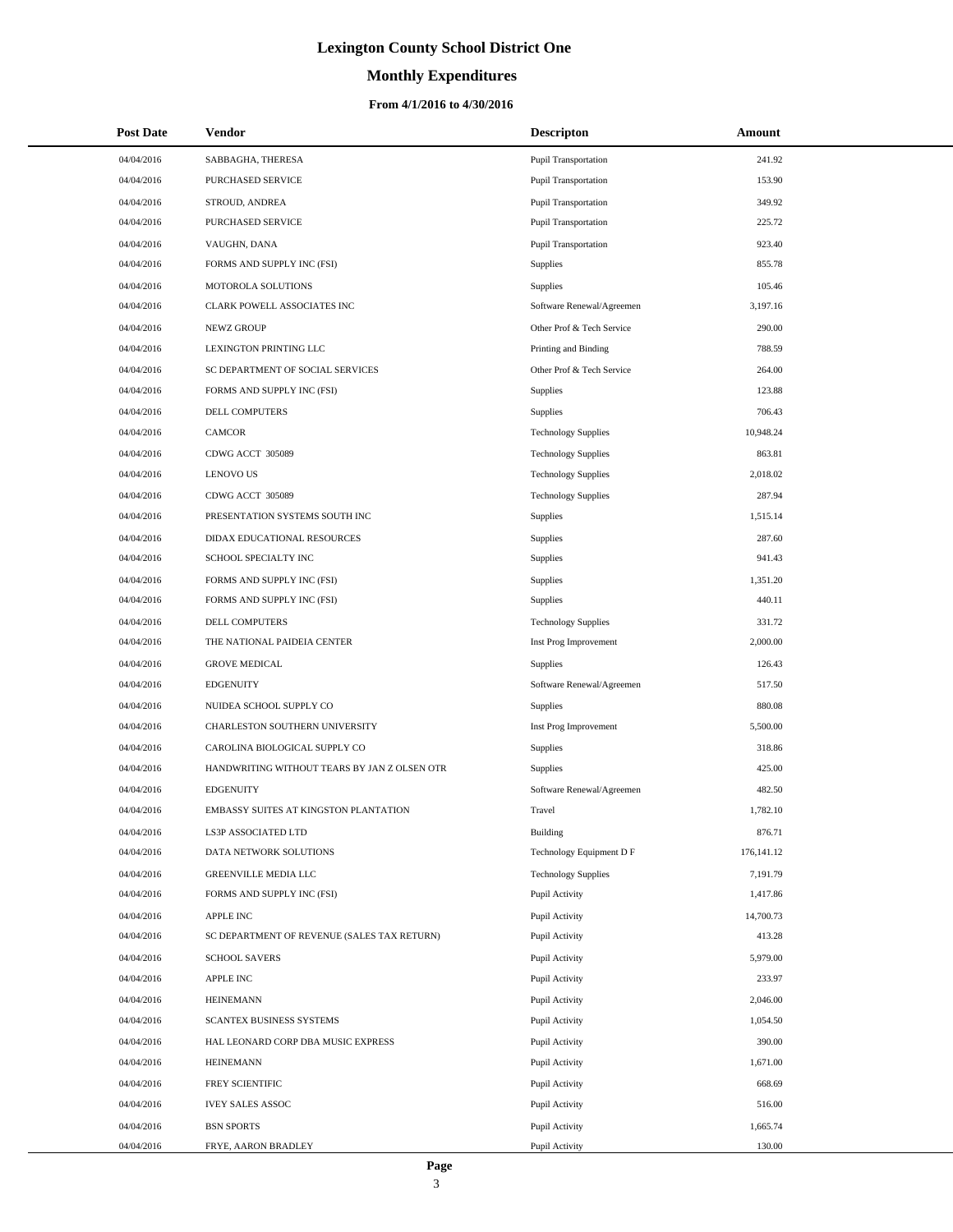# Lexington County School District One

## Monthly Expenditures

### From 4/1/2016 to 4/30/2016

| Post Date | Vendor | Descripton | Amount |
|---|---|---|---|
| 04/04/2016 | SABBAGHA, THERESA | Pupil Transportation | 241.92 |
| 04/04/2016 | PURCHASED SERVICE | Pupil Transportation | 153.90 |
| 04/04/2016 | STROUD, ANDREA | Pupil Transportation | 349.92 |
| 04/04/2016 | PURCHASED SERVICE | Pupil Transportation | 225.72 |
| 04/04/2016 | VAUGHN, DANA | Pupil Transportation | 923.40 |
| 04/04/2016 | FORMS AND SUPPLY INC (FSI) | Supplies | 855.78 |
| 04/04/2016 | MOTOROLA SOLUTIONS | Supplies | 105.46 |
| 04/04/2016 | CLARK POWELL ASSOCIATES INC | Software Renewal/Agreemen | 3,197.16 |
| 04/04/2016 | NEWZ GROUP | Other Prof & Tech Service | 290.00 |
| 04/04/2016 | LEXINGTON PRINTING LLC | Printing and Binding | 788.59 |
| 04/04/2016 | SC DEPARTMENT OF SOCIAL SERVICES | Other Prof & Tech Service | 264.00 |
| 04/04/2016 | FORMS AND SUPPLY INC (FSI) | Supplies | 123.88 |
| 04/04/2016 | DELL COMPUTERS | Supplies | 706.43 |
| 04/04/2016 | CAMCOR | Technology Supplies | 10,948.24 |
| 04/04/2016 | CDWG ACCT 305089 | Technology Supplies | 863.81 |
| 04/04/2016 | LENOVO US | Technology Supplies | 2,018.02 |
| 04/04/2016 | CDWG ACCT 305089 | Technology Supplies | 287.94 |
| 04/04/2016 | PRESENTATION SYSTEMS SOUTH INC | Supplies | 1,515.14 |
| 04/04/2016 | DIDAX EDUCATIONAL RESOURCES | Supplies | 287.60 |
| 04/04/2016 | SCHOOL SPECIALTY INC | Supplies | 941.43 |
| 04/04/2016 | FORMS AND SUPPLY INC (FSI) | Supplies | 1,351.20 |
| 04/04/2016 | FORMS AND SUPPLY INC (FSI) | Supplies | 440.11 |
| 04/04/2016 | DELL COMPUTERS | Technology Supplies | 331.72 |
| 04/04/2016 | THE NATIONAL PAIDEIA CENTER | Inst Prog Improvement | 2,000.00 |
| 04/04/2016 | GROVE MEDICAL | Supplies | 126.43 |
| 04/04/2016 | EDGENUITY | Software Renewal/Agreemen | 517.50 |
| 04/04/2016 | NUIDEA SCHOOL SUPPLY CO | Supplies | 880.08 |
| 04/04/2016 | CHARLESTON SOUTHERN UNIVERSITY | Inst Prog Improvement | 5,500.00 |
| 04/04/2016 | CAROLINA BIOLOGICAL SUPPLY CO | Supplies | 318.86 |
| 04/04/2016 | HANDWRITING WITHOUT TEARS BY JAN Z OLSEN OTR | Supplies | 425.00 |
| 04/04/2016 | EDGENUITY | Software Renewal/Agreemen | 482.50 |
| 04/04/2016 | EMBASSY SUITES AT KINGSTON PLANTATION | Travel | 1,782.10 |
| 04/04/2016 | LS3P ASSOCIATED LTD | Building | 876.71 |
| 04/04/2016 | DATA NETWORK SOLUTIONS | Technology Equipment D F | 176,141.12 |
| 04/04/2016 | GREENVILLE MEDIA LLC | Technology Supplies | 7,191.79 |
| 04/04/2016 | FORMS AND SUPPLY INC (FSI) | Pupil Activity | 1,417.86 |
| 04/04/2016 | APPLE INC | Pupil Activity | 14,700.73 |
| 04/04/2016 | SC DEPARTMENT OF REVENUE (SALES TAX RETURN) | Pupil Activity | 413.28 |
| 04/04/2016 | SCHOOL SAVERS | Pupil Activity | 5,979.00 |
| 04/04/2016 | APPLE INC | Pupil Activity | 233.97 |
| 04/04/2016 | HEINEMANN | Pupil Activity | 2,046.00 |
| 04/04/2016 | SCANTEX BUSINESS SYSTEMS | Pupil Activity | 1,054.50 |
| 04/04/2016 | HAL LEONARD CORP DBA MUSIC EXPRESS | Pupil Activity | 390.00 |
| 04/04/2016 | HEINEMANN | Pupil Activity | 1,671.00 |
| 04/04/2016 | FREY SCIENTIFIC | Pupil Activity | 668.69 |
| 04/04/2016 | IVEY SALES ASSOC | Pupil Activity | 516.00 |
| 04/04/2016 | BSN SPORTS | Pupil Activity | 1,665.74 |
| 04/04/2016 | FRYE, AARON BRADLEY | Pupil Activity | 130.00 |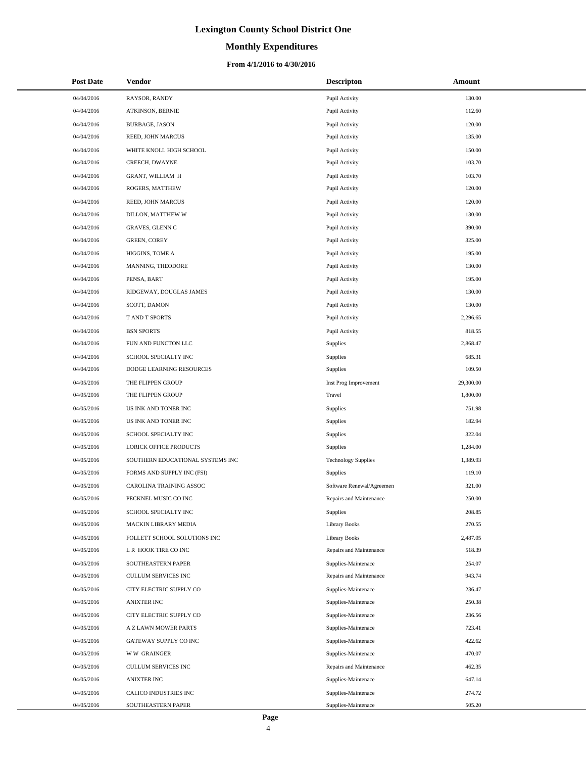# Lexington County School District One

## Monthly Expenditures

### From 4/1/2016 to 4/30/2016

| Post Date | Vendor | Descripton | Amount |
|---|---|---|---|
| 04/04/2016 | RAYSOR, RANDY | Pupil Activity | 130.00 |
| 04/04/2016 | ATKINSON, BERNIE | Pupil Activity | 112.60 |
| 04/04/2016 | BURBAGE, JASON | Pupil Activity | 120.00 |
| 04/04/2016 | REED, JOHN MARCUS | Pupil Activity | 135.00 |
| 04/04/2016 | WHITE KNOLL HIGH SCHOOL | Pupil Activity | 150.00 |
| 04/04/2016 | CREECH, DWAYNE | Pupil Activity | 103.70 |
| 04/04/2016 | GRANT, WILLIAM H | Pupil Activity | 103.70 |
| 04/04/2016 | ROGERS, MATTHEW | Pupil Activity | 120.00 |
| 04/04/2016 | REED, JOHN MARCUS | Pupil Activity | 120.00 |
| 04/04/2016 | DILLON, MATTHEW W | Pupil Activity | 130.00 |
| 04/04/2016 | GRAVES, GLENN C | Pupil Activity | 390.00 |
| 04/04/2016 | GREEN, COREY | Pupil Activity | 325.00 |
| 04/04/2016 | HIGGINS, TOME A | Pupil Activity | 195.00 |
| 04/04/2016 | MANNING, THEODORE | Pupil Activity | 130.00 |
| 04/04/2016 | PENSA, BART | Pupil Activity | 195.00 |
| 04/04/2016 | RIDGEWAY, DOUGLAS JAMES | Pupil Activity | 130.00 |
| 04/04/2016 | SCOTT, DAMON | Pupil Activity | 130.00 |
| 04/04/2016 | T AND T SPORTS | Pupil Activity | 2,296.65 |
| 04/04/2016 | BSN SPORTS | Pupil Activity | 818.55 |
| 04/04/2016 | FUN AND FUNCTON LLC | Supplies | 2,868.47 |
| 04/04/2016 | SCHOOL SPECIALTY INC | Supplies | 685.31 |
| 04/04/2016 | DODGE LEARNING RESOURCES | Supplies | 109.50 |
| 04/05/2016 | THE FLIPPEN GROUP | Inst Prog Improvement | 29,300.00 |
| 04/05/2016 | THE FLIPPEN GROUP | Travel | 1,800.00 |
| 04/05/2016 | US INK AND TONER INC | Supplies | 751.98 |
| 04/05/2016 | US INK AND TONER INC | Supplies | 182.94 |
| 04/05/2016 | SCHOOL SPECIALTY INC | Supplies | 322.04 |
| 04/05/2016 | LORICK OFFICE PRODUCTS | Supplies | 1,284.00 |
| 04/05/2016 | SOUTHERN EDUCATIONAL SYSTEMS INC | Technology Supplies | 1,389.93 |
| 04/05/2016 | FORMS AND SUPPLY INC (FSI) | Supplies | 119.10 |
| 04/05/2016 | CAROLINA TRAINING ASSOC | Software Renewal/Agreemen | 321.00 |
| 04/05/2016 | PECKNEL MUSIC CO INC | Repairs and Maintenance | 250.00 |
| 04/05/2016 | SCHOOL SPECIALTY INC | Supplies | 208.85 |
| 04/05/2016 | MACKIN LIBRARY MEDIA | Library Books | 270.55 |
| 04/05/2016 | FOLLETT SCHOOL SOLUTIONS INC | Library Books | 2,487.05 |
| 04/05/2016 | L R HOOK TIRE CO INC | Repairs and Maintenance | 518.39 |
| 04/05/2016 | SOUTHEASTERN PAPER | Supplies-Maintenace | 254.07 |
| 04/05/2016 | CULLUM SERVICES INC | Repairs and Maintenance | 943.74 |
| 04/05/2016 | CITY ELECTRIC SUPPLY CO | Supplies-Maintenace | 236.47 |
| 04/05/2016 | ANIXTER INC | Supplies-Maintenace | 250.38 |
| 04/05/2016 | CITY ELECTRIC SUPPLY CO | Supplies-Maintenace | 236.56 |
| 04/05/2016 | A Z LAWN MOWER PARTS | Supplies-Maintenace | 723.41 |
| 04/05/2016 | GATEWAY SUPPLY CO INC | Supplies-Maintenace | 422.62 |
| 04/05/2016 | W W GRAINGER | Supplies-Maintenace | 470.07 |
| 04/05/2016 | CULLUM SERVICES INC | Repairs and Maintenance | 462.35 |
| 04/05/2016 | ANIXTER INC | Supplies-Maintenace | 647.14 |
| 04/05/2016 | CALICO INDUSTRIES INC | Supplies-Maintenace | 274.72 |
| 04/05/2016 | SOUTHEASTERN PAPER | Supplies-Maintenace | 505.20 |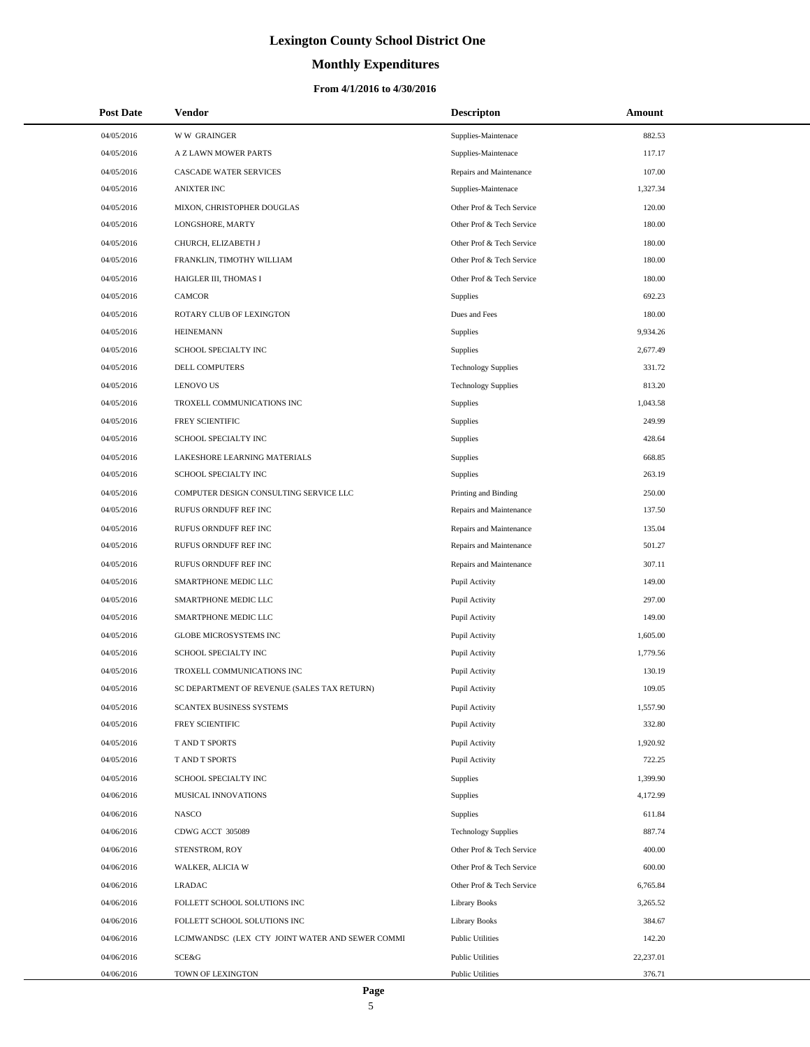# Lexington County School District One

## Monthly Expenditures

### From 4/1/2016 to 4/30/2016

| Post Date | Vendor | Descripton | Amount |
|---|---|---|---|
| 04/05/2016 | W W GRAINGER | Supplies-Maintenace | 882.53 |
| 04/05/2016 | A Z LAWN MOWER PARTS | Supplies-Maintenace | 117.17 |
| 04/05/2016 | CASCADE WATER SERVICES | Repairs and Maintenance | 107.00 |
| 04/05/2016 | ANIXTER INC | Supplies-Maintenace | 1,327.34 |
| 04/05/2016 | MIXON, CHRISTOPHER DOUGLAS | Other Prof & Tech Service | 120.00 |
| 04/05/2016 | LONGSHORE, MARTY | Other Prof & Tech Service | 180.00 |
| 04/05/2016 | CHURCH, ELIZABETH J | Other Prof & Tech Service | 180.00 |
| 04/05/2016 | FRANKLIN, TIMOTHY WILLIAM | Other Prof & Tech Service | 180.00 |
| 04/05/2016 | HAIGLER III, THOMAS I | Other Prof & Tech Service | 180.00 |
| 04/05/2016 | CAMCOR | Supplies | 692.23 |
| 04/05/2016 | ROTARY CLUB OF LEXINGTON | Dues and Fees | 180.00 |
| 04/05/2016 | HEINEMANN | Supplies | 9,934.26 |
| 04/05/2016 | SCHOOL SPECIALTY INC | Supplies | 2,677.49 |
| 04/05/2016 | DELL COMPUTERS | Technology Supplies | 331.72 |
| 04/05/2016 | LENOVO US | Technology Supplies | 813.20 |
| 04/05/2016 | TROXELL COMMUNICATIONS INC | Supplies | 1,043.58 |
| 04/05/2016 | FREY SCIENTIFIC | Supplies | 249.99 |
| 04/05/2016 | SCHOOL SPECIALTY INC | Supplies | 428.64 |
| 04/05/2016 | LAKESHORE LEARNING MATERIALS | Supplies | 668.85 |
| 04/05/2016 | SCHOOL SPECIALTY INC | Supplies | 263.19 |
| 04/05/2016 | COMPUTER DESIGN CONSULTING SERVICE LLC | Printing and Binding | 250.00 |
| 04/05/2016 | RUFUS ORNDUFF REF INC | Repairs and Maintenance | 137.50 |
| 04/05/2016 | RUFUS ORNDUFF REF INC | Repairs and Maintenance | 135.04 |
| 04/05/2016 | RUFUS ORNDUFF REF INC | Repairs and Maintenance | 501.27 |
| 04/05/2016 | RUFUS ORNDUFF REF INC | Repairs and Maintenance | 307.11 |
| 04/05/2016 | SMARTPHONE MEDIC LLC | Pupil Activity | 149.00 |
| 04/05/2016 | SMARTPHONE MEDIC LLC | Pupil Activity | 297.00 |
| 04/05/2016 | SMARTPHONE MEDIC LLC | Pupil Activity | 149.00 |
| 04/05/2016 | GLOBE MICROSYSTEMS INC | Pupil Activity | 1,605.00 |
| 04/05/2016 | SCHOOL SPECIALTY INC | Pupil Activity | 1,779.56 |
| 04/05/2016 | TROXELL COMMUNICATIONS INC | Pupil Activity | 130.19 |
| 04/05/2016 | SC DEPARTMENT OF REVENUE (SALES TAX RETURN) | Pupil Activity | 109.05 |
| 04/05/2016 | SCANTEX BUSINESS SYSTEMS | Pupil Activity | 1,557.90 |
| 04/05/2016 | FREY SCIENTIFIC | Pupil Activity | 332.80 |
| 04/05/2016 | T AND T SPORTS | Pupil Activity | 1,920.92 |
| 04/05/2016 | T AND T SPORTS | Pupil Activity | 722.25 |
| 04/05/2016 | SCHOOL SPECIALTY INC | Supplies | 1,399.90 |
| 04/06/2016 | MUSICAL INNOVATIONS | Supplies | 4,172.99 |
| 04/06/2016 | NASCO | Supplies | 611.84 |
| 04/06/2016 | CDWG ACCT 305089 | Technology Supplies | 887.74 |
| 04/06/2016 | STENSTROM, ROY | Other Prof & Tech Service | 400.00 |
| 04/06/2016 | WALKER, ALICIA W | Other Prof & Tech Service | 600.00 |
| 04/06/2016 | LRADAC | Other Prof & Tech Service | 6,765.84 |
| 04/06/2016 | FOLLETT SCHOOL SOLUTIONS INC | Library Books | 3,265.52 |
| 04/06/2016 | FOLLETT SCHOOL SOLUTIONS INC | Library Books | 384.67 |
| 04/06/2016 | LCJMWANDSC (LEX CTY JOINT WATER AND SEWER COMMI | Public Utilities | 142.20 |
| 04/06/2016 | SCE&G | Public Utilities | 22,237.01 |
| 04/06/2016 | TOWN OF LEXINGTON | Public Utilities | 376.71 |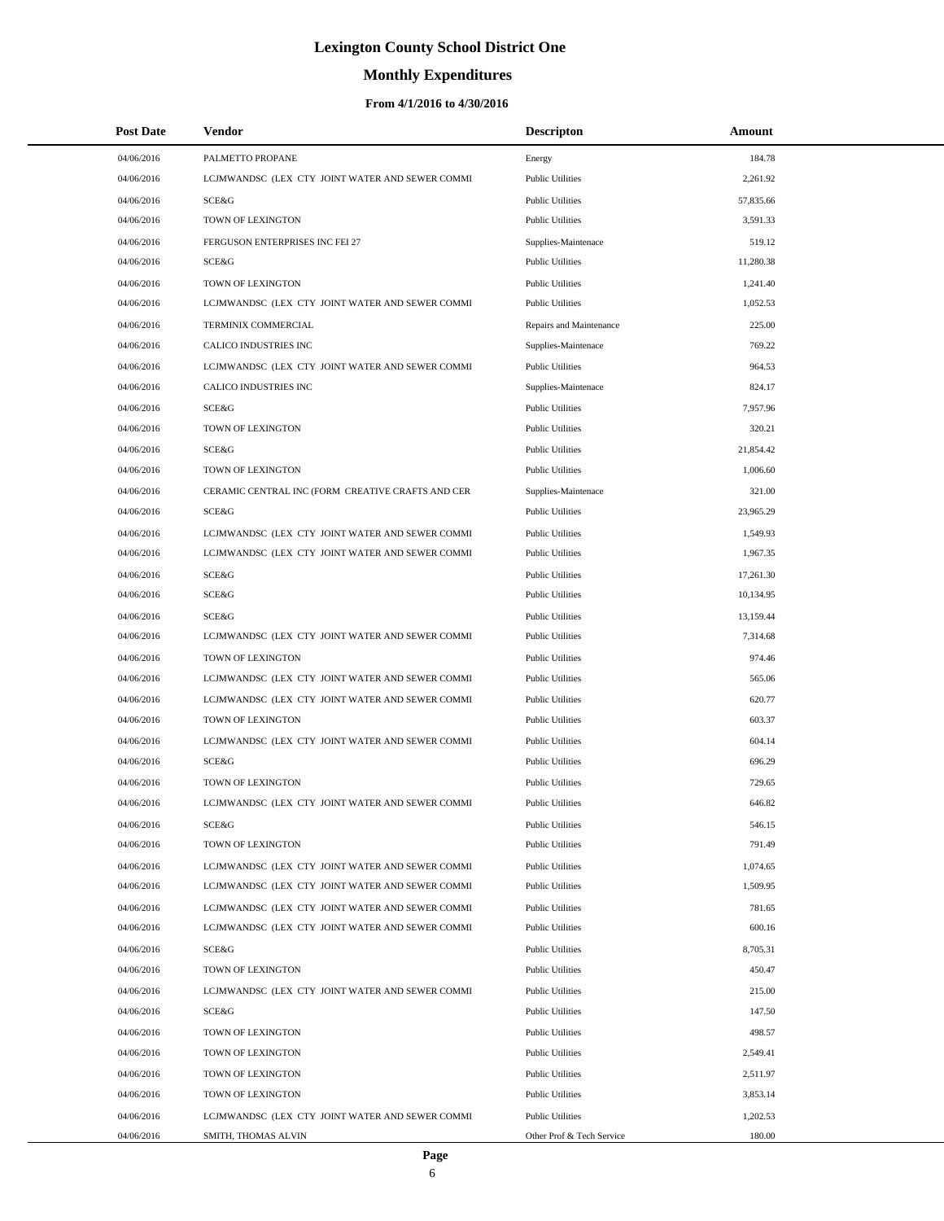# Lexington County School District One

## Monthly Expenditures

### From 4/1/2016 to 4/30/2016

| Post Date | Vendor | Descripton | Amount |
|---|---|---|---|
| 04/06/2016 | PALMETTO PROPANE | Energy | 184.78 |
| 04/06/2016 | LCJMWANDSC (LEX CTY JOINT WATER AND SEWER COMMI | Public Utilities | 2,261.92 |
| 04/06/2016 | SCE&G | Public Utilities | 57,835.66 |
| 04/06/2016 | TOWN OF LEXINGTON | Public Utilities | 3,591.33 |
| 04/06/2016 | FERGUSON ENTERPRISES INC FEI 27 | Supplies-Maintenace | 519.12 |
| 04/06/2016 | SCE&G | Public Utilities | 11,280.38 |
| 04/06/2016 | TOWN OF LEXINGTON | Public Utilities | 1,241.40 |
| 04/06/2016 | LCJMWANDSC (LEX CTY JOINT WATER AND SEWER COMMI | Public Utilities | 1,052.53 |
| 04/06/2016 | TERMINIX COMMERCIAL | Repairs and Maintenance | 225.00 |
| 04/06/2016 | CALICO INDUSTRIES INC | Supplies-Maintenace | 769.22 |
| 04/06/2016 | LCJMWANDSC (LEX CTY JOINT WATER AND SEWER COMMI | Public Utilities | 964.53 |
| 04/06/2016 | CALICO INDUSTRIES INC | Supplies-Maintenace | 824.17 |
| 04/06/2016 | SCE&G | Public Utilities | 7,957.96 |
| 04/06/2016 | TOWN OF LEXINGTON | Public Utilities | 320.21 |
| 04/06/2016 | SCE&G | Public Utilities | 21,854.42 |
| 04/06/2016 | TOWN OF LEXINGTON | Public Utilities | 1,006.60 |
| 04/06/2016 | CERAMIC CENTRAL INC (FORM CREATIVE CRAFTS AND CER | Supplies-Maintenace | 321.00 |
| 04/06/2016 | SCE&G | Public Utilities | 23,965.29 |
| 04/06/2016 | LCJMWANDSC (LEX CTY JOINT WATER AND SEWER COMMI | Public Utilities | 1,549.93 |
| 04/06/2016 | LCJMWANDSC (LEX CTY JOINT WATER AND SEWER COMMI | Public Utilities | 1,967.35 |
| 04/06/2016 | SCE&G | Public Utilities | 17,261.30 |
| 04/06/2016 | SCE&G | Public Utilities | 10,134.95 |
| 04/06/2016 | SCE&G | Public Utilities | 13,159.44 |
| 04/06/2016 | LCJMWANDSC (LEX CTY JOINT WATER AND SEWER COMMI | Public Utilities | 7,314.68 |
| 04/06/2016 | TOWN OF LEXINGTON | Public Utilities | 974.46 |
| 04/06/2016 | LCJMWANDSC (LEX CTY JOINT WATER AND SEWER COMMI | Public Utilities | 565.06 |
| 04/06/2016 | LCJMWANDSC (LEX CTY JOINT WATER AND SEWER COMMI | Public Utilities | 620.77 |
| 04/06/2016 | TOWN OF LEXINGTON | Public Utilities | 603.37 |
| 04/06/2016 | LCJMWANDSC (LEX CTY JOINT WATER AND SEWER COMMI | Public Utilities | 604.14 |
| 04/06/2016 | SCE&G | Public Utilities | 696.29 |
| 04/06/2016 | TOWN OF LEXINGTON | Public Utilities | 729.65 |
| 04/06/2016 | LCJMWANDSC (LEX CTY JOINT WATER AND SEWER COMMI | Public Utilities | 646.82 |
| 04/06/2016 | SCE&G | Public Utilities | 546.15 |
| 04/06/2016 | TOWN OF LEXINGTON | Public Utilities | 791.49 |
| 04/06/2016 | LCJMWANDSC (LEX CTY JOINT WATER AND SEWER COMMI | Public Utilities | 1,074.65 |
| 04/06/2016 | LCJMWANDSC (LEX CTY JOINT WATER AND SEWER COMMI | Public Utilities | 1,509.95 |
| 04/06/2016 | LCJMWANDSC (LEX CTY JOINT WATER AND SEWER COMMI | Public Utilities | 781.65 |
| 04/06/2016 | LCJMWANDSC (LEX CTY JOINT WATER AND SEWER COMMI | Public Utilities | 600.16 |
| 04/06/2016 | SCE&G | Public Utilities | 8,705.31 |
| 04/06/2016 | TOWN OF LEXINGTON | Public Utilities | 450.47 |
| 04/06/2016 | LCJMWANDSC (LEX CTY JOINT WATER AND SEWER COMMI | Public Utilities | 215.00 |
| 04/06/2016 | SCE&G | Public Utilities | 147.50 |
| 04/06/2016 | TOWN OF LEXINGTON | Public Utilities | 498.57 |
| 04/06/2016 | TOWN OF LEXINGTON | Public Utilities | 2,549.41 |
| 04/06/2016 | TOWN OF LEXINGTON | Public Utilities | 2,511.97 |
| 04/06/2016 | TOWN OF LEXINGTON | Public Utilities | 3,853.14 |
| 04/06/2016 | LCJMWANDSC (LEX CTY JOINT WATER AND SEWER COMMI | Public Utilities | 1,202.53 |
| 04/06/2016 | SMITH, THOMAS ALVIN | Other Prof & Tech Service | 180.00 |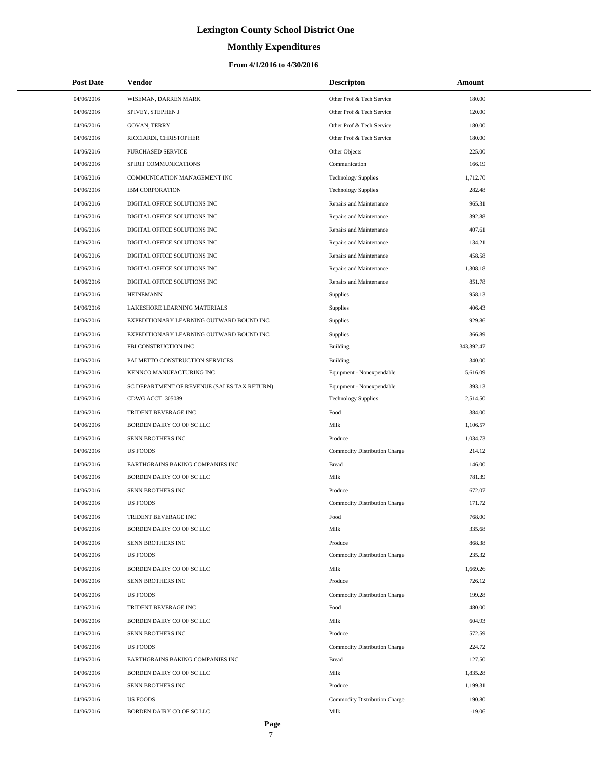# Lexington County School District One

## Monthly Expenditures

### From 4/1/2016 to 4/30/2016

| Post Date | Vendor | Descripton | Amount |
|---|---|---|---|
| 04/06/2016 | WISEMAN, DARREN MARK | Other Prof & Tech Service | 180.00 |
| 04/06/2016 | SPIVEY, STEPHEN J | Other Prof & Tech Service | 120.00 |
| 04/06/2016 | GOVAN, TERRY | Other Prof & Tech Service | 180.00 |
| 04/06/2016 | RICCIARDI, CHRISTOPHER | Other Prof & Tech Service | 180.00 |
| 04/06/2016 | PURCHASED SERVICE | Other Objects | 225.00 |
| 04/06/2016 | SPIRIT COMMUNICATIONS | Communication | 166.19 |
| 04/06/2016 | COMMUNICATION MANAGEMENT INC | Technology Supplies | 1,712.70 |
| 04/06/2016 | IBM CORPORATION | Technology Supplies | 282.48 |
| 04/06/2016 | DIGITAL OFFICE SOLUTIONS INC | Repairs and Maintenance | 965.31 |
| 04/06/2016 | DIGITAL OFFICE SOLUTIONS INC | Repairs and Maintenance | 392.88 |
| 04/06/2016 | DIGITAL OFFICE SOLUTIONS INC | Repairs and Maintenance | 407.61 |
| 04/06/2016 | DIGITAL OFFICE SOLUTIONS INC | Repairs and Maintenance | 134.21 |
| 04/06/2016 | DIGITAL OFFICE SOLUTIONS INC | Repairs and Maintenance | 458.58 |
| 04/06/2016 | DIGITAL OFFICE SOLUTIONS INC | Repairs and Maintenance | 1,308.18 |
| 04/06/2016 | DIGITAL OFFICE SOLUTIONS INC | Repairs and Maintenance | 851.78 |
| 04/06/2016 | HEINEMANN | Supplies | 958.13 |
| 04/06/2016 | LAKESHORE LEARNING MATERIALS | Supplies | 406.43 |
| 04/06/2016 | EXPEDITIONARY LEARNING OUTWARD BOUND INC | Supplies | 929.86 |
| 04/06/2016 | EXPEDITIONARY LEARNING OUTWARD BOUND INC | Supplies | 366.89 |
| 04/06/2016 | FBI CONSTRUCTION INC | Building | 343,392.47 |
| 04/06/2016 | PALMETTO CONSTRUCTION SERVICES | Building | 340.00 |
| 04/06/2016 | KENNCO MANUFACTURING INC | Equipment - Nonexpendable | 5,616.09 |
| 04/06/2016 | SC DEPARTMENT OF REVENUE (SALES TAX RETURN) | Equipment - Nonexpendable | 393.13 |
| 04/06/2016 | CDWG ACCT 305089 | Technology Supplies | 2,514.50 |
| 04/06/2016 | TRIDENT BEVERAGE INC | Food | 384.00 |
| 04/06/2016 | BORDEN DAIRY CO OF SC LLC | Milk | 1,106.57 |
| 04/06/2016 | SENN BROTHERS INC | Produce | 1,034.73 |
| 04/06/2016 | US FOODS | Commodity Distribution Charge | 214.12 |
| 04/06/2016 | EARTHGRAINS BAKING COMPANIES INC | Bread | 146.00 |
| 04/06/2016 | BORDEN DAIRY CO OF SC LLC | Milk | 781.39 |
| 04/06/2016 | SENN BROTHERS INC | Produce | 672.07 |
| 04/06/2016 | US FOODS | Commodity Distribution Charge | 171.72 |
| 04/06/2016 | TRIDENT BEVERAGE INC | Food | 768.00 |
| 04/06/2016 | BORDEN DAIRY CO OF SC LLC | Milk | 335.68 |
| 04/06/2016 | SENN BROTHERS INC | Produce | 868.38 |
| 04/06/2016 | US FOODS | Commodity Distribution Charge | 235.32 |
| 04/06/2016 | BORDEN DAIRY CO OF SC LLC | Milk | 1,669.26 |
| 04/06/2016 | SENN BROTHERS INC | Produce | 726.12 |
| 04/06/2016 | US FOODS | Commodity Distribution Charge | 199.28 |
| 04/06/2016 | TRIDENT BEVERAGE INC | Food | 480.00 |
| 04/06/2016 | BORDEN DAIRY CO OF SC LLC | Milk | 604.93 |
| 04/06/2016 | SENN BROTHERS INC | Produce | 572.59 |
| 04/06/2016 | US FOODS | Commodity Distribution Charge | 224.72 |
| 04/06/2016 | EARTHGRAINS BAKING COMPANIES INC | Bread | 127.50 |
| 04/06/2016 | BORDEN DAIRY CO OF SC LLC | Milk | 1,835.28 |
| 04/06/2016 | SENN BROTHERS INC | Produce | 1,199.31 |
| 04/06/2016 | US FOODS | Commodity Distribution Charge | 190.80 |
| 04/06/2016 | BORDEN DAIRY CO OF SC LLC | Milk | -19.06 |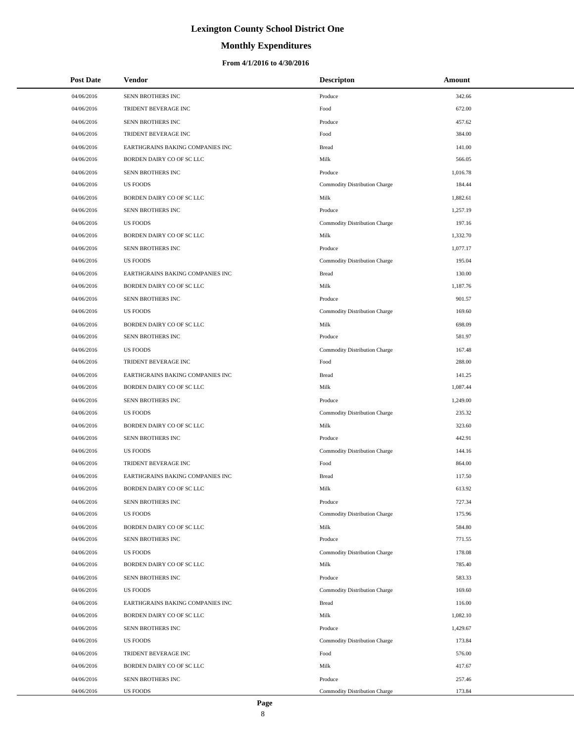# Lexington County School District One

## Monthly Expenditures

### From 4/1/2016 to 4/30/2016

| Post Date | Vendor | Descripton | Amount |
|---|---|---|---|
| 04/06/2016 | SENN BROTHERS INC | Produce | 342.66 |
| 04/06/2016 | TRIDENT BEVERAGE INC | Food | 672.00 |
| 04/06/2016 | SENN BROTHERS INC | Produce | 457.62 |
| 04/06/2016 | TRIDENT BEVERAGE INC | Food | 384.00 |
| 04/06/2016 | EARTHGRAINS BAKING COMPANIES INC | Bread | 141.00 |
| 04/06/2016 | BORDEN DAIRY CO OF SC LLC | Milk | 566.05 |
| 04/06/2016 | SENN BROTHERS INC | Produce | 1,016.78 |
| 04/06/2016 | US FOODS | Commodity Distribution Charge | 184.44 |
| 04/06/2016 | BORDEN DAIRY CO OF SC LLC | Milk | 1,882.61 |
| 04/06/2016 | SENN BROTHERS INC | Produce | 1,257.19 |
| 04/06/2016 | US FOODS | Commodity Distribution Charge | 197.16 |
| 04/06/2016 | BORDEN DAIRY CO OF SC LLC | Milk | 1,332.70 |
| 04/06/2016 | SENN BROTHERS INC | Produce | 1,077.17 |
| 04/06/2016 | US FOODS | Commodity Distribution Charge | 195.04 |
| 04/06/2016 | EARTHGRAINS BAKING COMPANIES INC | Bread | 130.00 |
| 04/06/2016 | BORDEN DAIRY CO OF SC LLC | Milk | 1,187.76 |
| 04/06/2016 | SENN BROTHERS INC | Produce | 901.57 |
| 04/06/2016 | US FOODS | Commodity Distribution Charge | 169.60 |
| 04/06/2016 | BORDEN DAIRY CO OF SC LLC | Milk | 698.09 |
| 04/06/2016 | SENN BROTHERS INC | Produce | 581.97 |
| 04/06/2016 | US FOODS | Commodity Distribution Charge | 167.48 |
| 04/06/2016 | TRIDENT BEVERAGE INC | Food | 288.00 |
| 04/06/2016 | EARTHGRAINS BAKING COMPANIES INC | Bread | 141.25 |
| 04/06/2016 | BORDEN DAIRY CO OF SC LLC | Milk | 1,087.44 |
| 04/06/2016 | SENN BROTHERS INC | Produce | 1,249.00 |
| 04/06/2016 | US FOODS | Commodity Distribution Charge | 235.32 |
| 04/06/2016 | BORDEN DAIRY CO OF SC LLC | Milk | 323.60 |
| 04/06/2016 | SENN BROTHERS INC | Produce | 442.91 |
| 04/06/2016 | US FOODS | Commodity Distribution Charge | 144.16 |
| 04/06/2016 | TRIDENT BEVERAGE INC | Food | 864.00 |
| 04/06/2016 | EARTHGRAINS BAKING COMPANIES INC | Bread | 117.50 |
| 04/06/2016 | BORDEN DAIRY CO OF SC LLC | Milk | 613.92 |
| 04/06/2016 | SENN BROTHERS INC | Produce | 727.34 |
| 04/06/2016 | US FOODS | Commodity Distribution Charge | 175.96 |
| 04/06/2016 | BORDEN DAIRY CO OF SC LLC | Milk | 584.80 |
| 04/06/2016 | SENN BROTHERS INC | Produce | 771.55 |
| 04/06/2016 | US FOODS | Commodity Distribution Charge | 178.08 |
| 04/06/2016 | BORDEN DAIRY CO OF SC LLC | Milk | 785.40 |
| 04/06/2016 | SENN BROTHERS INC | Produce | 583.33 |
| 04/06/2016 | US FOODS | Commodity Distribution Charge | 169.60 |
| 04/06/2016 | EARTHGRAINS BAKING COMPANIES INC | Bread | 116.00 |
| 04/06/2016 | BORDEN DAIRY CO OF SC LLC | Milk | 1,082.10 |
| 04/06/2016 | SENN BROTHERS INC | Produce | 1,429.67 |
| 04/06/2016 | US FOODS | Commodity Distribution Charge | 173.84 |
| 04/06/2016 | TRIDENT BEVERAGE INC | Food | 576.00 |
| 04/06/2016 | BORDEN DAIRY CO OF SC LLC | Milk | 417.67 |
| 04/06/2016 | SENN BROTHERS INC | Produce | 257.46 |
| 04/06/2016 | US FOODS | Commodity Distribution Charge | 173.84 |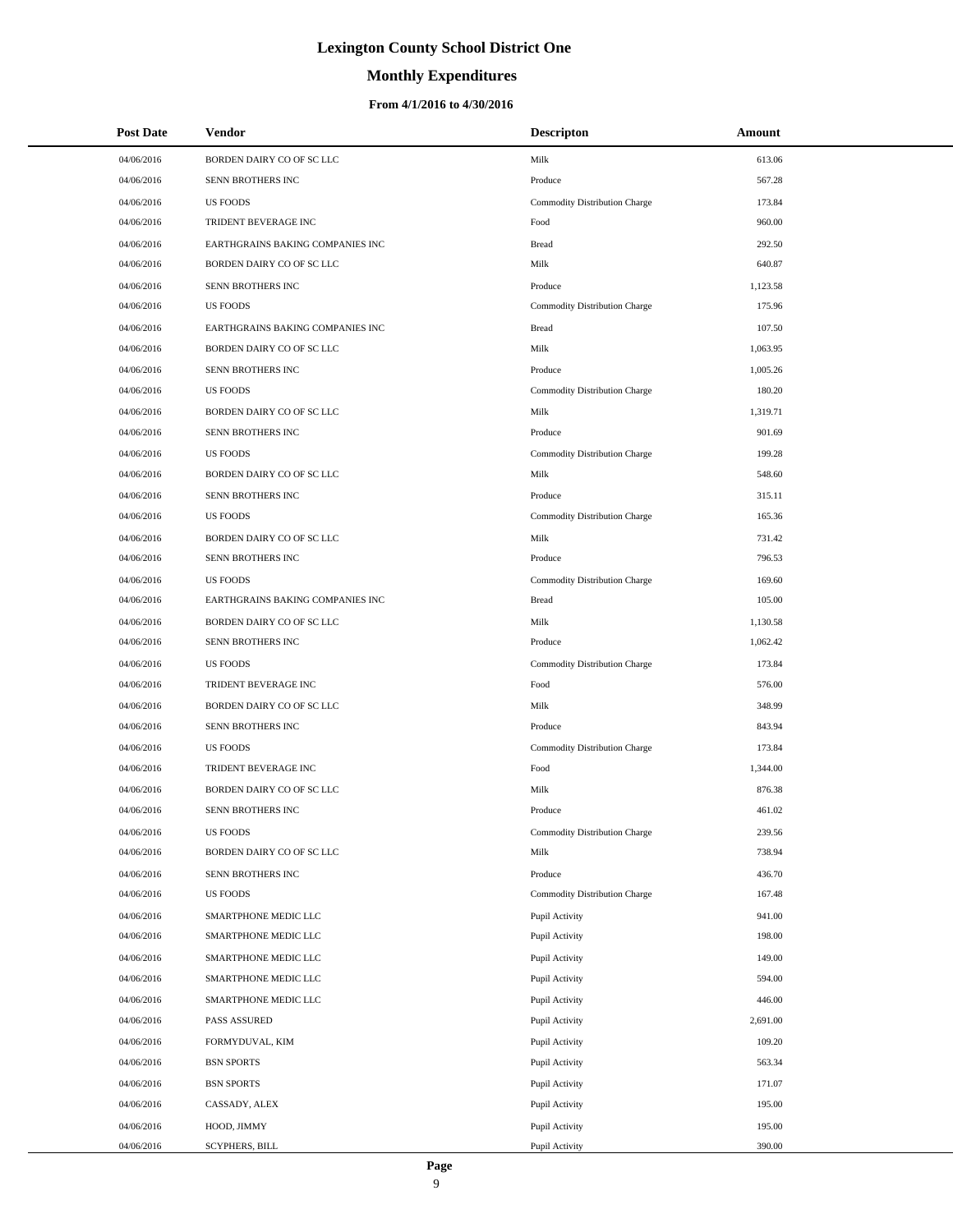# Lexington County School District One

## Monthly Expenditures

### From 4/1/2016 to 4/30/2016

| Post Date | Vendor | Descripton | Amount |
|---|---|---|---|
| 04/06/2016 | BORDEN DAIRY CO OF SC LLC | Milk | 613.06 |
| 04/06/2016 | SENN BROTHERS INC | Produce | 567.28 |
| 04/06/2016 | US FOODS | Commodity Distribution Charge | 173.84 |
| 04/06/2016 | TRIDENT BEVERAGE INC | Food | 960.00 |
| 04/06/2016 | EARTHGRAINS BAKING COMPANIES INC | Bread | 292.50 |
| 04/06/2016 | BORDEN DAIRY CO OF SC LLC | Milk | 640.87 |
| 04/06/2016 | SENN BROTHERS INC | Produce | 1,123.58 |
| 04/06/2016 | US FOODS | Commodity Distribution Charge | 175.96 |
| 04/06/2016 | EARTHGRAINS BAKING COMPANIES INC | Bread | 107.50 |
| 04/06/2016 | BORDEN DAIRY CO OF SC LLC | Milk | 1,063.95 |
| 04/06/2016 | SENN BROTHERS INC | Produce | 1,005.26 |
| 04/06/2016 | US FOODS | Commodity Distribution Charge | 180.20 |
| 04/06/2016 | BORDEN DAIRY CO OF SC LLC | Milk | 1,319.71 |
| 04/06/2016 | SENN BROTHERS INC | Produce | 901.69 |
| 04/06/2016 | US FOODS | Commodity Distribution Charge | 199.28 |
| 04/06/2016 | BORDEN DAIRY CO OF SC LLC | Milk | 548.60 |
| 04/06/2016 | SENN BROTHERS INC | Produce | 315.11 |
| 04/06/2016 | US FOODS | Commodity Distribution Charge | 165.36 |
| 04/06/2016 | BORDEN DAIRY CO OF SC LLC | Milk | 731.42 |
| 04/06/2016 | SENN BROTHERS INC | Produce | 796.53 |
| 04/06/2016 | US FOODS | Commodity Distribution Charge | 169.60 |
| 04/06/2016 | EARTHGRAINS BAKING COMPANIES INC | Bread | 105.00 |
| 04/06/2016 | BORDEN DAIRY CO OF SC LLC | Milk | 1,130.58 |
| 04/06/2016 | SENN BROTHERS INC | Produce | 1,062.42 |
| 04/06/2016 | US FOODS | Commodity Distribution Charge | 173.84 |
| 04/06/2016 | TRIDENT BEVERAGE INC | Food | 576.00 |
| 04/06/2016 | BORDEN DAIRY CO OF SC LLC | Milk | 348.99 |
| 04/06/2016 | SENN BROTHERS INC | Produce | 843.94 |
| 04/06/2016 | US FOODS | Commodity Distribution Charge | 173.84 |
| 04/06/2016 | TRIDENT BEVERAGE INC | Food | 1,344.00 |
| 04/06/2016 | BORDEN DAIRY CO OF SC LLC | Milk | 876.38 |
| 04/06/2016 | SENN BROTHERS INC | Produce | 461.02 |
| 04/06/2016 | US FOODS | Commodity Distribution Charge | 239.56 |
| 04/06/2016 | BORDEN DAIRY CO OF SC LLC | Milk | 738.94 |
| 04/06/2016 | SENN BROTHERS INC | Produce | 436.70 |
| 04/06/2016 | US FOODS | Commodity Distribution Charge | 167.48 |
| 04/06/2016 | SMARTPHONE MEDIC LLC | Pupil Activity | 941.00 |
| 04/06/2016 | SMARTPHONE MEDIC LLC | Pupil Activity | 198.00 |
| 04/06/2016 | SMARTPHONE MEDIC LLC | Pupil Activity | 149.00 |
| 04/06/2016 | SMARTPHONE MEDIC LLC | Pupil Activity | 594.00 |
| 04/06/2016 | SMARTPHONE MEDIC LLC | Pupil Activity | 446.00 |
| 04/06/2016 | PASS ASSURED | Pupil Activity | 2,691.00 |
| 04/06/2016 | FORMYDUVAL, KIM | Pupil Activity | 109.20 |
| 04/06/2016 | BSN SPORTS | Pupil Activity | 563.34 |
| 04/06/2016 | BSN SPORTS | Pupil Activity | 171.07 |
| 04/06/2016 | CASSADY, ALEX | Pupil Activity | 195.00 |
| 04/06/2016 | HOOD, JIMMY | Pupil Activity | 195.00 |
| 04/06/2016 | SCYPHERS, BILL | Pupil Activity | 390.00 |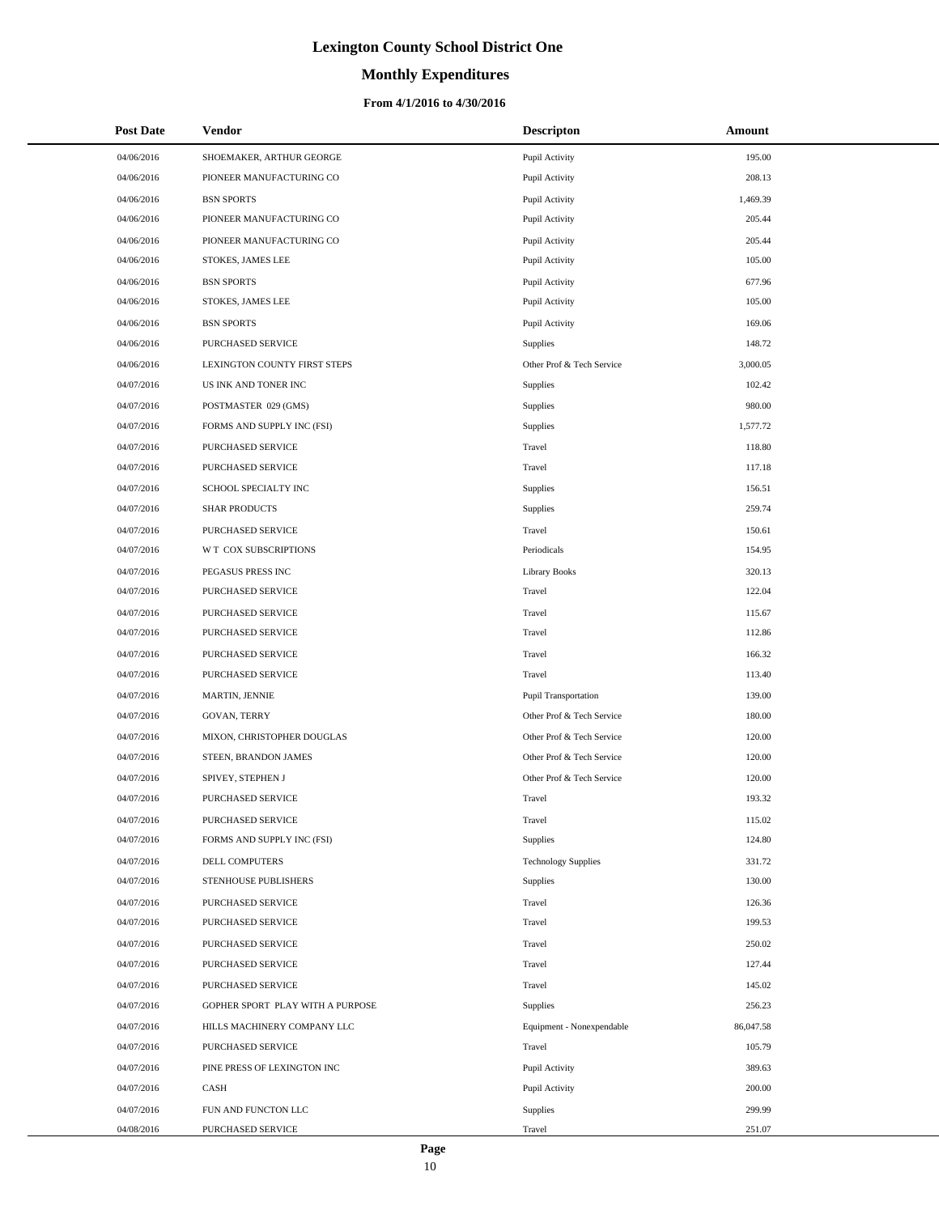# Lexington County School District One

## Monthly Expenditures

### From 4/1/2016 to 4/30/2016

| Post Date | Vendor | Descripton | Amount |
|---|---|---|---|
| 04/06/2016 | SHOEMAKER, ARTHUR GEORGE | Pupil Activity | 195.00 |
| 04/06/2016 | PIONEER MANUFACTURING CO | Pupil Activity | 208.13 |
| 04/06/2016 | BSN SPORTS | Pupil Activity | 1,469.39 |
| 04/06/2016 | PIONEER MANUFACTURING CO | Pupil Activity | 205.44 |
| 04/06/2016 | PIONEER MANUFACTURING CO | Pupil Activity | 205.44 |
| 04/06/2016 | STOKES, JAMES LEE | Pupil Activity | 105.00 |
| 04/06/2016 | BSN SPORTS | Pupil Activity | 677.96 |
| 04/06/2016 | STOKES, JAMES LEE | Pupil Activity | 105.00 |
| 04/06/2016 | BSN SPORTS | Pupil Activity | 169.06 |
| 04/06/2016 | PURCHASED SERVICE | Supplies | 148.72 |
| 04/06/2016 | LEXINGTON COUNTY FIRST STEPS | Other Prof & Tech Service | 3,000.05 |
| 04/07/2016 | US INK AND TONER INC | Supplies | 102.42 |
| 04/07/2016 | POSTMASTER 029 (GMS) | Supplies | 980.00 |
| 04/07/2016 | FORMS AND SUPPLY INC (FSI) | Supplies | 1,577.72 |
| 04/07/2016 | PURCHASED SERVICE | Travel | 118.80 |
| 04/07/2016 | PURCHASED SERVICE | Travel | 117.18 |
| 04/07/2016 | SCHOOL SPECIALTY INC | Supplies | 156.51 |
| 04/07/2016 | SHAR PRODUCTS | Supplies | 259.74 |
| 04/07/2016 | PURCHASED SERVICE | Travel | 150.61 |
| 04/07/2016 | W T COX SUBSCRIPTIONS | Periodicals | 154.95 |
| 04/07/2016 | PEGASUS PRESS INC | Library Books | 320.13 |
| 04/07/2016 | PURCHASED SERVICE | Travel | 122.04 |
| 04/07/2016 | PURCHASED SERVICE | Travel | 115.67 |
| 04/07/2016 | PURCHASED SERVICE | Travel | 112.86 |
| 04/07/2016 | PURCHASED SERVICE | Travel | 166.32 |
| 04/07/2016 | PURCHASED SERVICE | Travel | 113.40 |
| 04/07/2016 | MARTIN, JENNIE | Pupil Transportation | 139.00 |
| 04/07/2016 | GOVAN, TERRY | Other Prof & Tech Service | 180.00 |
| 04/07/2016 | MIXON, CHRISTOPHER DOUGLAS | Other Prof & Tech Service | 120.00 |
| 04/07/2016 | STEEN, BRANDON JAMES | Other Prof & Tech Service | 120.00 |
| 04/07/2016 | SPIVEY, STEPHEN J | Other Prof & Tech Service | 120.00 |
| 04/07/2016 | PURCHASED SERVICE | Travel | 193.32 |
| 04/07/2016 | PURCHASED SERVICE | Travel | 115.02 |
| 04/07/2016 | FORMS AND SUPPLY INC (FSI) | Supplies | 124.80 |
| 04/07/2016 | DELL COMPUTERS | Technology Supplies | 331.72 |
| 04/07/2016 | STENHOUSE PUBLISHERS | Supplies | 130.00 |
| 04/07/2016 | PURCHASED SERVICE | Travel | 126.36 |
| 04/07/2016 | PURCHASED SERVICE | Travel | 199.53 |
| 04/07/2016 | PURCHASED SERVICE | Travel | 250.02 |
| 04/07/2016 | PURCHASED SERVICE | Travel | 127.44 |
| 04/07/2016 | PURCHASED SERVICE | Travel | 145.02 |
| 04/07/2016 | GOPHER SPORT PLAY WITH A PURPOSE | Supplies | 256.23 |
| 04/07/2016 | HILLS MACHINERY COMPANY LLC | Equipment - Nonexpendable | 86,047.58 |
| 04/07/2016 | PURCHASED SERVICE | Travel | 105.79 |
| 04/07/2016 | PINE PRESS OF LEXINGTON INC | Pupil Activity | 389.63 |
| 04/07/2016 | CASH | Pupil Activity | 200.00 |
| 04/07/2016 | FUN AND FUNCTON LLC | Supplies | 299.99 |
| 04/08/2016 | PURCHASED SERVICE | Travel | 251.07 |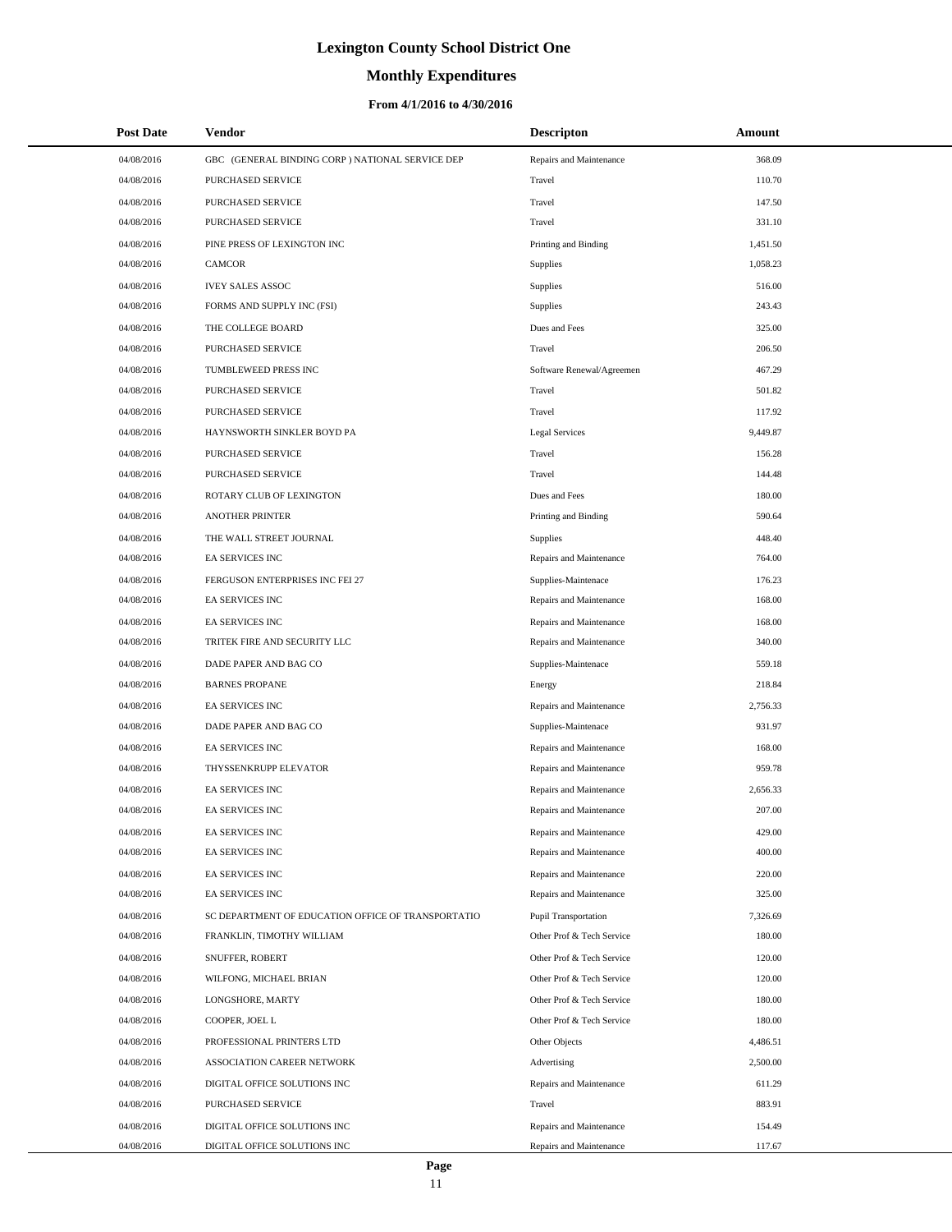# Lexington County School District One

## Monthly Expenditures

### From 4/1/2016 to 4/30/2016

| Post Date | Vendor | Descripton | Amount |
|---|---|---|---|
| 04/08/2016 | GBC (GENERAL BINDING CORP ) NATIONAL SERVICE DEP | Repairs and Maintenance | 368.09 |
| 04/08/2016 | PURCHASED SERVICE | Travel | 110.70 |
| 04/08/2016 | PURCHASED SERVICE | Travel | 147.50 |
| 04/08/2016 | PURCHASED SERVICE | Travel | 331.10 |
| 04/08/2016 | PINE PRESS OF LEXINGTON INC | Printing and Binding | 1,451.50 |
| 04/08/2016 | CAMCOR | Supplies | 1,058.23 |
| 04/08/2016 | IVEY SALES ASSOC | Supplies | 516.00 |
| 04/08/2016 | FORMS AND SUPPLY INC (FSI) | Supplies | 243.43 |
| 04/08/2016 | THE COLLEGE BOARD | Dues and Fees | 325.00 |
| 04/08/2016 | PURCHASED SERVICE | Travel | 206.50 |
| 04/08/2016 | TUMBLEWEED PRESS INC | Software Renewal/Agreemen | 467.29 |
| 04/08/2016 | PURCHASED SERVICE | Travel | 501.82 |
| 04/08/2016 | PURCHASED SERVICE | Travel | 117.92 |
| 04/08/2016 | HAYNSWORTH SINKLER BOYD PA | Legal Services | 9,449.87 |
| 04/08/2016 | PURCHASED SERVICE | Travel | 156.28 |
| 04/08/2016 | PURCHASED SERVICE | Travel | 144.48 |
| 04/08/2016 | ROTARY CLUB OF LEXINGTON | Dues and Fees | 180.00 |
| 04/08/2016 | ANOTHER PRINTER | Printing and Binding | 590.64 |
| 04/08/2016 | THE WALL STREET JOURNAL | Supplies | 448.40 |
| 04/08/2016 | EA SERVICES INC | Repairs and Maintenance | 764.00 |
| 04/08/2016 | FERGUSON ENTERPRISES INC FEI 27 | Supplies-Maintenace | 176.23 |
| 04/08/2016 | EA SERVICES INC | Repairs and Maintenance | 168.00 |
| 04/08/2016 | EA SERVICES INC | Repairs and Maintenance | 168.00 |
| 04/08/2016 | TRITEK FIRE AND SECURITY LLC | Repairs and Maintenance | 340.00 |
| 04/08/2016 | DADE PAPER AND BAG CO | Supplies-Maintenace | 559.18 |
| 04/08/2016 | BARNES PROPANE | Energy | 218.84 |
| 04/08/2016 | EA SERVICES INC | Repairs and Maintenance | 2,756.33 |
| 04/08/2016 | DADE PAPER AND BAG CO | Supplies-Maintenace | 931.97 |
| 04/08/2016 | EA SERVICES INC | Repairs and Maintenance | 168.00 |
| 04/08/2016 | THYSSENKRUPP ELEVATOR | Repairs and Maintenance | 959.78 |
| 04/08/2016 | EA SERVICES INC | Repairs and Maintenance | 2,656.33 |
| 04/08/2016 | EA SERVICES INC | Repairs and Maintenance | 207.00 |
| 04/08/2016 | EA SERVICES INC | Repairs and Maintenance | 429.00 |
| 04/08/2016 | EA SERVICES INC | Repairs and Maintenance | 400.00 |
| 04/08/2016 | EA SERVICES INC | Repairs and Maintenance | 220.00 |
| 04/08/2016 | EA SERVICES INC | Repairs and Maintenance | 325.00 |
| 04/08/2016 | SC DEPARTMENT OF EDUCATION OFFICE OF TRANSPORTATIO | Pupil Transportation | 7,326.69 |
| 04/08/2016 | FRANKLIN, TIMOTHY WILLIAM | Other Prof & Tech Service | 180.00 |
| 04/08/2016 | SNUFFER, ROBERT | Other Prof & Tech Service | 120.00 |
| 04/08/2016 | WILFONG, MICHAEL BRIAN | Other Prof & Tech Service | 120.00 |
| 04/08/2016 | LONGSHORE, MARTY | Other Prof & Tech Service | 180.00 |
| 04/08/2016 | COOPER, JOEL L | Other Prof & Tech Service | 180.00 |
| 04/08/2016 | PROFESSIONAL PRINTERS LTD | Other Objects | 4,486.51 |
| 04/08/2016 | ASSOCIATION CAREER NETWORK | Advertising | 2,500.00 |
| 04/08/2016 | DIGITAL OFFICE SOLUTIONS INC | Repairs and Maintenance | 611.29 |
| 04/08/2016 | PURCHASED SERVICE | Travel | 883.91 |
| 04/08/2016 | DIGITAL OFFICE SOLUTIONS INC | Repairs and Maintenance | 154.49 |
| 04/08/2016 | DIGITAL OFFICE SOLUTIONS INC | Repairs and Maintenance | 117.67 |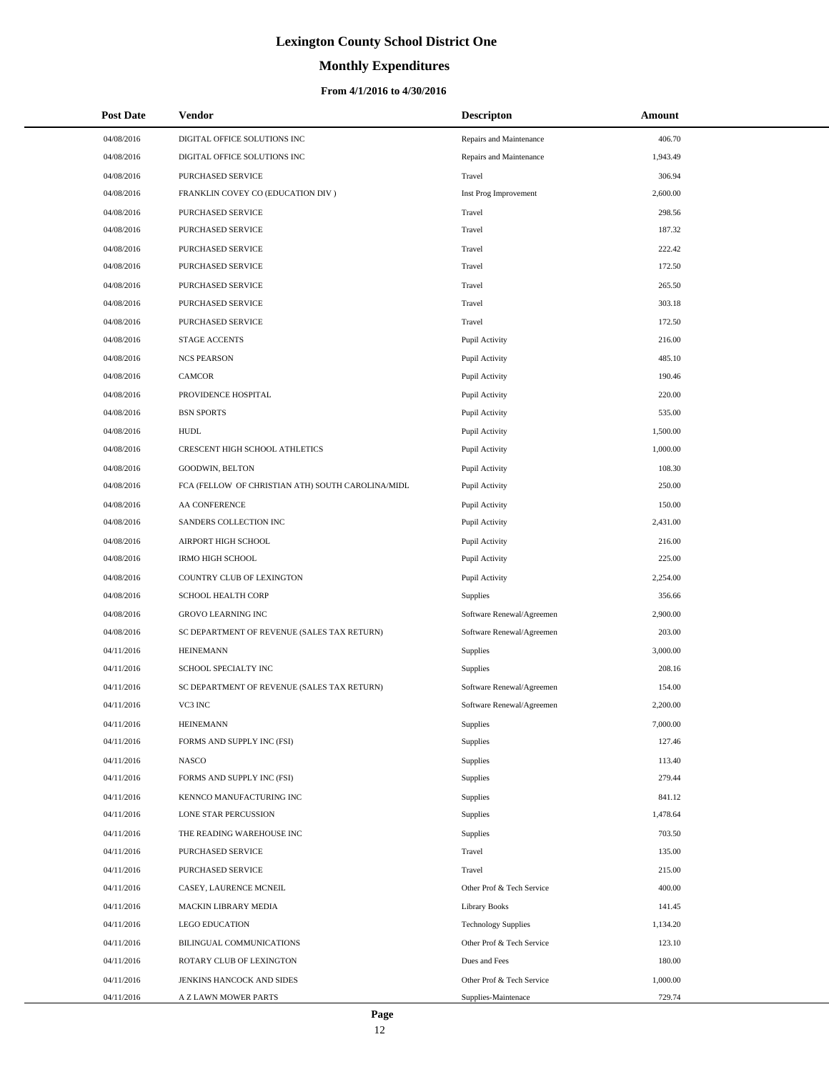# Lexington County School District One

## Monthly Expenditures

### From 4/1/2016 to 4/30/2016

| Post Date | Vendor | Descripton | Amount |
|---|---|---|---|
| 04/08/2016 | DIGITAL OFFICE SOLUTIONS INC | Repairs and Maintenance | 406.70 |
| 04/08/2016 | DIGITAL OFFICE SOLUTIONS INC | Repairs and Maintenance | 1,943.49 |
| 04/08/2016 | PURCHASED SERVICE | Travel | 306.94 |
| 04/08/2016 | FRANKLIN COVEY CO (EDUCATION DIV ) | Inst Prog Improvement | 2,600.00 |
| 04/08/2016 | PURCHASED SERVICE | Travel | 298.56 |
| 04/08/2016 | PURCHASED SERVICE | Travel | 187.32 |
| 04/08/2016 | PURCHASED SERVICE | Travel | 222.42 |
| 04/08/2016 | PURCHASED SERVICE | Travel | 172.50 |
| 04/08/2016 | PURCHASED SERVICE | Travel | 265.50 |
| 04/08/2016 | PURCHASED SERVICE | Travel | 303.18 |
| 04/08/2016 | PURCHASED SERVICE | Travel | 172.50 |
| 04/08/2016 | STAGE ACCENTS | Pupil Activity | 216.00 |
| 04/08/2016 | NCS PEARSON | Pupil Activity | 485.10 |
| 04/08/2016 | CAMCOR | Pupil Activity | 190.46 |
| 04/08/2016 | PROVIDENCE HOSPITAL | Pupil Activity | 220.00 |
| 04/08/2016 | BSN SPORTS | Pupil Activity | 535.00 |
| 04/08/2016 | HUDL | Pupil Activity | 1,500.00 |
| 04/08/2016 | CRESCENT HIGH SCHOOL ATHLETICS | Pupil Activity | 1,000.00 |
| 04/08/2016 | GOODWIN, BELTON | Pupil Activity | 108.30 |
| 04/08/2016 | FCA (FELLOW OF CHRISTIAN ATH) SOUTH CAROLINA/MIDL | Pupil Activity | 250.00 |
| 04/08/2016 | AA CONFERENCE | Pupil Activity | 150.00 |
| 04/08/2016 | SANDERS COLLECTION INC | Pupil Activity | 2,431.00 |
| 04/08/2016 | AIRPORT HIGH SCHOOL | Pupil Activity | 216.00 |
| 04/08/2016 | IRMO HIGH SCHOOL | Pupil Activity | 225.00 |
| 04/08/2016 | COUNTRY CLUB OF LEXINGTON | Pupil Activity | 2,254.00 |
| 04/08/2016 | SCHOOL HEALTH CORP | Supplies | 356.66 |
| 04/08/2016 | GROVO LEARNING INC | Software Renewal/Agreemen | 2,900.00 |
| 04/08/2016 | SC DEPARTMENT OF REVENUE (SALES TAX RETURN) | Software Renewal/Agreemen | 203.00 |
| 04/11/2016 | HEINEMANN | Supplies | 3,000.00 |
| 04/11/2016 | SCHOOL SPECIALTY INC | Supplies | 208.16 |
| 04/11/2016 | SC DEPARTMENT OF REVENUE (SALES TAX RETURN) | Software Renewal/Agreemen | 154.00 |
| 04/11/2016 | VC3 INC | Software Renewal/Agreemen | 2,200.00 |
| 04/11/2016 | HEINEMANN | Supplies | 7,000.00 |
| 04/11/2016 | FORMS AND SUPPLY INC (FSI) | Supplies | 127.46 |
| 04/11/2016 | NASCO | Supplies | 113.40 |
| 04/11/2016 | FORMS AND SUPPLY INC (FSI) | Supplies | 279.44 |
| 04/11/2016 | KENNCO MANUFACTURING INC | Supplies | 841.12 |
| 04/11/2016 | LONE STAR PERCUSSION | Supplies | 1,478.64 |
| 04/11/2016 | THE READING WAREHOUSE INC | Supplies | 703.50 |
| 04/11/2016 | PURCHASED SERVICE | Travel | 135.00 |
| 04/11/2016 | PURCHASED SERVICE | Travel | 215.00 |
| 04/11/2016 | CASEY, LAURENCE MCNEIL | Other Prof & Tech Service | 400.00 |
| 04/11/2016 | MACKIN LIBRARY MEDIA | Library Books | 141.45 |
| 04/11/2016 | LEGO EDUCATION | Technology Supplies | 1,134.20 |
| 04/11/2016 | BILINGUAL COMMUNICATIONS | Other Prof & Tech Service | 123.10 |
| 04/11/2016 | ROTARY CLUB OF LEXINGTON | Dues and Fees | 180.00 |
| 04/11/2016 | JENKINS HANCOCK AND SIDES | Other Prof & Tech Service | 1,000.00 |
| 04/11/2016 | A Z LAWN MOWER PARTS | Supplies-Maintenace | 729.74 |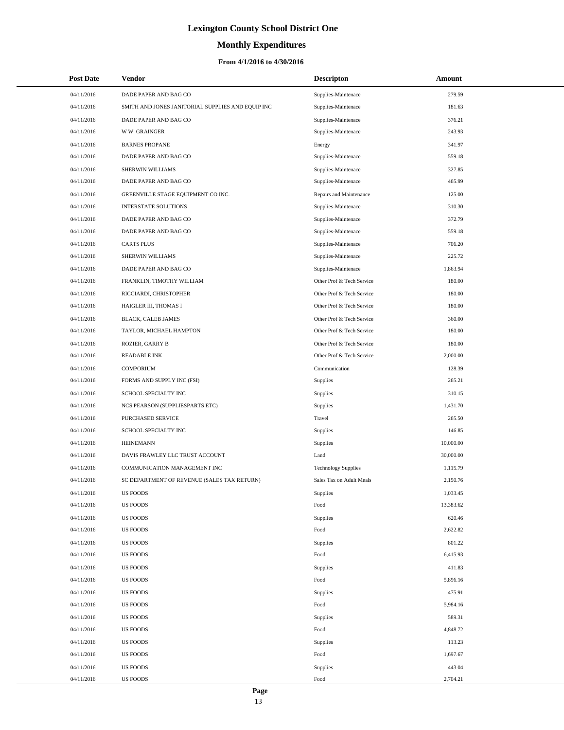# Lexington County School District One

## Monthly Expenditures

### From 4/1/2016 to 4/30/2016

| Post Date | Vendor | Descripton | Amount |
|---|---|---|---|
| 04/11/2016 | DADE PAPER AND BAG CO | Supplies-Maintenace | 279.59 |
| 04/11/2016 | SMITH AND JONES JANITORIAL SUPPLIES AND EQUIP INC | Supplies-Maintenace | 181.63 |
| 04/11/2016 | DADE PAPER AND BAG CO | Supplies-Maintenace | 376.21 |
| 04/11/2016 | W W GRAINGER | Supplies-Maintenace | 243.93 |
| 04/11/2016 | BARNES PROPANE | Energy | 341.97 |
| 04/11/2016 | DADE PAPER AND BAG CO | Supplies-Maintenace | 559.18 |
| 04/11/2016 | SHERWIN WILLIAMS | Supplies-Maintenace | 327.85 |
| 04/11/2016 | DADE PAPER AND BAG CO | Supplies-Maintenace | 465.99 |
| 04/11/2016 | GREENVILLE STAGE EQUIPMENT CO INC. | Repairs and Maintenance | 125.00 |
| 04/11/2016 | INTERSTATE SOLUTIONS | Supplies-Maintenace | 310.30 |
| 04/11/2016 | DADE PAPER AND BAG CO | Supplies-Maintenace | 372.79 |
| 04/11/2016 | DADE PAPER AND BAG CO | Supplies-Maintenace | 559.18 |
| 04/11/2016 | CARTS PLUS | Supplies-Maintenace | 706.20 |
| 04/11/2016 | SHERWIN WILLIAMS | Supplies-Maintenace | 225.72 |
| 04/11/2016 | DADE PAPER AND BAG CO | Supplies-Maintenace | 1,863.94 |
| 04/11/2016 | FRANKLIN, TIMOTHY WILLIAM | Other Prof & Tech Service | 180.00 |
| 04/11/2016 | RICCIARDI, CHRISTOPHER | Other Prof & Tech Service | 180.00 |
| 04/11/2016 | HAIGLER III, THOMAS I | Other Prof & Tech Service | 180.00 |
| 04/11/2016 | BLACK, CALEB JAMES | Other Prof & Tech Service | 360.00 |
| 04/11/2016 | TAYLOR, MICHAEL HAMPTON | Other Prof & Tech Service | 180.00 |
| 04/11/2016 | ROZIER, GARRY B | Other Prof & Tech Service | 180.00 |
| 04/11/2016 | READABLE INK | Other Prof & Tech Service | 2,000.00 |
| 04/11/2016 | COMPORIUM | Communication | 128.39 |
| 04/11/2016 | FORMS AND SUPPLY INC (FSI) | Supplies | 265.21 |
| 04/11/2016 | SCHOOL SPECIALTY INC | Supplies | 310.15 |
| 04/11/2016 | NCS PEARSON (SUPPLIESPARTS ETC) | Supplies | 1,431.70 |
| 04/11/2016 | PURCHASED SERVICE | Travel | 265.50 |
| 04/11/2016 | SCHOOL SPECIALTY INC | Supplies | 146.85 |
| 04/11/2016 | HEINEMANN | Supplies | 10,000.00 |
| 04/11/2016 | DAVIS FRAWLEY LLC TRUST ACCOUNT | Land | 30,000.00 |
| 04/11/2016 | COMMUNICATION MANAGEMENT INC | Technology Supplies | 1,115.79 |
| 04/11/2016 | SC DEPARTMENT OF REVENUE (SALES TAX RETURN) | Sales Tax on Adult Meals | 2,150.76 |
| 04/11/2016 | US FOODS | Supplies | 1,033.45 |
| 04/11/2016 | US FOODS | Food | 13,383.62 |
| 04/11/2016 | US FOODS | Supplies | 620.46 |
| 04/11/2016 | US FOODS | Food | 2,622.82 |
| 04/11/2016 | US FOODS | Supplies | 801.22 |
| 04/11/2016 | US FOODS | Food | 6,415.93 |
| 04/11/2016 | US FOODS | Supplies | 411.83 |
| 04/11/2016 | US FOODS | Food | 5,896.16 |
| 04/11/2016 | US FOODS | Supplies | 475.91 |
| 04/11/2016 | US FOODS | Food | 5,984.16 |
| 04/11/2016 | US FOODS | Supplies | 589.31 |
| 04/11/2016 | US FOODS | Food | 4,848.72 |
| 04/11/2016 | US FOODS | Supplies | 113.23 |
| 04/11/2016 | US FOODS | Food | 1,697.67 |
| 04/11/2016 | US FOODS | Supplies | 443.04 |
| 04/11/2016 | US FOODS | Food | 2,704.21 |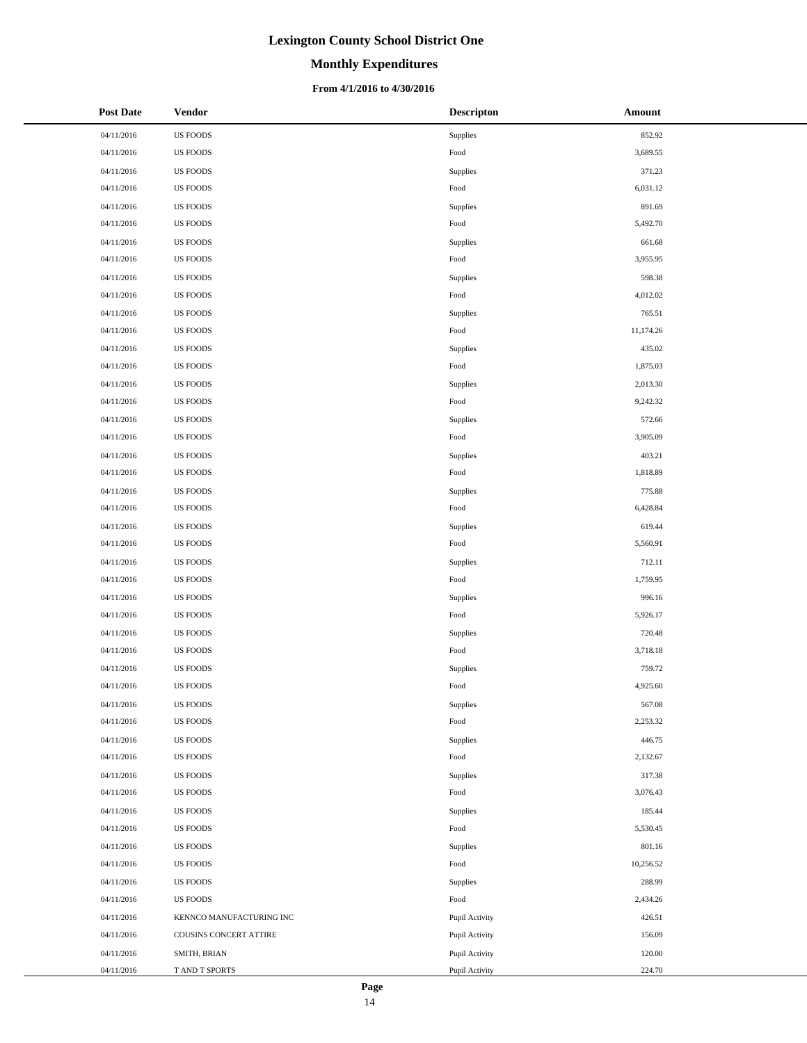# Lexington County School District One

## Monthly Expenditures

### From 4/1/2016 to 4/30/2016

| Post Date | Vendor | Descripton | Amount |
|---|---|---|---|
| 04/11/2016 | US FOODS | Supplies | 852.92 |
| 04/11/2016 | US FOODS | Food | 3,689.55 |
| 04/11/2016 | US FOODS | Supplies | 371.23 |
| 04/11/2016 | US FOODS | Food | 6,031.12 |
| 04/11/2016 | US FOODS | Supplies | 891.69 |
| 04/11/2016 | US FOODS | Food | 5,492.70 |
| 04/11/2016 | US FOODS | Supplies | 661.68 |
| 04/11/2016 | US FOODS | Food | 3,955.95 |
| 04/11/2016 | US FOODS | Supplies | 598.38 |
| 04/11/2016 | US FOODS | Food | 4,012.02 |
| 04/11/2016 | US FOODS | Supplies | 765.51 |
| 04/11/2016 | US FOODS | Food | 11,174.26 |
| 04/11/2016 | US FOODS | Supplies | 435.02 |
| 04/11/2016 | US FOODS | Food | 1,875.03 |
| 04/11/2016 | US FOODS | Supplies | 2,013.30 |
| 04/11/2016 | US FOODS | Food | 9,242.32 |
| 04/11/2016 | US FOODS | Supplies | 572.66 |
| 04/11/2016 | US FOODS | Food | 3,905.09 |
| 04/11/2016 | US FOODS | Supplies | 403.21 |
| 04/11/2016 | US FOODS | Food | 1,818.89 |
| 04/11/2016 | US FOODS | Supplies | 775.88 |
| 04/11/2016 | US FOODS | Food | 6,428.84 |
| 04/11/2016 | US FOODS | Supplies | 619.44 |
| 04/11/2016 | US FOODS | Food | 5,560.91 |
| 04/11/2016 | US FOODS | Supplies | 712.11 |
| 04/11/2016 | US FOODS | Food | 1,759.95 |
| 04/11/2016 | US FOODS | Supplies | 996.16 |
| 04/11/2016 | US FOODS | Food | 5,926.17 |
| 04/11/2016 | US FOODS | Supplies | 720.48 |
| 04/11/2016 | US FOODS | Food | 3,718.18 |
| 04/11/2016 | US FOODS | Supplies | 759.72 |
| 04/11/2016 | US FOODS | Food | 4,925.60 |
| 04/11/2016 | US FOODS | Supplies | 567.08 |
| 04/11/2016 | US FOODS | Food | 2,253.32 |
| 04/11/2016 | US FOODS | Supplies | 446.75 |
| 04/11/2016 | US FOODS | Food | 2,132.67 |
| 04/11/2016 | US FOODS | Supplies | 317.38 |
| 04/11/2016 | US FOODS | Food | 3,076.43 |
| 04/11/2016 | US FOODS | Supplies | 185.44 |
| 04/11/2016 | US FOODS | Food | 5,530.45 |
| 04/11/2016 | US FOODS | Supplies | 801.16 |
| 04/11/2016 | US FOODS | Food | 10,256.52 |
| 04/11/2016 | US FOODS | Supplies | 288.99 |
| 04/11/2016 | US FOODS | Food | 2,434.26 |
| 04/11/2016 | KENNCO MANUFACTURING INC | Pupil Activity | 426.51 |
| 04/11/2016 | COUSINS CONCERT ATTIRE | Pupil Activity | 156.09 |
| 04/11/2016 | SMITH, BRIAN | Pupil Activity | 120.00 |
| 04/11/2016 | T AND T SPORTS | Pupil Activity | 224.70 |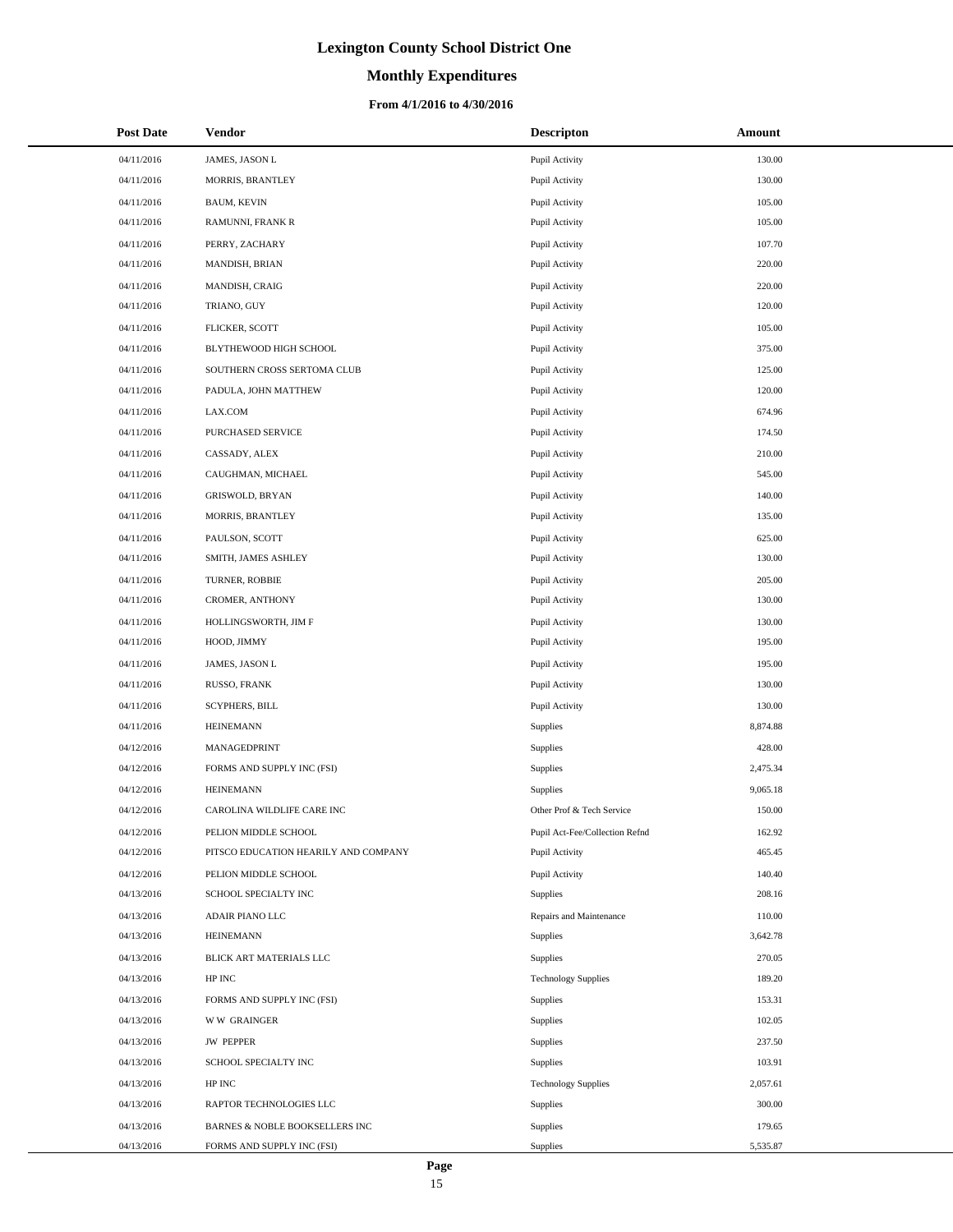# Lexington County School District One

## Monthly Expenditures

### From 4/1/2016 to 4/30/2016

| Post Date | Vendor | Descripton | Amount |
|---|---|---|---|
| 04/11/2016 | JAMES, JASON L | Pupil Activity | 130.00 |
| 04/11/2016 | MORRIS, BRANTLEY | Pupil Activity | 130.00 |
| 04/11/2016 | BAUM, KEVIN | Pupil Activity | 105.00 |
| 04/11/2016 | RAMUNNI, FRANK R | Pupil Activity | 105.00 |
| 04/11/2016 | PERRY, ZACHARY | Pupil Activity | 107.70 |
| 04/11/2016 | MANDISH, BRIAN | Pupil Activity | 220.00 |
| 04/11/2016 | MANDISH, CRAIG | Pupil Activity | 220.00 |
| 04/11/2016 | TRIANO, GUY | Pupil Activity | 120.00 |
| 04/11/2016 | FLICKER, SCOTT | Pupil Activity | 105.00 |
| 04/11/2016 | BLYTHEWOOD HIGH SCHOOL | Pupil Activity | 375.00 |
| 04/11/2016 | SOUTHERN CROSS SERTOMA CLUB | Pupil Activity | 125.00 |
| 04/11/2016 | PADULA, JOHN MATTHEW | Pupil Activity | 120.00 |
| 04/11/2016 | LAX.COM | Pupil Activity | 674.96 |
| 04/11/2016 | PURCHASED SERVICE | Pupil Activity | 174.50 |
| 04/11/2016 | CASSADY, ALEX | Pupil Activity | 210.00 |
| 04/11/2016 | CAUGHMAN, MICHAEL | Pupil Activity | 545.00 |
| 04/11/2016 | GRISWOLD, BRYAN | Pupil Activity | 140.00 |
| 04/11/2016 | MORRIS, BRANTLEY | Pupil Activity | 135.00 |
| 04/11/2016 | PAULSON, SCOTT | Pupil Activity | 625.00 |
| 04/11/2016 | SMITH, JAMES ASHLEY | Pupil Activity | 130.00 |
| 04/11/2016 | TURNER, ROBBIE | Pupil Activity | 205.00 |
| 04/11/2016 | CROMER, ANTHONY | Pupil Activity | 130.00 |
| 04/11/2016 | HOLLINGSWORTH, JIM F | Pupil Activity | 130.00 |
| 04/11/2016 | HOOD, JIMMY | Pupil Activity | 195.00 |
| 04/11/2016 | JAMES, JASON L | Pupil Activity | 195.00 |
| 04/11/2016 | RUSSO, FRANK | Pupil Activity | 130.00 |
| 04/11/2016 | SCYPHERS, BILL | Pupil Activity | 130.00 |
| 04/11/2016 | HEINEMANN | Supplies | 8,874.88 |
| 04/12/2016 | MANAGEDPRINT | Supplies | 428.00 |
| 04/12/2016 | FORMS AND SUPPLY INC (FSI) | Supplies | 2,475.34 |
| 04/12/2016 | HEINEMANN | Supplies | 9,065.18 |
| 04/12/2016 | CAROLINA WILDLIFE CARE INC | Other Prof & Tech Service | 150.00 |
| 04/12/2016 | PELION MIDDLE SCHOOL | Pupil Act-Fee/Collection Refnd | 162.92 |
| 04/12/2016 | PITSCO EDUCATION HEARILY AND COMPANY | Pupil Activity | 465.45 |
| 04/12/2016 | PELION MIDDLE SCHOOL | Pupil Activity | 140.40 |
| 04/13/2016 | SCHOOL SPECIALTY INC | Supplies | 208.16 |
| 04/13/2016 | ADAIR PIANO LLC | Repairs and Maintenance | 110.00 |
| 04/13/2016 | HEINEMANN | Supplies | 3,642.78 |
| 04/13/2016 | BLICK ART MATERIALS LLC | Supplies | 270.05 |
| 04/13/2016 | HP INC | Technology Supplies | 189.20 |
| 04/13/2016 | FORMS AND SUPPLY INC (FSI) | Supplies | 153.31 |
| 04/13/2016 | W W GRAINGER | Supplies | 102.05 |
| 04/13/2016 | JW PEPPER | Supplies | 237.50 |
| 04/13/2016 | SCHOOL SPECIALTY INC | Supplies | 103.91 |
| 04/13/2016 | HP INC | Technology Supplies | 2,057.61 |
| 04/13/2016 | RAPTOR TECHNOLOGIES LLC | Supplies | 300.00 |
| 04/13/2016 | BARNES & NOBLE BOOKSELLERS INC | Supplies | 179.65 |
| 04/13/2016 | FORMS AND SUPPLY INC (FSI) | Supplies | 5,535.87 |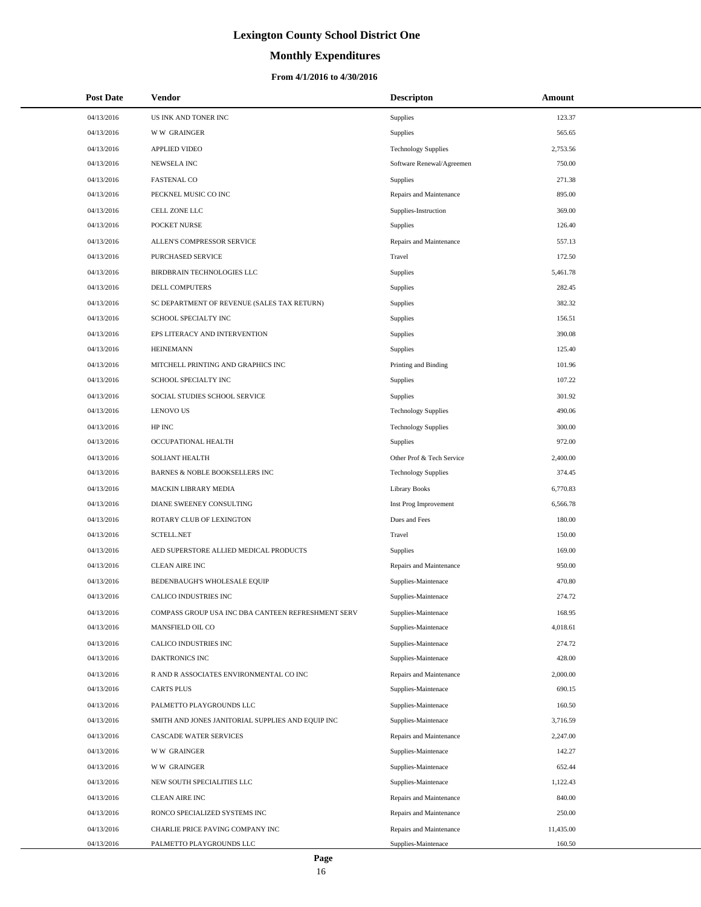# Lexington County School District One

## Monthly Expenditures

### From 4/1/2016 to 4/30/2016

| Post Date | Vendor | Descripton | Amount |
|---|---|---|---|
| 04/13/2016 | US INK AND TONER INC | Supplies | 123.37 |
| 04/13/2016 | W W GRAINGER | Supplies | 565.65 |
| 04/13/2016 | APPLIED VIDEO | Technology Supplies | 2,753.56 |
| 04/13/2016 | NEWSELA INC | Software Renewal/Agreemen | 750.00 |
| 04/13/2016 | FASTENAL CO | Supplies | 271.38 |
| 04/13/2016 | PECKNEL MUSIC CO INC | Repairs and Maintenance | 895.00 |
| 04/13/2016 | CELL ZONE LLC | Supplies-Instruction | 369.00 |
| 04/13/2016 | POCKET NURSE | Supplies | 126.40 |
| 04/13/2016 | ALLEN'S COMPRESSOR SERVICE | Repairs and Maintenance | 557.13 |
| 04/13/2016 | PURCHASED SERVICE | Travel | 172.50 |
| 04/13/2016 | BIRDBRAIN TECHNOLOGIES LLC | Supplies | 5,461.78 |
| 04/13/2016 | DELL COMPUTERS | Supplies | 282.45 |
| 04/13/2016 | SC DEPARTMENT OF REVENUE (SALES TAX RETURN) | Supplies | 382.32 |
| 04/13/2016 | SCHOOL SPECIALTY INC | Supplies | 156.51 |
| 04/13/2016 | EPS LITERACY AND INTERVENTION | Supplies | 390.08 |
| 04/13/2016 | HEINEMANN | Supplies | 125.40 |
| 04/13/2016 | MITCHELL PRINTING AND GRAPHICS INC | Printing and Binding | 101.96 |
| 04/13/2016 | SCHOOL SPECIALTY INC | Supplies | 107.22 |
| 04/13/2016 | SOCIAL STUDIES SCHOOL SERVICE | Supplies | 301.92 |
| 04/13/2016 | LENOVO US | Technology Supplies | 490.06 |
| 04/13/2016 | HP INC | Technology Supplies | 300.00 |
| 04/13/2016 | OCCUPATIONAL HEALTH | Supplies | 972.00 |
| 04/13/2016 | SOLIANT HEALTH | Other Prof & Tech Service | 2,400.00 |
| 04/13/2016 | BARNES & NOBLE BOOKSELLERS INC | Technology Supplies | 374.45 |
| 04/13/2016 | MACKIN LIBRARY MEDIA | Library Books | 6,770.83 |
| 04/13/2016 | DIANE SWEENEY CONSULTING | Inst Prog Improvement | 6,566.78 |
| 04/13/2016 | ROTARY CLUB OF LEXINGTON | Dues and Fees | 180.00 |
| 04/13/2016 | SCTELL.NET | Travel | 150.00 |
| 04/13/2016 | AED SUPERSTORE ALLIED MEDICAL PRODUCTS | Supplies | 169.00 |
| 04/13/2016 | CLEAN AIRE INC | Repairs and Maintenance | 950.00 |
| 04/13/2016 | BEDENBAUGH'S WHOLESALE EQUIP | Supplies-Maintenace | 470.80 |
| 04/13/2016 | CALICO INDUSTRIES INC | Supplies-Maintenace | 274.72 |
| 04/13/2016 | COMPASS GROUP USA INC DBA CANTEEN REFRESHMENT SERV | Supplies-Maintenace | 168.95 |
| 04/13/2016 | MANSFIELD OIL CO | Supplies-Maintenace | 4,018.61 |
| 04/13/2016 | CALICO INDUSTRIES INC | Supplies-Maintenace | 274.72 |
| 04/13/2016 | DAKTRONICS INC | Supplies-Maintenace | 428.00 |
| 04/13/2016 | R AND R ASSOCIATES ENVIRONMENTAL CO INC | Repairs and Maintenance | 2,000.00 |
| 04/13/2016 | CARTS PLUS | Supplies-Maintenace | 690.15 |
| 04/13/2016 | PALMETTO PLAYGROUNDS LLC | Supplies-Maintenace | 160.50 |
| 04/13/2016 | SMITH AND JONES JANITORIAL SUPPLIES AND EQUIP INC | Supplies-Maintenace | 3,716.59 |
| 04/13/2016 | CASCADE WATER SERVICES | Repairs and Maintenance | 2,247.00 |
| 04/13/2016 | W W GRAINGER | Supplies-Maintenace | 142.27 |
| 04/13/2016 | W W GRAINGER | Supplies-Maintenace | 652.44 |
| 04/13/2016 | NEW SOUTH SPECIALITIES LLC | Supplies-Maintenace | 1,122.43 |
| 04/13/2016 | CLEAN AIRE INC | Repairs and Maintenance | 840.00 |
| 04/13/2016 | RONCO SPECIALIZED SYSTEMS INC | Repairs and Maintenance | 250.00 |
| 04/13/2016 | CHARLIE PRICE PAVING COMPANY INC | Repairs and Maintenance | 11,435.00 |
| 04/13/2016 | PALMETTO PLAYGROUNDS LLC | Supplies-Maintenace | 160.50 |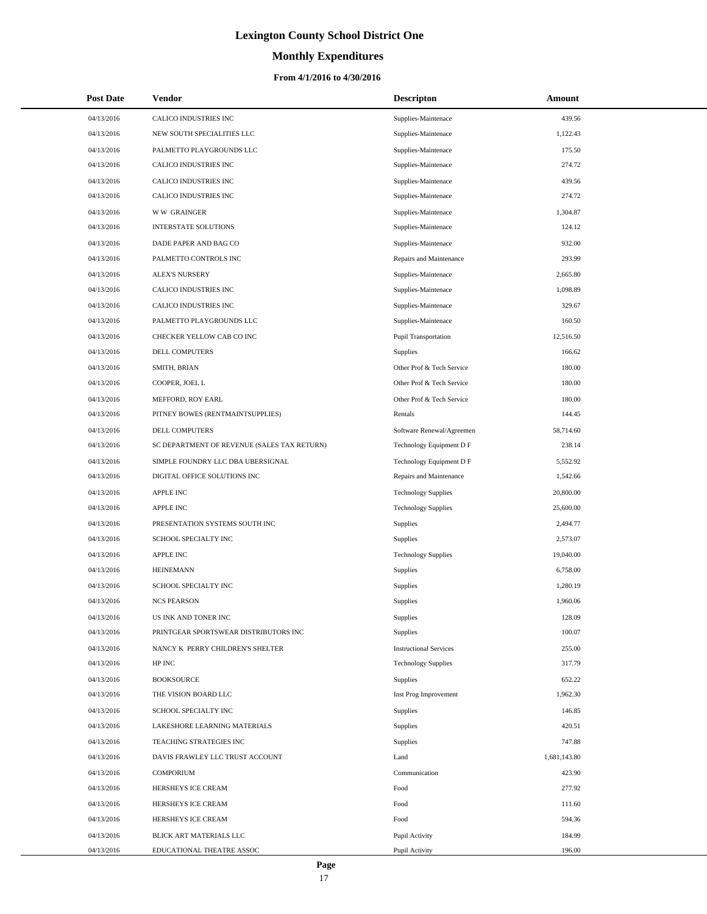# Lexington County School District One

## Monthly Expenditures

### From 4/1/2016 to 4/30/2016

| Post Date | Vendor | Descripton | Amount |
|---|---|---|---|
| 04/13/2016 | CALICO INDUSTRIES INC | Supplies-Maintenace | 439.56 |
| 04/13/2016 | NEW SOUTH SPECIALITIES LLC | Supplies-Maintenace | 1,122.43 |
| 04/13/2016 | PALMETTO PLAYGROUNDS LLC | Supplies-Maintenace | 175.50 |
| 04/13/2016 | CALICO INDUSTRIES INC | Supplies-Maintenace | 274.72 |
| 04/13/2016 | CALICO INDUSTRIES INC | Supplies-Maintenace | 439.56 |
| 04/13/2016 | CALICO INDUSTRIES INC | Supplies-Maintenace | 274.72 |
| 04/13/2016 | W W GRAINGER | Supplies-Maintenace | 1,304.87 |
| 04/13/2016 | INTERSTATE SOLUTIONS | Supplies-Maintenace | 124.12 |
| 04/13/2016 | DADE PAPER AND BAG CO | Supplies-Maintenace | 932.00 |
| 04/13/2016 | PALMETTO CONTROLS INC | Repairs and Maintenance | 293.99 |
| 04/13/2016 | ALEX'S NURSERY | Supplies-Maintenace | 2,665.80 |
| 04/13/2016 | CALICO INDUSTRIES INC | Supplies-Maintenace | 1,098.89 |
| 04/13/2016 | CALICO INDUSTRIES INC | Supplies-Maintenace | 329.67 |
| 04/13/2016 | PALMETTO PLAYGROUNDS LLC | Supplies-Maintenace | 160.50 |
| 04/13/2016 | CHECKER YELLOW CAB CO INC | Pupil Transportation | 12,516.50 |
| 04/13/2016 | DELL COMPUTERS | Supplies | 166.62 |
| 04/13/2016 | SMITH, BRIAN | Other Prof & Tech Service | 180.00 |
| 04/13/2016 | COOPER, JOEL L | Other Prof & Tech Service | 180.00 |
| 04/13/2016 | MEFFORD, ROY EARL | Other Prof & Tech Service | 180.00 |
| 04/13/2016 | PITNEY BOWES (RENTMAINTSUPPLIES) | Rentals | 144.45 |
| 04/13/2016 | DELL COMPUTERS | Software Renewal/Agreemen | 58,714.60 |
| 04/13/2016 | SC DEPARTMENT OF REVENUE (SALES TAX RETURN) | Technology Equipment D F | 238.14 |
| 04/13/2016 | SIMPLE FOUNDRY LLC DBA UBERSIGNAL | Technology Equipment D F | 5,552.92 |
| 04/13/2016 | DIGITAL OFFICE SOLUTIONS INC | Repairs and Maintenance | 1,542.66 |
| 04/13/2016 | APPLE INC | Technology Supplies | 20,800.00 |
| 04/13/2016 | APPLE INC | Technology Supplies | 25,600.00 |
| 04/13/2016 | PRESENTATION SYSTEMS SOUTH INC | Supplies | 2,494.77 |
| 04/13/2016 | SCHOOL SPECIALTY INC | Supplies | 2,573.07 |
| 04/13/2016 | APPLE INC | Technology Supplies | 19,040.00 |
| 04/13/2016 | HEINEMANN | Supplies | 6,758.00 |
| 04/13/2016 | SCHOOL SPECIALTY INC | Supplies | 1,280.19 |
| 04/13/2016 | NCS PEARSON | Supplies | 1,960.06 |
| 04/13/2016 | US INK AND TONER INC | Supplies | 128.09 |
| 04/13/2016 | PRINTGEAR SPORTSWEAR DISTRIBUTORS INC | Supplies | 100.07 |
| 04/13/2016 | NANCY K PERRY CHILDREN'S SHELTER | Instructional Services | 255.00 |
| 04/13/2016 | HP INC | Technology Supplies | 317.79 |
| 04/13/2016 | BOOKSOURCE | Supplies | 652.22 |
| 04/13/2016 | THE VISION BOARD LLC | Inst Prog Improvement | 1,962.30 |
| 04/13/2016 | SCHOOL SPECIALTY INC | Supplies | 146.85 |
| 04/13/2016 | LAKESHORE LEARNING MATERIALS | Supplies | 420.51 |
| 04/13/2016 | TEACHING STRATEGIES INC | Supplies | 747.88 |
| 04/13/2016 | DAVIS FRAWLEY LLC TRUST ACCOUNT | Land | 1,681,143.80 |
| 04/13/2016 | COMPORIUM | Communication | 423.90 |
| 04/13/2016 | HERSHEYS ICE CREAM | Food | 277.92 |
| 04/13/2016 | HERSHEYS ICE CREAM | Food | 111.60 |
| 04/13/2016 | HERSHEYS ICE CREAM | Food | 594.36 |
| 04/13/2016 | BLICK ART MATERIALS LLC | Pupil Activity | 184.99 |
| 04/13/2016 | EDUCATIONAL THEATRE ASSOC | Pupil Activity | 196.00 |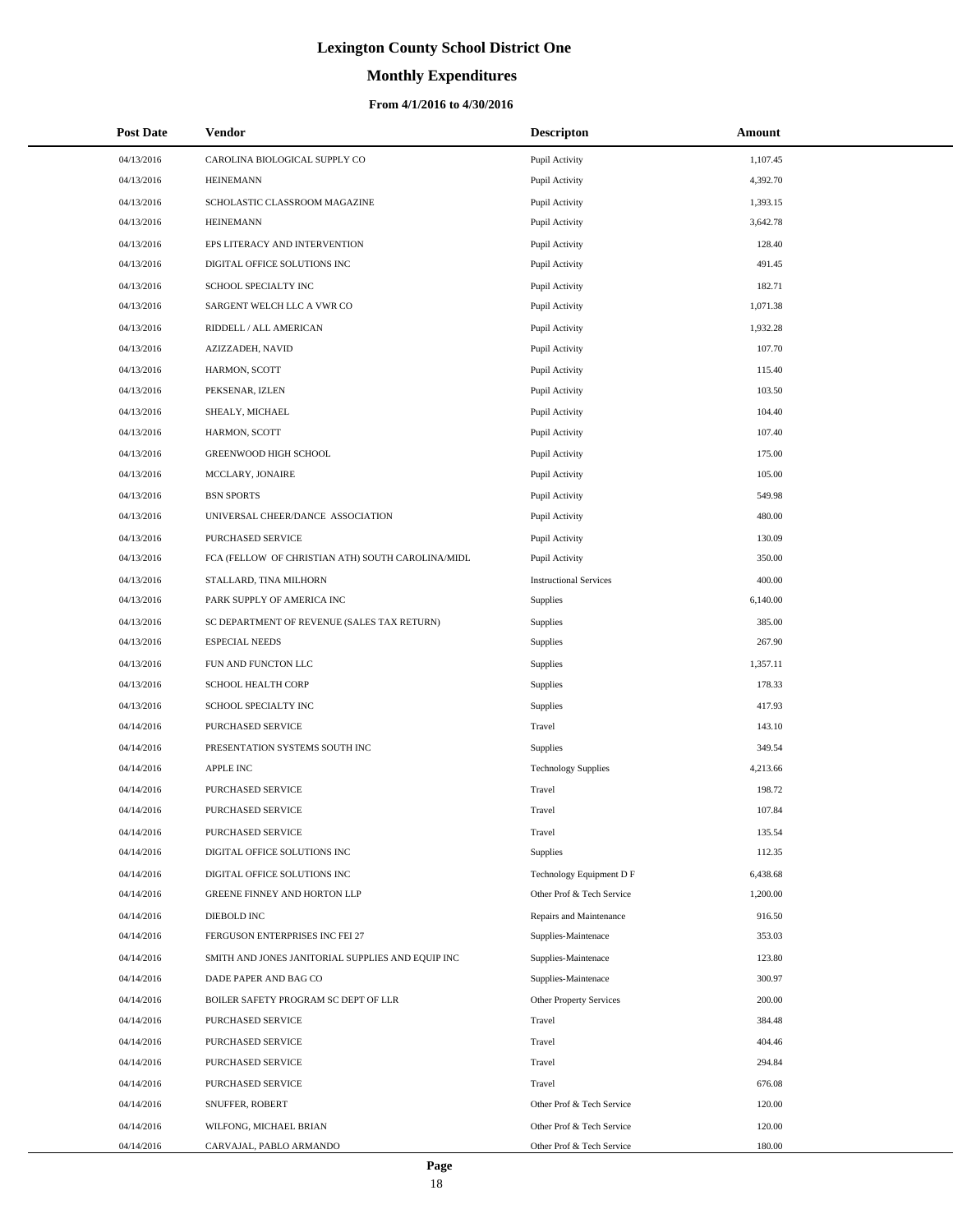# Lexington County School District One

## Monthly Expenditures

### From 4/1/2016 to 4/30/2016

| Post Date | Vendor | Descripton | Amount |
|---|---|---|---|
| 04/13/2016 | CAROLINA BIOLOGICAL SUPPLY CO | Pupil Activity | 1,107.45 |
| 04/13/2016 | HEINEMANN | Pupil Activity | 4,392.70 |
| 04/13/2016 | SCHOLASTIC CLASSROOM MAGAZINE | Pupil Activity | 1,393.15 |
| 04/13/2016 | HEINEMANN | Pupil Activity | 3,642.78 |
| 04/13/2016 | EPS LITERACY AND INTERVENTION | Pupil Activity | 128.40 |
| 04/13/2016 | DIGITAL OFFICE SOLUTIONS INC | Pupil Activity | 491.45 |
| 04/13/2016 | SCHOOL SPECIALTY INC | Pupil Activity | 182.71 |
| 04/13/2016 | SARGENT WELCH LLC A VWR CO | Pupil Activity | 1,071.38 |
| 04/13/2016 | RIDDELL / ALL AMERICAN | Pupil Activity | 1,932.28 |
| 04/13/2016 | AZIZZADEH, NAVID | Pupil Activity | 107.70 |
| 04/13/2016 | HARMON, SCOTT | Pupil Activity | 115.40 |
| 04/13/2016 | PEKSENAR, IZLEN | Pupil Activity | 103.50 |
| 04/13/2016 | SHEALY, MICHAEL | Pupil Activity | 104.40 |
| 04/13/2016 | HARMON, SCOTT | Pupil Activity | 107.40 |
| 04/13/2016 | GREENWOOD HIGH SCHOOL | Pupil Activity | 175.00 |
| 04/13/2016 | MCCLARY, JONAIRE | Pupil Activity | 105.00 |
| 04/13/2016 | BSN SPORTS | Pupil Activity | 549.98 |
| 04/13/2016 | UNIVERSAL CHEER/DANCE ASSOCIATION | Pupil Activity | 480.00 |
| 04/13/2016 | PURCHASED SERVICE | Pupil Activity | 130.09 |
| 04/13/2016 | FCA (FELLOW OF CHRISTIAN ATH) SOUTH CAROLINA/MIDL | Pupil Activity | 350.00 |
| 04/13/2016 | STALLARD, TINA MILHORN | Instructional Services | 400.00 |
| 04/13/2016 | PARK SUPPLY OF AMERICA INC | Supplies | 6,140.00 |
| 04/13/2016 | SC DEPARTMENT OF REVENUE (SALES TAX RETURN) | Supplies | 385.00 |
| 04/13/2016 | ESPECIAL NEEDS | Supplies | 267.90 |
| 04/13/2016 | FUN AND FUNCTON LLC | Supplies | 1,357.11 |
| 04/13/2016 | SCHOOL HEALTH CORP | Supplies | 178.33 |
| 04/13/2016 | SCHOOL SPECIALTY INC | Supplies | 417.93 |
| 04/14/2016 | PURCHASED SERVICE | Travel | 143.10 |
| 04/14/2016 | PRESENTATION SYSTEMS SOUTH INC | Supplies | 349.54 |
| 04/14/2016 | APPLE INC | Technology Supplies | 4,213.66 |
| 04/14/2016 | PURCHASED SERVICE | Travel | 198.72 |
| 04/14/2016 | PURCHASED SERVICE | Travel | 107.84 |
| 04/14/2016 | PURCHASED SERVICE | Travel | 135.54 |
| 04/14/2016 | DIGITAL OFFICE SOLUTIONS INC | Supplies | 112.35 |
| 04/14/2016 | DIGITAL OFFICE SOLUTIONS INC | Technology Equipment D F | 6,438.68 |
| 04/14/2016 | GREENE FINNEY AND HORTON LLP | Other Prof & Tech Service | 1,200.00 |
| 04/14/2016 | DIEBOLD INC | Repairs and Maintenance | 916.50 |
| 04/14/2016 | FERGUSON ENTERPRISES INC FEI 27 | Supplies-Maintenace | 353.03 |
| 04/14/2016 | SMITH AND JONES JANITORIAL SUPPLIES AND EQUIP INC | Supplies-Maintenace | 123.80 |
| 04/14/2016 | DADE PAPER AND BAG CO | Supplies-Maintenace | 300.97 |
| 04/14/2016 | BOILER SAFETY PROGRAM SC DEPT OF LLR | Other Property Services | 200.00 |
| 04/14/2016 | PURCHASED SERVICE | Travel | 384.48 |
| 04/14/2016 | PURCHASED SERVICE | Travel | 404.46 |
| 04/14/2016 | PURCHASED SERVICE | Travel | 294.84 |
| 04/14/2016 | PURCHASED SERVICE | Travel | 676.08 |
| 04/14/2016 | SNUFFER, ROBERT | Other Prof & Tech Service | 120.00 |
| 04/14/2016 | WILFONG, MICHAEL BRIAN | Other Prof & Tech Service | 120.00 |
| 04/14/2016 | CARVAJAL, PABLO ARMANDO | Other Prof & Tech Service | 180.00 |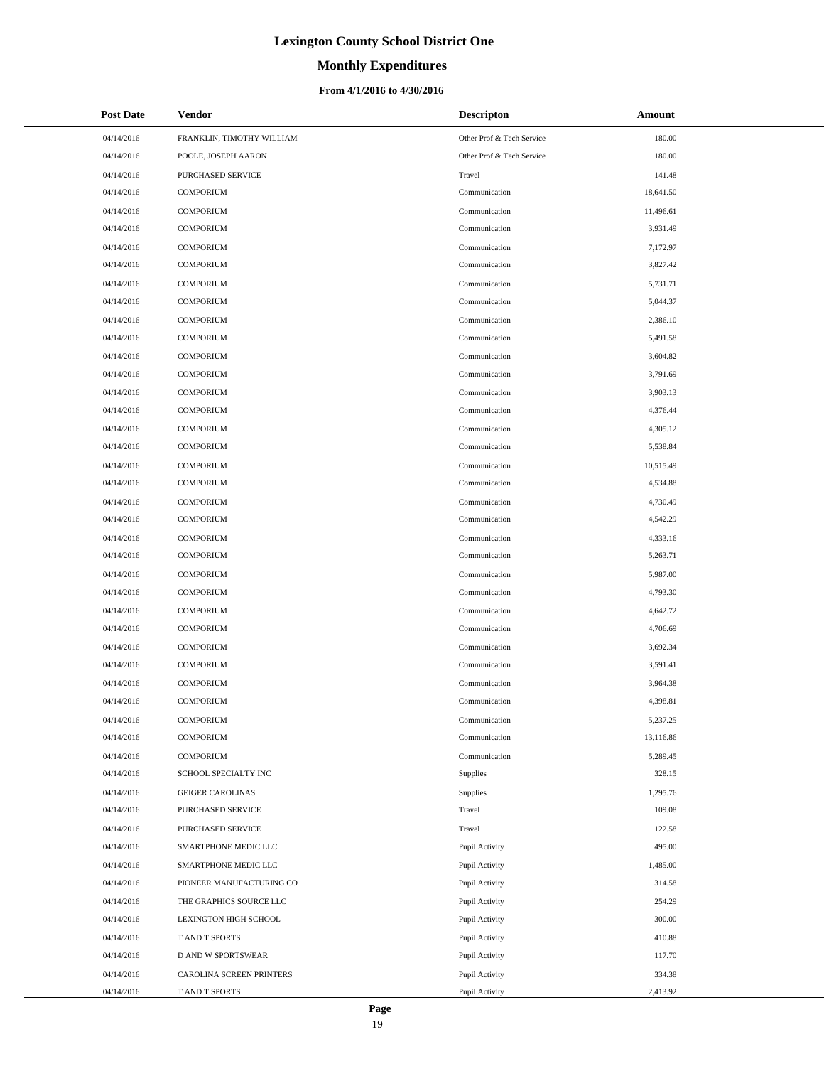# Lexington County School District One

## Monthly Expenditures

### From 4/1/2016 to 4/30/2016

| Post Date | Vendor | Descripton | Amount |
|---|---|---|---|
| 04/14/2016 | FRANKLIN, TIMOTHY WILLIAM | Other Prof & Tech Service | 180.00 |
| 04/14/2016 | POOLE, JOSEPH AARON | Other Prof & Tech Service | 180.00 |
| 04/14/2016 | PURCHASED SERVICE | Travel | 141.48 |
| 04/14/2016 | COMPORIUM | Communication | 18,641.50 |
| 04/14/2016 | COMPORIUM | Communication | 11,496.61 |
| 04/14/2016 | COMPORIUM | Communication | 3,931.49 |
| 04/14/2016 | COMPORIUM | Communication | 7,172.97 |
| 04/14/2016 | COMPORIUM | Communication | 3,827.42 |
| 04/14/2016 | COMPORIUM | Communication | 5,731.71 |
| 04/14/2016 | COMPORIUM | Communication | 5,044.37 |
| 04/14/2016 | COMPORIUM | Communication | 2,386.10 |
| 04/14/2016 | COMPORIUM | Communication | 5,491.58 |
| 04/14/2016 | COMPORIUM | Communication | 3,604.82 |
| 04/14/2016 | COMPORIUM | Communication | 3,791.69 |
| 04/14/2016 | COMPORIUM | Communication | 3,903.13 |
| 04/14/2016 | COMPORIUM | Communication | 4,376.44 |
| 04/14/2016 | COMPORIUM | Communication | 4,305.12 |
| 04/14/2016 | COMPORIUM | Communication | 5,538.84 |
| 04/14/2016 | COMPORIUM | Communication | 10,515.49 |
| 04/14/2016 | COMPORIUM | Communication | 4,534.88 |
| 04/14/2016 | COMPORIUM | Communication | 4,730.49 |
| 04/14/2016 | COMPORIUM | Communication | 4,542.29 |
| 04/14/2016 | COMPORIUM | Communication | 4,333.16 |
| 04/14/2016 | COMPORIUM | Communication | 5,263.71 |
| 04/14/2016 | COMPORIUM | Communication | 5,987.00 |
| 04/14/2016 | COMPORIUM | Communication | 4,793.30 |
| 04/14/2016 | COMPORIUM | Communication | 4,642.72 |
| 04/14/2016 | COMPORIUM | Communication | 4,706.69 |
| 04/14/2016 | COMPORIUM | Communication | 3,692.34 |
| 04/14/2016 | COMPORIUM | Communication | 3,591.41 |
| 04/14/2016 | COMPORIUM | Communication | 3,964.38 |
| 04/14/2016 | COMPORIUM | Communication | 4,398.81 |
| 04/14/2016 | COMPORIUM | Communication | 5,237.25 |
| 04/14/2016 | COMPORIUM | Communication | 13,116.86 |
| 04/14/2016 | COMPORIUM | Communication | 5,289.45 |
| 04/14/2016 | SCHOOL SPECIALTY INC | Supplies | 328.15 |
| 04/14/2016 | GEIGER CAROLINAS | Supplies | 1,295.76 |
| 04/14/2016 | PURCHASED SERVICE | Travel | 109.08 |
| 04/14/2016 | PURCHASED SERVICE | Travel | 122.58 |
| 04/14/2016 | SMARTPHONE MEDIC LLC | Pupil Activity | 495.00 |
| 04/14/2016 | SMARTPHONE MEDIC LLC | Pupil Activity | 1,485.00 |
| 04/14/2016 | PIONEER MANUFACTURING CO | Pupil Activity | 314.58 |
| 04/14/2016 | THE GRAPHICS SOURCE LLC | Pupil Activity | 254.29 |
| 04/14/2016 | LEXINGTON HIGH SCHOOL | Pupil Activity | 300.00 |
| 04/14/2016 | T AND T SPORTS | Pupil Activity | 410.88 |
| 04/14/2016 | D AND W SPORTSWEAR | Pupil Activity | 117.70 |
| 04/14/2016 | CAROLINA SCREEN PRINTERS | Pupil Activity | 334.38 |
| 04/14/2016 | T AND T SPORTS | Pupil Activity | 2,413.92 |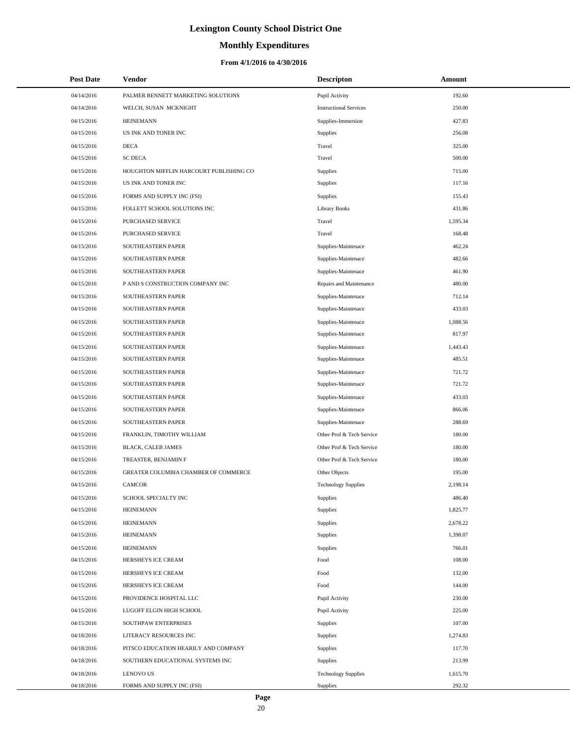# Lexington County School District One

## Monthly Expenditures

### From 4/1/2016 to 4/30/2016

| Post Date | Vendor | Descripton | Amount |
|---|---|---|---|
| 04/14/2016 | PALMER BENNETT MARKETING SOLUTIONS | Pupil Activity | 192.60 |
| 04/14/2016 | WELCH, SUSAN MCKNIGHT | Instructional Services | 250.00 |
| 04/15/2016 | HEINEMANN | Supplies-Immersion | 427.83 |
| 04/15/2016 | US INK AND TONER INC | Supplies | 256.08 |
| 04/15/2016 | DECA | Travel | 325.00 |
| 04/15/2016 | SC DECA | Travel | 500.00 |
| 04/15/2016 | HOUGHTON MIFFLIN HARCOURT PUBLISHING CO | Supplies | 715.00 |
| 04/15/2016 | US INK AND TONER INC | Supplies | 117.16 |
| 04/15/2016 | FORMS AND SUPPLY INC (FSI) | Supplies | 155.43 |
| 04/15/2016 | FOLLETT SCHOOL SOLUTIONS INC | Library Books | 431.86 |
| 04/15/2016 | PURCHASED SERVICE | Travel | 1,595.34 |
| 04/15/2016 | PURCHASED SERVICE | Travel | 168.48 |
| 04/15/2016 | SOUTHEASTERN PAPER | Supplies-Maintenace | 462.24 |
| 04/15/2016 | SOUTHEASTERN PAPER | Supplies-Maintenace | 482.66 |
| 04/15/2016 | SOUTHEASTERN PAPER | Supplies-Maintenace | 461.90 |
| 04/15/2016 | P AND S CONSTRUCTION COMPANY INC | Repairs and Maintenance | 480.00 |
| 04/15/2016 | SOUTHEASTERN PAPER | Supplies-Maintenace | 712.14 |
| 04/15/2016 | SOUTHEASTERN PAPER | Supplies-Maintenace | 433.03 |
| 04/15/2016 | SOUTHEASTERN PAPER | Supplies-Maintenace | 1,088.56 |
| 04/15/2016 | SOUTHEASTERN PAPER | Supplies-Maintenace | 817.97 |
| 04/15/2016 | SOUTHEASTERN PAPER | Supplies-Maintenace | 1,443.43 |
| 04/15/2016 | SOUTHEASTERN PAPER | Supplies-Maintenace | 485.51 |
| 04/15/2016 | SOUTHEASTERN PAPER | Supplies-Maintenace | 721.72 |
| 04/15/2016 | SOUTHEASTERN PAPER | Supplies-Maintenace | 721.72 |
| 04/15/2016 | SOUTHEASTERN PAPER | Supplies-Maintenace | 433.03 |
| 04/15/2016 | SOUTHEASTERN PAPER | Supplies-Maintenace | 866.06 |
| 04/15/2016 | SOUTHEASTERN PAPER | Supplies-Maintenace | 288.69 |
| 04/15/2016 | FRANKLIN, TIMOTHY WILLIAM | Other Prof & Tech Service | 180.00 |
| 04/15/2016 | BLACK, CALEB JAMES | Other Prof & Tech Service | 180.00 |
| 04/15/2016 | TREASTER, BENJAMIN F | Other Prof & Tech Service | 180.00 |
| 04/15/2016 | GREATER COLUMBIA CHAMBER OF COMMERCE | Other Objects | 195.00 |
| 04/15/2016 | CAMCOR | Technology Supplies | 2,198.14 |
| 04/15/2016 | SCHOOL SPECIALTY INC | Supplies | 486.40 |
| 04/15/2016 | HEINEMANN | Supplies | 1,825.77 |
| 04/15/2016 | HEINEMANN | Supplies | 2,678.22 |
| 04/15/2016 | HEINEMANN | Supplies | 1,398.07 |
| 04/15/2016 | HEINEMANN | Supplies | 766.01 |
| 04/15/2016 | HERSHEYS ICE CREAM | Food | 108.00 |
| 04/15/2016 | HERSHEYS ICE CREAM | Food | 132.00 |
| 04/15/2016 | HERSHEYS ICE CREAM | Food | 144.00 |
| 04/15/2016 | PROVIDENCE HOSPITAL LLC | Pupil Activity | 230.00 |
| 04/15/2016 | LUGOFF ELGIN HIGH SCHOOL | Pupil Activity | 225.00 |
| 04/15/2016 | SOUTHPAW ENTERPRISES | Supplies | 107.00 |
| 04/18/2016 | LITERACY RESOURCES INC | Supplies | 1,274.83 |
| 04/18/2016 | PITSCO EDUCATION HEARILY AND COMPANY | Supplies | 117.70 |
| 04/18/2016 | SOUTHERN EDUCATIONAL SYSTEMS INC | Supplies | 213.99 |
| 04/18/2016 | LENOVO US | Technology Supplies | 1,615.70 |
| 04/18/2016 | FORMS AND SUPPLY INC (FSI) | Supplies | 292.32 |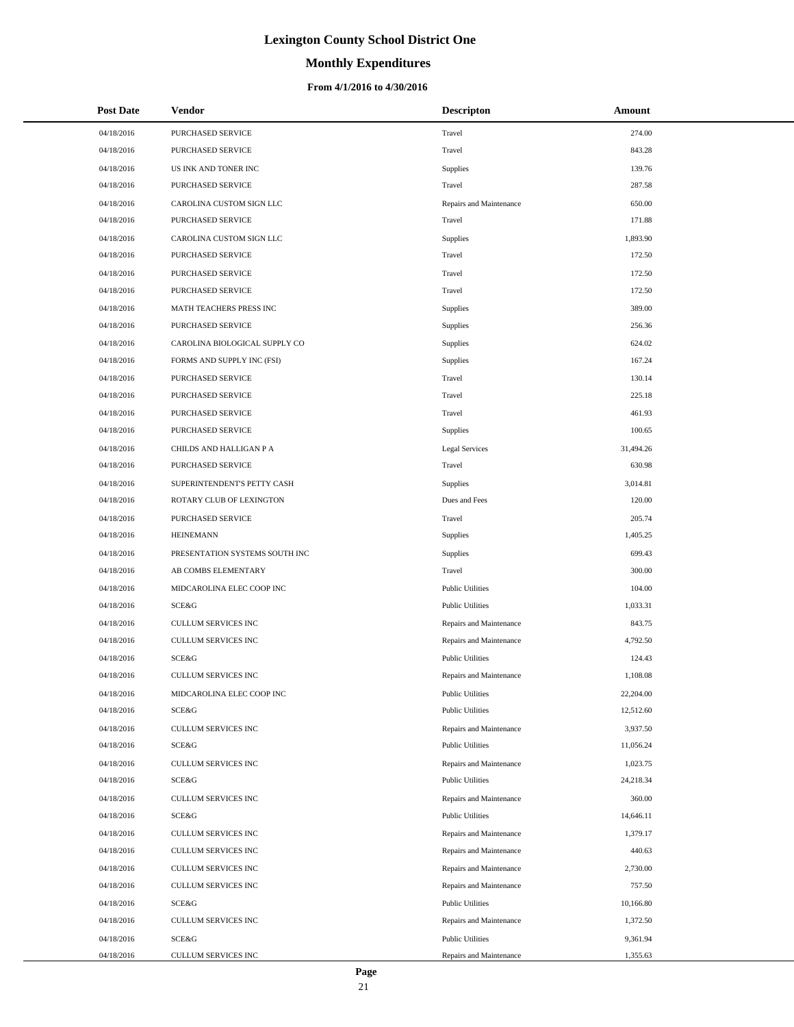# Lexington County School District One

## Monthly Expenditures

### From 4/1/2016 to 4/30/2016

| Post Date | Vendor | Descripton | Amount |
|---|---|---|---|
| 04/18/2016 | PURCHASED SERVICE | Travel | 274.00 |
| 04/18/2016 | PURCHASED SERVICE | Travel | 843.28 |
| 04/18/2016 | US INK AND TONER INC | Supplies | 139.76 |
| 04/18/2016 | PURCHASED SERVICE | Travel | 287.58 |
| 04/18/2016 | CAROLINA CUSTOM SIGN LLC | Repairs and Maintenance | 650.00 |
| 04/18/2016 | PURCHASED SERVICE | Travel | 171.88 |
| 04/18/2016 | CAROLINA CUSTOM SIGN LLC | Supplies | 1,893.90 |
| 04/18/2016 | PURCHASED SERVICE | Travel | 172.50 |
| 04/18/2016 | PURCHASED SERVICE | Travel | 172.50 |
| 04/18/2016 | PURCHASED SERVICE | Travel | 172.50 |
| 04/18/2016 | MATH TEACHERS PRESS INC | Supplies | 389.00 |
| 04/18/2016 | PURCHASED SERVICE | Supplies | 256.36 |
| 04/18/2016 | CAROLINA BIOLOGICAL SUPPLY CO | Supplies | 624.02 |
| 04/18/2016 | FORMS AND SUPPLY INC (FSI) | Supplies | 167.24 |
| 04/18/2016 | PURCHASED SERVICE | Travel | 130.14 |
| 04/18/2016 | PURCHASED SERVICE | Travel | 225.18 |
| 04/18/2016 | PURCHASED SERVICE | Travel | 461.93 |
| 04/18/2016 | PURCHASED SERVICE | Supplies | 100.65 |
| 04/18/2016 | CHILDS AND HALLIGAN P A | Legal Services | 31,494.26 |
| 04/18/2016 | PURCHASED SERVICE | Travel | 630.98 |
| 04/18/2016 | SUPERINTENDENT'S PETTY CASH | Supplies | 3,014.81 |
| 04/18/2016 | ROTARY CLUB OF LEXINGTON | Dues and Fees | 120.00 |
| 04/18/2016 | PURCHASED SERVICE | Travel | 205.74 |
| 04/18/2016 | HEINEMANN | Supplies | 1,405.25 |
| 04/18/2016 | PRESENTATION SYSTEMS SOUTH INC | Supplies | 699.43 |
| 04/18/2016 | AB COMBS ELEMENTARY | Travel | 300.00 |
| 04/18/2016 | MIDCAROLINA ELEC COOP INC | Public Utilities | 104.00 |
| 04/18/2016 | SCE&G | Public Utilities | 1,033.31 |
| 04/18/2016 | CULLUM SERVICES INC | Repairs and Maintenance | 843.75 |
| 04/18/2016 | CULLUM SERVICES INC | Repairs and Maintenance | 4,792.50 |
| 04/18/2016 | SCE&G | Public Utilities | 124.43 |
| 04/18/2016 | CULLUM SERVICES INC | Repairs and Maintenance | 1,108.08 |
| 04/18/2016 | MIDCAROLINA ELEC COOP INC | Public Utilities | 22,204.00 |
| 04/18/2016 | SCE&G | Public Utilities | 12,512.60 |
| 04/18/2016 | CULLUM SERVICES INC | Repairs and Maintenance | 3,937.50 |
| 04/18/2016 | SCE&G | Public Utilities | 11,056.24 |
| 04/18/2016 | CULLUM SERVICES INC | Repairs and Maintenance | 1,023.75 |
| 04/18/2016 | SCE&G | Public Utilities | 24,218.34 |
| 04/18/2016 | CULLUM SERVICES INC | Repairs and Maintenance | 360.00 |
| 04/18/2016 | SCE&G | Public Utilities | 14,646.11 |
| 04/18/2016 | CULLUM SERVICES INC | Repairs and Maintenance | 1,379.17 |
| 04/18/2016 | CULLUM SERVICES INC | Repairs and Maintenance | 440.63 |
| 04/18/2016 | CULLUM SERVICES INC | Repairs and Maintenance | 2,730.00 |
| 04/18/2016 | CULLUM SERVICES INC | Repairs and Maintenance | 757.50 |
| 04/18/2016 | SCE&G | Public Utilities | 10,166.80 |
| 04/18/2016 | CULLUM SERVICES INC | Repairs and Maintenance | 1,372.50 |
| 04/18/2016 | SCE&G | Public Utilities | 9,361.94 |
| 04/18/2016 | CULLUM SERVICES INC | Repairs and Maintenance | 1,355.63 |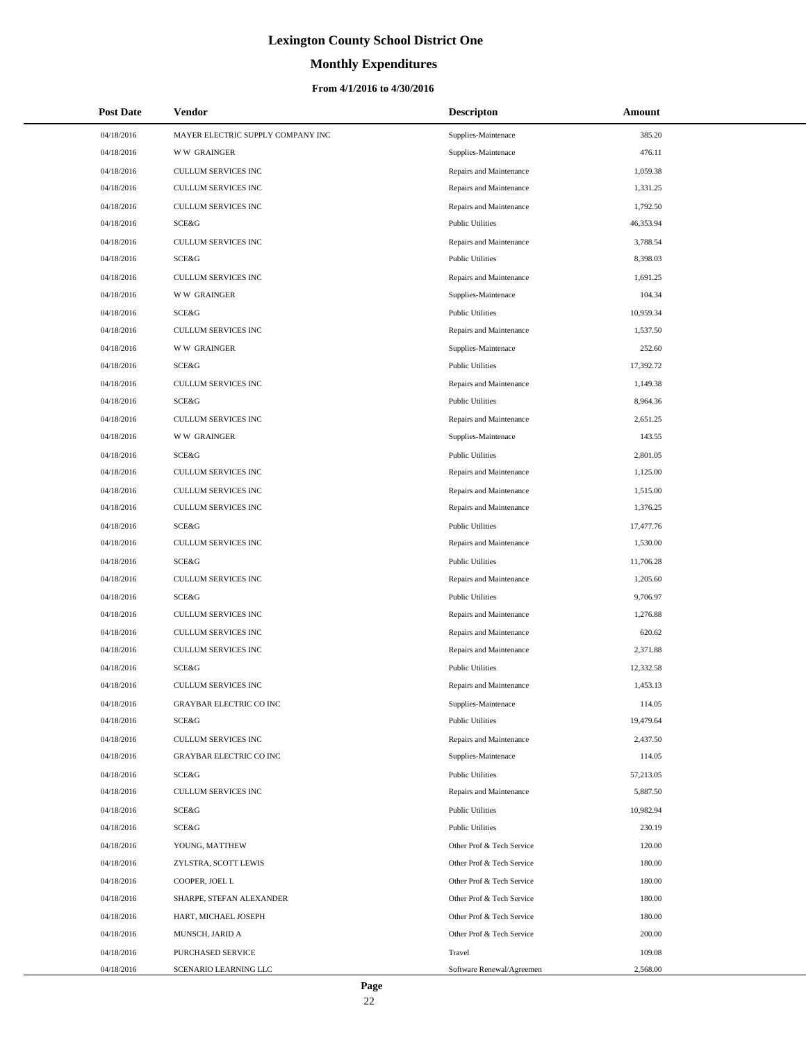# Lexington County School District One

## Monthly Expenditures

### From 4/1/2016 to 4/30/2016

| Post Date | Vendor | Descripton | Amount |
|---|---|---|---|
| 04/18/2016 | MAYER ELECTRIC SUPPLY COMPANY INC | Supplies-Maintenace | 385.20 |
| 04/18/2016 | W W GRAINGER | Supplies-Maintenace | 476.11 |
| 04/18/2016 | CULLUM SERVICES INC | Repairs and Maintenance | 1,059.38 |
| 04/18/2016 | CULLUM SERVICES INC | Repairs and Maintenance | 1,331.25 |
| 04/18/2016 | CULLUM SERVICES INC | Repairs and Maintenance | 1,792.50 |
| 04/18/2016 | SCE&G | Public Utilities | 46,353.94 |
| 04/18/2016 | CULLUM SERVICES INC | Repairs and Maintenance | 3,788.54 |
| 04/18/2016 | SCE&G | Public Utilities | 8,398.03 |
| 04/18/2016 | CULLUM SERVICES INC | Repairs and Maintenance | 1,691.25 |
| 04/18/2016 | W W GRAINGER | Supplies-Maintenace | 104.34 |
| 04/18/2016 | SCE&G | Public Utilities | 10,959.34 |
| 04/18/2016 | CULLUM SERVICES INC | Repairs and Maintenance | 1,537.50 |
| 04/18/2016 | W W GRAINGER | Supplies-Maintenace | 252.60 |
| 04/18/2016 | SCE&G | Public Utilities | 17,392.72 |
| 04/18/2016 | CULLUM SERVICES INC | Repairs and Maintenance | 1,149.38 |
| 04/18/2016 | SCE&G | Public Utilities | 8,964.36 |
| 04/18/2016 | CULLUM SERVICES INC | Repairs and Maintenance | 2,651.25 |
| 04/18/2016 | W W GRAINGER | Supplies-Maintenace | 143.55 |
| 04/18/2016 | SCE&G | Public Utilities | 2,801.05 |
| 04/18/2016 | CULLUM SERVICES INC | Repairs and Maintenance | 1,125.00 |
| 04/18/2016 | CULLUM SERVICES INC | Repairs and Maintenance | 1,515.00 |
| 04/18/2016 | CULLUM SERVICES INC | Repairs and Maintenance | 1,376.25 |
| 04/18/2016 | SCE&G | Public Utilities | 17,477.76 |
| 04/18/2016 | CULLUM SERVICES INC | Repairs and Maintenance | 1,530.00 |
| 04/18/2016 | SCE&G | Public Utilities | 11,706.28 |
| 04/18/2016 | CULLUM SERVICES INC | Repairs and Maintenance | 1,205.60 |
| 04/18/2016 | SCE&G | Public Utilities | 9,706.97 |
| 04/18/2016 | CULLUM SERVICES INC | Repairs and Maintenance | 1,276.88 |
| 04/18/2016 | CULLUM SERVICES INC | Repairs and Maintenance | 620.62 |
| 04/18/2016 | CULLUM SERVICES INC | Repairs and Maintenance | 2,371.88 |
| 04/18/2016 | SCE&G | Public Utilities | 12,332.58 |
| 04/18/2016 | CULLUM SERVICES INC | Repairs and Maintenance | 1,453.13 |
| 04/18/2016 | GRAYBAR ELECTRIC CO INC | Supplies-Maintenace | 114.05 |
| 04/18/2016 | SCE&G | Public Utilities | 19,479.64 |
| 04/18/2016 | CULLUM SERVICES INC | Repairs and Maintenance | 2,437.50 |
| 04/18/2016 | GRAYBAR ELECTRIC CO INC | Supplies-Maintenace | 114.05 |
| 04/18/2016 | SCE&G | Public Utilities | 57,213.05 |
| 04/18/2016 | CULLUM SERVICES INC | Repairs and Maintenance | 5,887.50 |
| 04/18/2016 | SCE&G | Public Utilities | 10,982.94 |
| 04/18/2016 | SCE&G | Public Utilities | 230.19 |
| 04/18/2016 | YOUNG, MATTHEW | Other Prof & Tech Service | 120.00 |
| 04/18/2016 | ZYLSTRA, SCOTT LEWIS | Other Prof & Tech Service | 180.00 |
| 04/18/2016 | COOPER, JOEL L | Other Prof & Tech Service | 180.00 |
| 04/18/2016 | SHARPE, STEFAN ALEXANDER | Other Prof & Tech Service | 180.00 |
| 04/18/2016 | HART, MICHAEL JOSEPH | Other Prof & Tech Service | 180.00 |
| 04/18/2016 | MUNSCH, JARID A | Other Prof & Tech Service | 200.00 |
| 04/18/2016 | PURCHASED SERVICE | Travel | 109.08 |
| 04/18/2016 | SCENARIO LEARNING LLC | Software Renewal/Agreemen | 2,568.00 |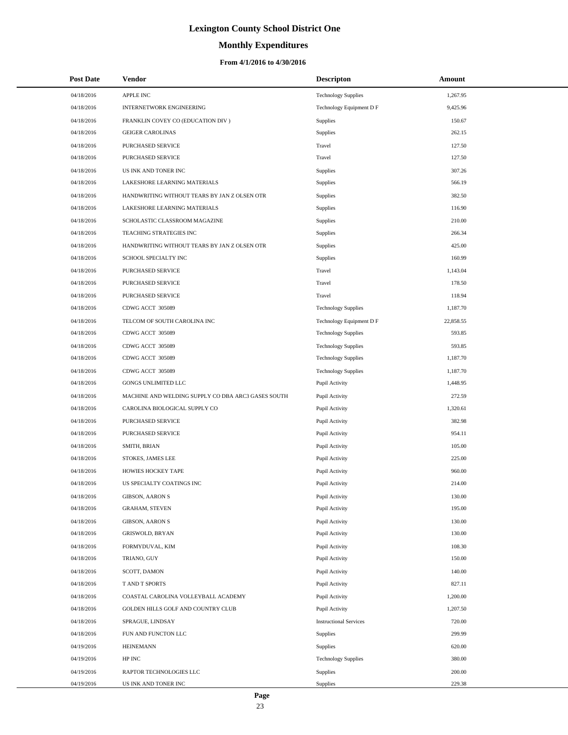# Lexington County School District One

## Monthly Expenditures

### From 4/1/2016 to 4/30/2016

| Post Date | Vendor | Descripton | Amount |
|---|---|---|---|
| 04/18/2016 | APPLE INC | Technology Supplies | 1,267.95 |
| 04/18/2016 | INTERNETWORK ENGINEERING | Technology Equipment D F | 9,425.96 |
| 04/18/2016 | FRANKLIN COVEY CO (EDUCATION DIV ) | Supplies | 150.67 |
| 04/18/2016 | GEIGER CAROLINAS | Supplies | 262.15 |
| 04/18/2016 | PURCHASED SERVICE | Travel | 127.50 |
| 04/18/2016 | PURCHASED SERVICE | Travel | 127.50 |
| 04/18/2016 | US INK AND TONER INC | Supplies | 307.26 |
| 04/18/2016 | LAKESHORE LEARNING MATERIALS | Supplies | 566.19 |
| 04/18/2016 | HANDWRITING WITHOUT TEARS BY JAN Z OLSEN OTR | Supplies | 382.50 |
| 04/18/2016 | LAKESHORE LEARNING MATERIALS | Supplies | 116.90 |
| 04/18/2016 | SCHOLASTIC CLASSROOM MAGAZINE | Supplies | 210.00 |
| 04/18/2016 | TEACHING STRATEGIES INC | Supplies | 266.34 |
| 04/18/2016 | HANDWRITING WITHOUT TEARS BY JAN Z OLSEN OTR | Supplies | 425.00 |
| 04/18/2016 | SCHOOL SPECIALTY INC | Supplies | 160.99 |
| 04/18/2016 | PURCHASED SERVICE | Travel | 1,143.04 |
| 04/18/2016 | PURCHASED SERVICE | Travel | 178.50 |
| 04/18/2016 | PURCHASED SERVICE | Travel | 118.94 |
| 04/18/2016 | CDWG ACCT 305089 | Technology Supplies | 1,187.70 |
| 04/18/2016 | TELCOM OF SOUTH CAROLINA INC | Technology Equipment D F | 22,858.55 |
| 04/18/2016 | CDWG ACCT 305089 | Technology Supplies | 593.85 |
| 04/18/2016 | CDWG ACCT 305089 | Technology Supplies | 593.85 |
| 04/18/2016 | CDWG ACCT 305089 | Technology Supplies | 1,187.70 |
| 04/18/2016 | CDWG ACCT 305089 | Technology Supplies | 1,187.70 |
| 04/18/2016 | GONGS UNLIMITED LLC | Pupil Activity | 1,448.95 |
| 04/18/2016 | MACHINE AND WELDING SUPPLY CO DBA ARC3 GASES SOUTH | Pupil Activity | 272.59 |
| 04/18/2016 | CAROLINA BIOLOGICAL SUPPLY CO | Pupil Activity | 1,320.61 |
| 04/18/2016 | PURCHASED SERVICE | Pupil Activity | 382.98 |
| 04/18/2016 | PURCHASED SERVICE | Pupil Activity | 954.11 |
| 04/18/2016 | SMITH, BRIAN | Pupil Activity | 105.00 |
| 04/18/2016 | STOKES, JAMES LEE | Pupil Activity | 225.00 |
| 04/18/2016 | HOWIES HOCKEY TAPE | Pupil Activity | 960.00 |
| 04/18/2016 | US SPECIALTY COATINGS INC | Pupil Activity | 214.00 |
| 04/18/2016 | GIBSON, AARON S | Pupil Activity | 130.00 |
| 04/18/2016 | GRAHAM, STEVEN | Pupil Activity | 195.00 |
| 04/18/2016 | GIBSON, AARON S | Pupil Activity | 130.00 |
| 04/18/2016 | GRISWOLD, BRYAN | Pupil Activity | 130.00 |
| 04/18/2016 | FORMYDUVAL, KIM | Pupil Activity | 108.30 |
| 04/18/2016 | TRIANO, GUY | Pupil Activity | 150.00 |
| 04/18/2016 | SCOTT, DAMON | Pupil Activity | 140.00 |
| 04/18/2016 | T AND T SPORTS | Pupil Activity | 827.11 |
| 04/18/2016 | COASTAL CAROLINA VOLLEYBALL ACADEMY | Pupil Activity | 1,200.00 |
| 04/18/2016 | GOLDEN HILLS GOLF AND COUNTRY CLUB | Pupil Activity | 1,207.50 |
| 04/18/2016 | SPRAGUE, LINDSAY | Instructional Services | 720.00 |
| 04/18/2016 | FUN AND FUNCTON LLC | Supplies | 299.99 |
| 04/19/2016 | HEINEMANN | Supplies | 620.00 |
| 04/19/2016 | HP INC | Technology Supplies | 380.00 |
| 04/19/2016 | RAPTOR TECHNOLOGIES LLC | Supplies | 200.00 |
| 04/19/2016 | US INK AND TONER INC | Supplies | 229.38 |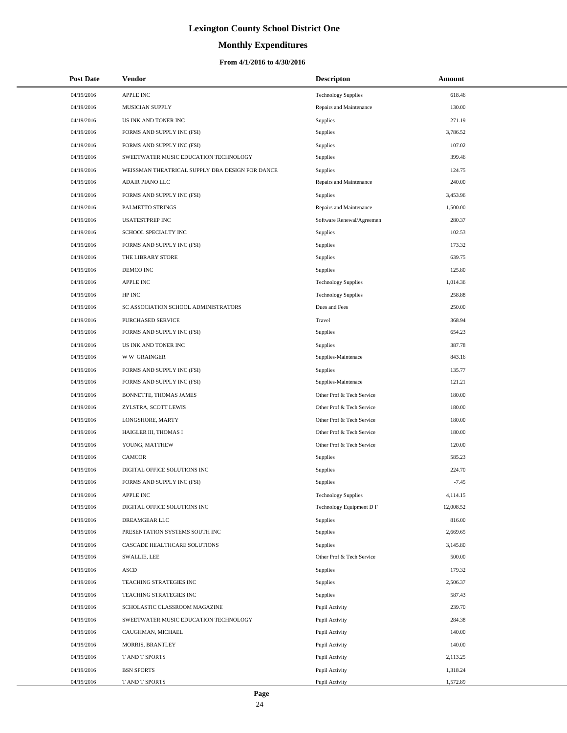# Lexington County School District One

## Monthly Expenditures

### From 4/1/2016 to 4/30/2016

| Post Date | Vendor | Descripton | Amount |
|---|---|---|---|
| 04/19/2016 | APPLE INC | Technology Supplies | 618.46 |
| 04/19/2016 | MUSICIAN SUPPLY | Repairs and Maintenance | 130.00 |
| 04/19/2016 | US INK AND TONER INC | Supplies | 271.19 |
| 04/19/2016 | FORMS AND SUPPLY INC (FSI) | Supplies | 3,786.52 |
| 04/19/2016 | FORMS AND SUPPLY INC (FSI) | Supplies | 107.02 |
| 04/19/2016 | SWEETWATER MUSIC EDUCATION TECHNOLOGY | Supplies | 399.46 |
| 04/19/2016 | WEISSMAN THEATRICAL SUPPLY DBA DESIGN FOR DANCE | Supplies | 124.75 |
| 04/19/2016 | ADAIR PIANO LLC | Repairs and Maintenance | 240.00 |
| 04/19/2016 | FORMS AND SUPPLY INC (FSI) | Supplies | 3,453.96 |
| 04/19/2016 | PALMETTO STRINGS | Repairs and Maintenance | 1,500.00 |
| 04/19/2016 | USATESTPREP INC | Software Renewal/Agreemen | 280.37 |
| 04/19/2016 | SCHOOL SPECIALTY INC | Supplies | 102.53 |
| 04/19/2016 | FORMS AND SUPPLY INC (FSI) | Supplies | 173.32 |
| 04/19/2016 | THE LIBRARY STORE | Supplies | 639.75 |
| 04/19/2016 | DEMCO INC | Supplies | 125.80 |
| 04/19/2016 | APPLE INC | Technology Supplies | 1,014.36 |
| 04/19/2016 | HP INC | Technology Supplies | 258.88 |
| 04/19/2016 | SC ASSOCIATION SCHOOL ADMINISTRATORS | Dues and Fees | 250.00 |
| 04/19/2016 | PURCHASED SERVICE | Travel | 368.94 |
| 04/19/2016 | FORMS AND SUPPLY INC (FSI) | Supplies | 654.23 |
| 04/19/2016 | US INK AND TONER INC | Supplies | 387.78 |
| 04/19/2016 | W W GRAINGER | Supplies-Maintenace | 843.16 |
| 04/19/2016 | FORMS AND SUPPLY INC (FSI) | Supplies | 135.77 |
| 04/19/2016 | FORMS AND SUPPLY INC (FSI) | Supplies-Maintenace | 121.21 |
| 04/19/2016 | BONNETTE, THOMAS JAMES | Other Prof & Tech Service | 180.00 |
| 04/19/2016 | ZYLSTRA, SCOTT LEWIS | Other Prof & Tech Service | 180.00 |
| 04/19/2016 | LONGSHORE, MARTY | Other Prof & Tech Service | 180.00 |
| 04/19/2016 | HAIGLER III, THOMAS I | Other Prof & Tech Service | 180.00 |
| 04/19/2016 | YOUNG, MATTHEW | Other Prof & Tech Service | 120.00 |
| 04/19/2016 | CAMCOR | Supplies | 585.23 |
| 04/19/2016 | DIGITAL OFFICE SOLUTIONS INC | Supplies | 224.70 |
| 04/19/2016 | FORMS AND SUPPLY INC (FSI) | Supplies | -7.45 |
| 04/19/2016 | APPLE INC | Technology Supplies | 4,114.15 |
| 04/19/2016 | DIGITAL OFFICE SOLUTIONS INC | Technology Equipment D F | 12,008.52 |
| 04/19/2016 | DREAMGEAR LLC | Supplies | 816.00 |
| 04/19/2016 | PRESENTATION SYSTEMS SOUTH INC | Supplies | 2,669.65 |
| 04/19/2016 | CASCADE HEALTHCARE SOLUTIONS | Supplies | 3,145.80 |
| 04/19/2016 | SWALLIE, LEE | Other Prof & Tech Service | 500.00 |
| 04/19/2016 | ASCD | Supplies | 179.32 |
| 04/19/2016 | TEACHING STRATEGIES INC | Supplies | 2,506.37 |
| 04/19/2016 | TEACHING STRATEGIES INC | Supplies | 587.43 |
| 04/19/2016 | SCHOLASTIC CLASSROOM MAGAZINE | Pupil Activity | 239.70 |
| 04/19/2016 | SWEETWATER MUSIC EDUCATION TECHNOLOGY | Pupil Activity | 284.38 |
| 04/19/2016 | CAUGHMAN, MICHAEL | Pupil Activity | 140.00 |
| 04/19/2016 | MORRIS, BRANTLEY | Pupil Activity | 140.00 |
| 04/19/2016 | T AND T SPORTS | Pupil Activity | 2,113.25 |
| 04/19/2016 | BSN SPORTS | Pupil Activity | 1,318.24 |
| 04/19/2016 | T AND T SPORTS | Pupil Activity | 1,572.89 |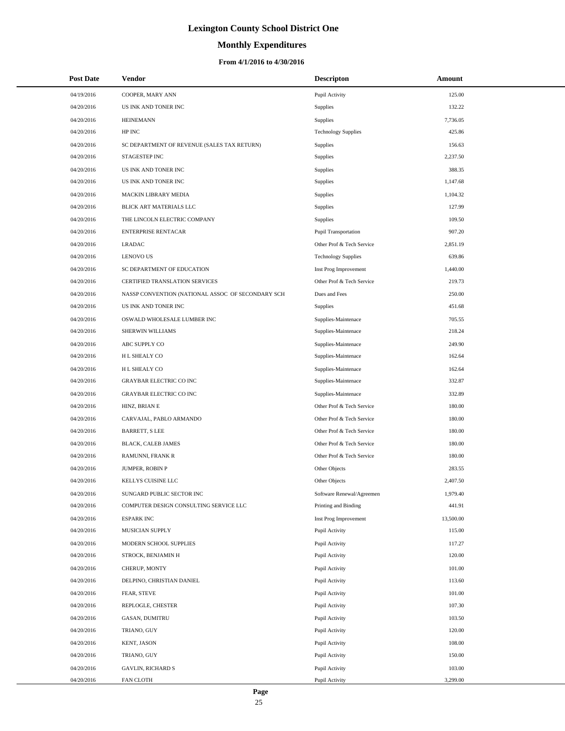# Lexington County School District One

## Monthly Expenditures

### From 4/1/2016 to 4/30/2016

| Post Date | Vendor | Descripton | Amount |
|---|---|---|---|
| 04/19/2016 | COOPER, MARY ANN | Pupil Activity | 125.00 |
| 04/20/2016 | US INK AND TONER INC | Supplies | 132.22 |
| 04/20/2016 | HEINEMANN | Supplies | 7,736.05 |
| 04/20/2016 | HP INC | Technology Supplies | 425.86 |
| 04/20/2016 | SC DEPARTMENT OF REVENUE (SALES TAX RETURN) | Supplies | 156.63 |
| 04/20/2016 | STAGESTEP INC | Supplies | 2,237.50 |
| 04/20/2016 | US INK AND TONER INC | Supplies | 388.35 |
| 04/20/2016 | US INK AND TONER INC | Supplies | 1,147.68 |
| 04/20/2016 | MACKIN LIBRARY MEDIA | Supplies | 1,104.32 |
| 04/20/2016 | BLICK ART MATERIALS LLC | Supplies | 127.99 |
| 04/20/2016 | THE LINCOLN ELECTRIC COMPANY | Supplies | 109.50 |
| 04/20/2016 | ENTERPRISE RENTACAR | Pupil Transportation | 907.20 |
| 04/20/2016 | LRADAC | Other Prof & Tech Service | 2,851.19 |
| 04/20/2016 | LENOVO US | Technology Supplies | 639.86 |
| 04/20/2016 | SC DEPARTMENT OF EDUCATION | Inst Prog Improvement | 1,440.00 |
| 04/20/2016 | CERTIFIED TRANSLATION SERVICES | Other Prof & Tech Service | 219.73 |
| 04/20/2016 | NASSP CONVENTION (NATIONAL ASSOC OF SECONDARY SCH | Dues and Fees | 250.00 |
| 04/20/2016 | US INK AND TONER INC | Supplies | 451.68 |
| 04/20/2016 | OSWALD WHOLESALE LUMBER INC | Supplies-Maintenace | 705.55 |
| 04/20/2016 | SHERWIN WILLIAMS | Supplies-Maintenace | 218.24 |
| 04/20/2016 | ABC SUPPLY CO | Supplies-Maintenace | 249.90 |
| 04/20/2016 | H L SHEALY CO | Supplies-Maintenace | 162.64 |
| 04/20/2016 | H L SHEALY CO | Supplies-Maintenace | 162.64 |
| 04/20/2016 | GRAYBAR ELECTRIC CO INC | Supplies-Maintenace | 332.87 |
| 04/20/2016 | GRAYBAR ELECTRIC CO INC | Supplies-Maintenace | 332.89 |
| 04/20/2016 | HINZ, BRIAN E | Other Prof & Tech Service | 180.00 |
| 04/20/2016 | CARVAJAL, PABLO ARMANDO | Other Prof & Tech Service | 180.00 |
| 04/20/2016 | BARRETT, S LEE | Other Prof & Tech Service | 180.00 |
| 04/20/2016 | BLACK, CALEB JAMES | Other Prof & Tech Service | 180.00 |
| 04/20/2016 | RAMUNNI, FRANK R | Other Prof & Tech Service | 180.00 |
| 04/20/2016 | JUMPER, ROBIN P | Other Objects | 283.55 |
| 04/20/2016 | KELLYS CUISINE LLC | Other Objects | 2,407.50 |
| 04/20/2016 | SUNGARD PUBLIC SECTOR INC | Software Renewal/Agreemen | 1,979.40 |
| 04/20/2016 | COMPUTER DESIGN CONSULTING SERVICE LLC | Printing and Binding | 441.91 |
| 04/20/2016 | ESPARK INC | Inst Prog Improvement | 13,500.00 |
| 04/20/2016 | MUSICIAN SUPPLY | Pupil Activity | 115.00 |
| 04/20/2016 | MODERN SCHOOL SUPPLIES | Pupil Activity | 117.27 |
| 04/20/2016 | STROCK, BENJAMIN H | Pupil Activity | 120.00 |
| 04/20/2016 | CHERUP, MONTY | Pupil Activity | 101.00 |
| 04/20/2016 | DELPINO, CHRISTIAN DANIEL | Pupil Activity | 113.60 |
| 04/20/2016 | FEAR, STEVE | Pupil Activity | 101.00 |
| 04/20/2016 | REPLOGLE, CHESTER | Pupil Activity | 107.30 |
| 04/20/2016 | GASAN, DUMITRU | Pupil Activity | 103.50 |
| 04/20/2016 | TRIANO, GUY | Pupil Activity | 120.00 |
| 04/20/2016 | KENT, JASON | Pupil Activity | 108.00 |
| 04/20/2016 | TRIANO, GUY | Pupil Activity | 150.00 |
| 04/20/2016 | GAVLIN, RICHARD S | Pupil Activity | 103.00 |
| 04/20/2016 | FAN CLOTH | Pupil Activity | 3,299.00 |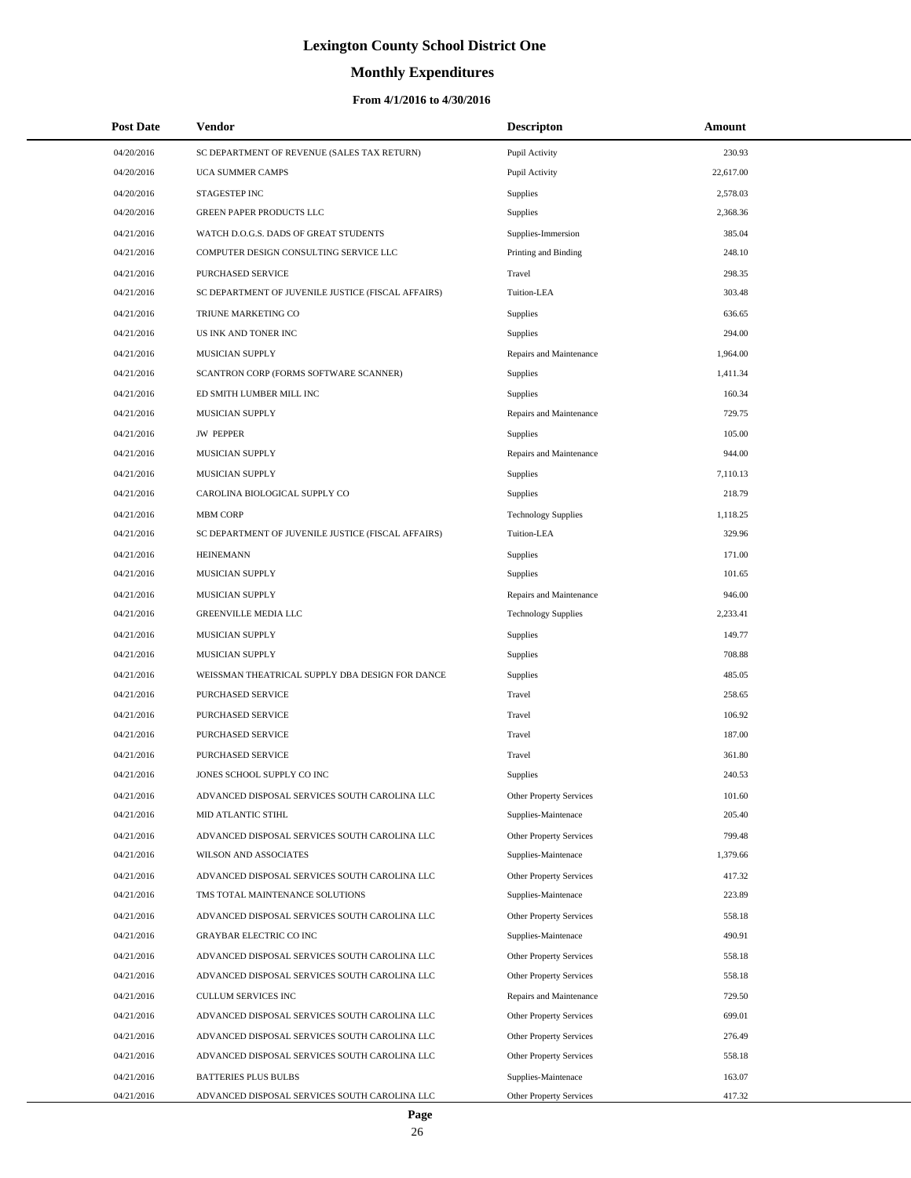# Lexington County School District One

## Monthly Expenditures

### From 4/1/2016 to 4/30/2016

| Post Date | Vendor | Descripton | Amount |
|---|---|---|---|
| 04/20/2016 | SC DEPARTMENT OF REVENUE (SALES TAX RETURN) | Pupil Activity | 230.93 |
| 04/20/2016 | UCA SUMMER CAMPS | Pupil Activity | 22,617.00 |
| 04/20/2016 | STAGESTEP INC | Supplies | 2,578.03 |
| 04/20/2016 | GREEN PAPER PRODUCTS LLC | Supplies | 2,368.36 |
| 04/21/2016 | WATCH D.O.G.S. DADS OF GREAT STUDENTS | Supplies-Immersion | 385.04 |
| 04/21/2016 | COMPUTER DESIGN CONSULTING SERVICE LLC | Printing and Binding | 248.10 |
| 04/21/2016 | PURCHASED SERVICE | Travel | 298.35 |
| 04/21/2016 | SC DEPARTMENT OF JUVENILE JUSTICE (FISCAL AFFAIRS) | Tuition-LEA | 303.48 |
| 04/21/2016 | TRIUNE MARKETING CO | Supplies | 636.65 |
| 04/21/2016 | US INK AND TONER INC | Supplies | 294.00 |
| 04/21/2016 | MUSICIAN SUPPLY | Repairs and Maintenance | 1,964.00 |
| 04/21/2016 | SCANTRON CORP (FORMS SOFTWARE SCANNER) | Supplies | 1,411.34 |
| 04/21/2016 | ED SMITH LUMBER MILL INC | Supplies | 160.34 |
| 04/21/2016 | MUSICIAN SUPPLY | Repairs and Maintenance | 729.75 |
| 04/21/2016 | JW PEPPER | Supplies | 105.00 |
| 04/21/2016 | MUSICIAN SUPPLY | Repairs and Maintenance | 944.00 |
| 04/21/2016 | MUSICIAN SUPPLY | Supplies | 7,110.13 |
| 04/21/2016 | CAROLINA BIOLOGICAL SUPPLY CO | Supplies | 218.79 |
| 04/21/2016 | MBM CORP | Technology Supplies | 1,118.25 |
| 04/21/2016 | SC DEPARTMENT OF JUVENILE JUSTICE (FISCAL AFFAIRS) | Tuition-LEA | 329.96 |
| 04/21/2016 | HEINEMANN | Supplies | 171.00 |
| 04/21/2016 | MUSICIAN SUPPLY | Supplies | 101.65 |
| 04/21/2016 | MUSICIAN SUPPLY | Repairs and Maintenance | 946.00 |
| 04/21/2016 | GREENVILLE MEDIA LLC | Technology Supplies | 2,233.41 |
| 04/21/2016 | MUSICIAN SUPPLY | Supplies | 149.77 |
| 04/21/2016 | MUSICIAN SUPPLY | Supplies | 708.88 |
| 04/21/2016 | WEISSMAN THEATRICAL SUPPLY DBA DESIGN FOR DANCE | Supplies | 485.05 |
| 04/21/2016 | PURCHASED SERVICE | Travel | 258.65 |
| 04/21/2016 | PURCHASED SERVICE | Travel | 106.92 |
| 04/21/2016 | PURCHASED SERVICE | Travel | 187.00 |
| 04/21/2016 | PURCHASED SERVICE | Travel | 361.80 |
| 04/21/2016 | JONES SCHOOL SUPPLY CO INC | Supplies | 240.53 |
| 04/21/2016 | ADVANCED DISPOSAL SERVICES SOUTH CAROLINA LLC | Other Property Services | 101.60 |
| 04/21/2016 | MID ATLANTIC STIHL | Supplies-Maintenace | 205.40 |
| 04/21/2016 | ADVANCED DISPOSAL SERVICES SOUTH CAROLINA LLC | Other Property Services | 799.48 |
| 04/21/2016 | WILSON AND ASSOCIATES | Supplies-Maintenace | 1,379.66 |
| 04/21/2016 | ADVANCED DISPOSAL SERVICES SOUTH CAROLINA LLC | Other Property Services | 417.32 |
| 04/21/2016 | TMS TOTAL MAINTENANCE SOLUTIONS | Supplies-Maintenace | 223.89 |
| 04/21/2016 | ADVANCED DISPOSAL SERVICES SOUTH CAROLINA LLC | Other Property Services | 558.18 |
| 04/21/2016 | GRAYBAR ELECTRIC CO INC | Supplies-Maintenace | 490.91 |
| 04/21/2016 | ADVANCED DISPOSAL SERVICES SOUTH CAROLINA LLC | Other Property Services | 558.18 |
| 04/21/2016 | ADVANCED DISPOSAL SERVICES SOUTH CAROLINA LLC | Other Property Services | 558.18 |
| 04/21/2016 | CULLUM SERVICES INC | Repairs and Maintenance | 729.50 |
| 04/21/2016 | ADVANCED DISPOSAL SERVICES SOUTH CAROLINA LLC | Other Property Services | 699.01 |
| 04/21/2016 | ADVANCED DISPOSAL SERVICES SOUTH CAROLINA LLC | Other Property Services | 276.49 |
| 04/21/2016 | ADVANCED DISPOSAL SERVICES SOUTH CAROLINA LLC | Other Property Services | 558.18 |
| 04/21/2016 | BATTERIES PLUS BULBS | Supplies-Maintenace | 163.07 |
| 04/21/2016 | ADVANCED DISPOSAL SERVICES SOUTH CAROLINA LLC | Other Property Services | 417.32 |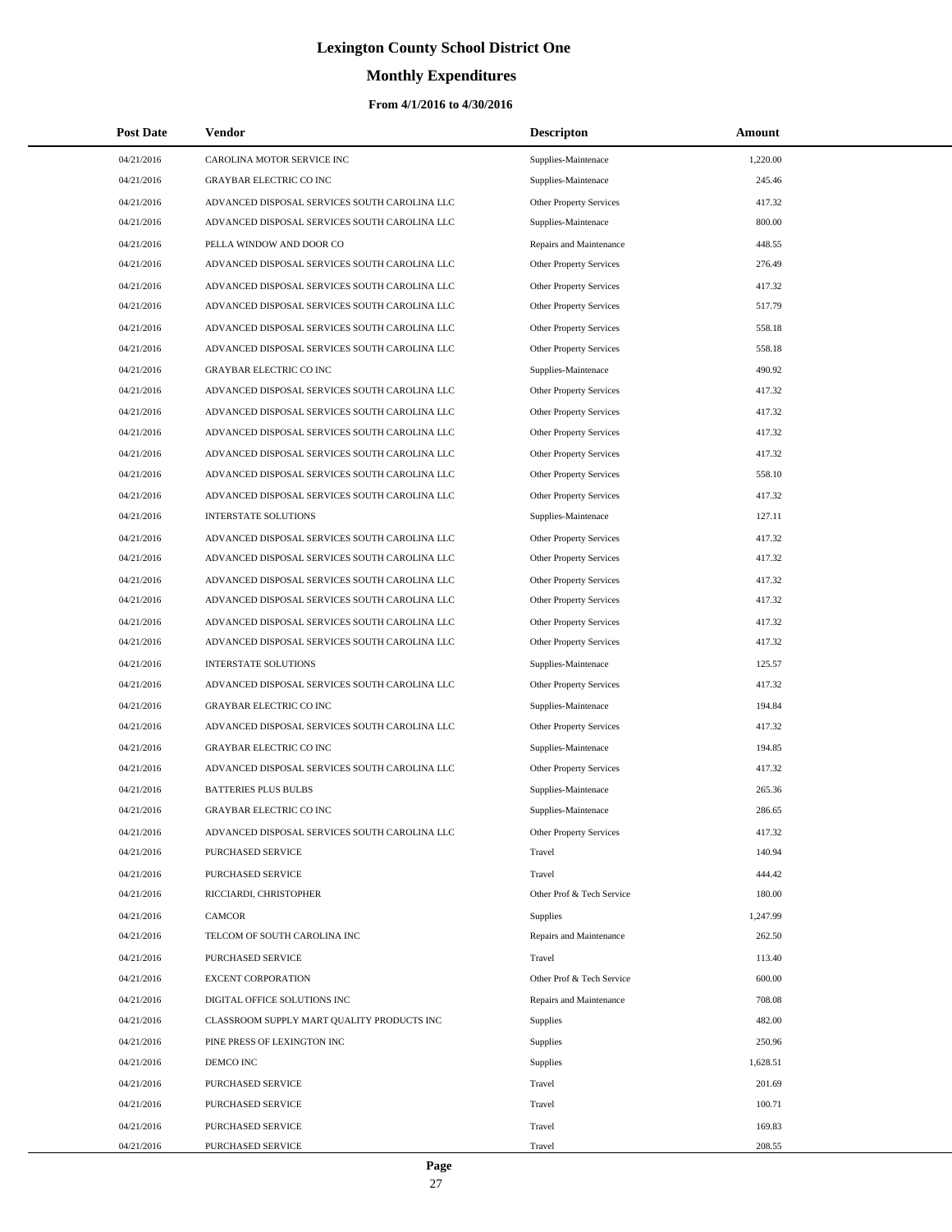# Lexington County School District One

## Monthly Expenditures

### From 4/1/2016 to 4/30/2016

| Post Date | Vendor | Descripton | Amount |
|---|---|---|---|
| 04/21/2016 | CAROLINA MOTOR SERVICE INC | Supplies-Maintenace | 1,220.00 |
| 04/21/2016 | GRAYBAR ELECTRIC CO INC | Supplies-Maintenace | 245.46 |
| 04/21/2016 | ADVANCED DISPOSAL SERVICES SOUTH CAROLINA LLC | Other Property Services | 417.32 |
| 04/21/2016 | ADVANCED DISPOSAL SERVICES SOUTH CAROLINA LLC | Supplies-Maintenace | 800.00 |
| 04/21/2016 | PELLA WINDOW AND DOOR CO | Repairs and Maintenance | 448.55 |
| 04/21/2016 | ADVANCED DISPOSAL SERVICES SOUTH CAROLINA LLC | Other Property Services | 276.49 |
| 04/21/2016 | ADVANCED DISPOSAL SERVICES SOUTH CAROLINA LLC | Other Property Services | 417.32 |
| 04/21/2016 | ADVANCED DISPOSAL SERVICES SOUTH CAROLINA LLC | Other Property Services | 517.79 |
| 04/21/2016 | ADVANCED DISPOSAL SERVICES SOUTH CAROLINA LLC | Other Property Services | 558.18 |
| 04/21/2016 | ADVANCED DISPOSAL SERVICES SOUTH CAROLINA LLC | Other Property Services | 558.18 |
| 04/21/2016 | GRAYBAR ELECTRIC CO INC | Supplies-Maintenace | 490.92 |
| 04/21/2016 | ADVANCED DISPOSAL SERVICES SOUTH CAROLINA LLC | Other Property Services | 417.32 |
| 04/21/2016 | ADVANCED DISPOSAL SERVICES SOUTH CAROLINA LLC | Other Property Services | 417.32 |
| 04/21/2016 | ADVANCED DISPOSAL SERVICES SOUTH CAROLINA LLC | Other Property Services | 417.32 |
| 04/21/2016 | ADVANCED DISPOSAL SERVICES SOUTH CAROLINA LLC | Other Property Services | 417.32 |
| 04/21/2016 | ADVANCED DISPOSAL SERVICES SOUTH CAROLINA LLC | Other Property Services | 558.10 |
| 04/21/2016 | ADVANCED DISPOSAL SERVICES SOUTH CAROLINA LLC | Other Property Services | 417.32 |
| 04/21/2016 | INTERSTATE SOLUTIONS | Supplies-Maintenace | 127.11 |
| 04/21/2016 | ADVANCED DISPOSAL SERVICES SOUTH CAROLINA LLC | Other Property Services | 417.32 |
| 04/21/2016 | ADVANCED DISPOSAL SERVICES SOUTH CAROLINA LLC | Other Property Services | 417.32 |
| 04/21/2016 | ADVANCED DISPOSAL SERVICES SOUTH CAROLINA LLC | Other Property Services | 417.32 |
| 04/21/2016 | ADVANCED DISPOSAL SERVICES SOUTH CAROLINA LLC | Other Property Services | 417.32 |
| 04/21/2016 | ADVANCED DISPOSAL SERVICES SOUTH CAROLINA LLC | Other Property Services | 417.32 |
| 04/21/2016 | ADVANCED DISPOSAL SERVICES SOUTH CAROLINA LLC | Other Property Services | 417.32 |
| 04/21/2016 | INTERSTATE SOLUTIONS | Supplies-Maintenace | 125.57 |
| 04/21/2016 | ADVANCED DISPOSAL SERVICES SOUTH CAROLINA LLC | Other Property Services | 417.32 |
| 04/21/2016 | GRAYBAR ELECTRIC CO INC | Supplies-Maintenace | 194.84 |
| 04/21/2016 | ADVANCED DISPOSAL SERVICES SOUTH CAROLINA LLC | Other Property Services | 417.32 |
| 04/21/2016 | GRAYBAR ELECTRIC CO INC | Supplies-Maintenace | 194.85 |
| 04/21/2016 | ADVANCED DISPOSAL SERVICES SOUTH CAROLINA LLC | Other Property Services | 417.32 |
| 04/21/2016 | BATTERIES PLUS BULBS | Supplies-Maintenace | 265.36 |
| 04/21/2016 | GRAYBAR ELECTRIC CO INC | Supplies-Maintenace | 286.65 |
| 04/21/2016 | ADVANCED DISPOSAL SERVICES SOUTH CAROLINA LLC | Other Property Services | 417.32 |
| 04/21/2016 | PURCHASED SERVICE | Travel | 140.94 |
| 04/21/2016 | PURCHASED SERVICE | Travel | 444.42 |
| 04/21/2016 | RICCIARDI, CHRISTOPHER | Other Prof & Tech Service | 180.00 |
| 04/21/2016 | CAMCOR | Supplies | 1,247.99 |
| 04/21/2016 | TELCOM OF SOUTH CAROLINA INC | Repairs and Maintenance | 262.50 |
| 04/21/2016 | PURCHASED SERVICE | Travel | 113.40 |
| 04/21/2016 | EXCENT CORPORATION | Other Prof & Tech Service | 600.00 |
| 04/21/2016 | DIGITAL OFFICE SOLUTIONS INC | Repairs and Maintenance | 708.08 |
| 04/21/2016 | CLASSROOM SUPPLY MART QUALITY PRODUCTS INC | Supplies | 482.00 |
| 04/21/2016 | PINE PRESS OF LEXINGTON INC | Supplies | 250.96 |
| 04/21/2016 | DEMCO INC | Supplies | 1,628.51 |
| 04/21/2016 | PURCHASED SERVICE | Travel | 201.69 |
| 04/21/2016 | PURCHASED SERVICE | Travel | 100.71 |
| 04/21/2016 | PURCHASED SERVICE | Travel | 169.83 |
| 04/21/2016 | PURCHASED SERVICE | Travel | 208.55 |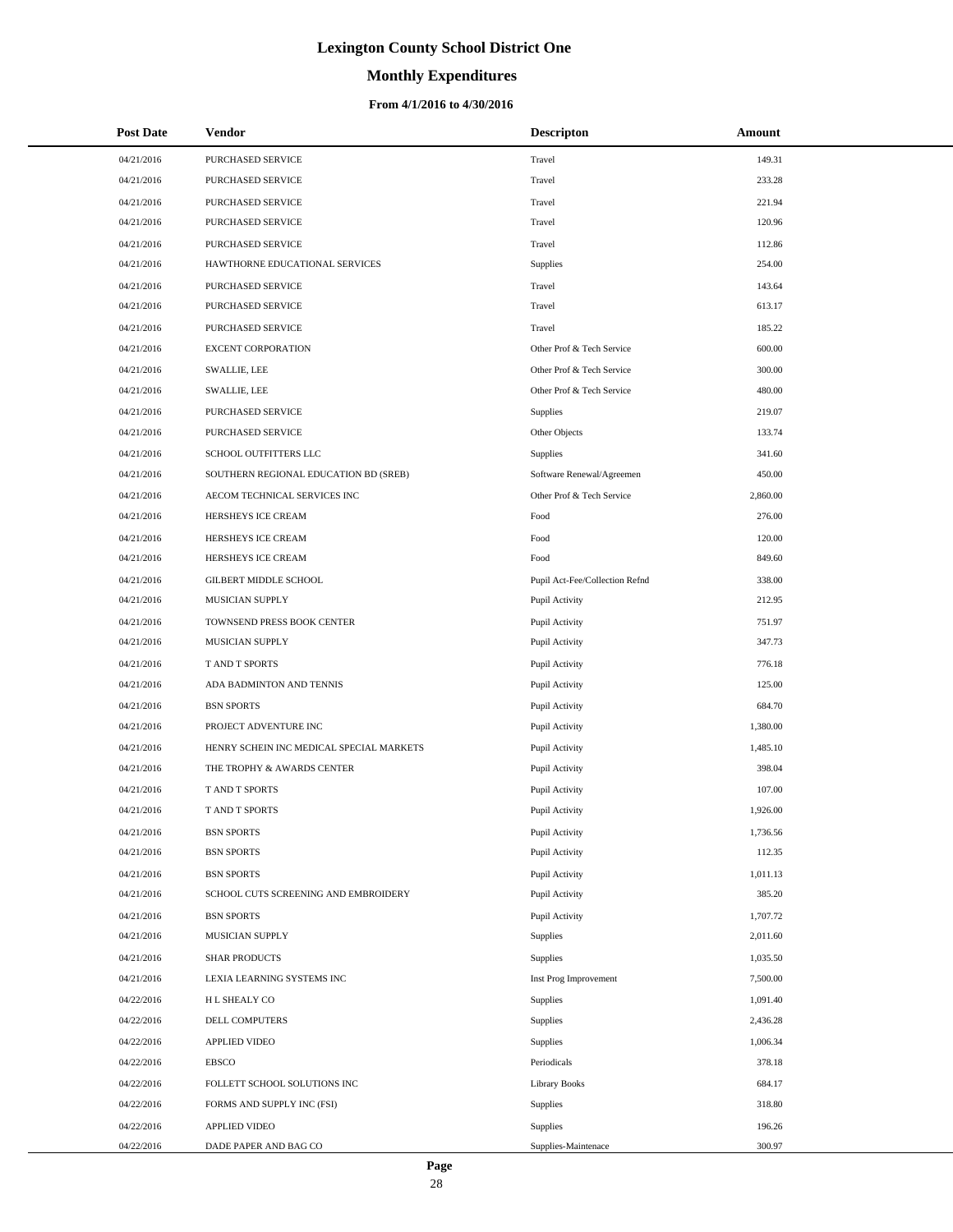# Lexington County School District One

## Monthly Expenditures

### From 4/1/2016 to 4/30/2016

| Post Date | Vendor | Descripton | Amount |
| --- | --- | --- | --- |
| 04/21/2016 | PURCHASED SERVICE | Travel | 149.31 |
| 04/21/2016 | PURCHASED SERVICE | Travel | 233.28 |
| 04/21/2016 | PURCHASED SERVICE | Travel | 221.94 |
| 04/21/2016 | PURCHASED SERVICE | Travel | 120.96 |
| 04/21/2016 | PURCHASED SERVICE | Travel | 112.86 |
| 04/21/2016 | HAWTHORNE EDUCATIONAL SERVICES | Supplies | 254.00 |
| 04/21/2016 | PURCHASED SERVICE | Travel | 143.64 |
| 04/21/2016 | PURCHASED SERVICE | Travel | 613.17 |
| 04/21/2016 | PURCHASED SERVICE | Travel | 185.22 |
| 04/21/2016 | EXCENT CORPORATION | Other Prof & Tech Service | 600.00 |
| 04/21/2016 | SWALLIE, LEE | Other Prof & Tech Service | 300.00 |
| 04/21/2016 | SWALLIE, LEE | Other Prof & Tech Service | 480.00 |
| 04/21/2016 | PURCHASED SERVICE | Supplies | 219.07 |
| 04/21/2016 | PURCHASED SERVICE | Other Objects | 133.74 |
| 04/21/2016 | SCHOOL OUTFITTERS LLC | Supplies | 341.60 |
| 04/21/2016 | SOUTHERN REGIONAL EDUCATION BD (SREB) | Software Renewal/Agreemen | 450.00 |
| 04/21/2016 | AECOM TECHNICAL SERVICES INC | Other Prof & Tech Service | 2,860.00 |
| 04/21/2016 | HERSHEYS ICE CREAM | Food | 276.00 |
| 04/21/2016 | HERSHEYS ICE CREAM | Food | 120.00 |
| 04/21/2016 | HERSHEYS ICE CREAM | Food | 849.60 |
| 04/21/2016 | GILBERT MIDDLE SCHOOL | Pupil Act-Fee/Collection Refnd | 338.00 |
| 04/21/2016 | MUSICIAN SUPPLY | Pupil Activity | 212.95 |
| 04/21/2016 | TOWNSEND PRESS BOOK CENTER | Pupil Activity | 751.97 |
| 04/21/2016 | MUSICIAN SUPPLY | Pupil Activity | 347.73 |
| 04/21/2016 | T AND T SPORTS | Pupil Activity | 776.18 |
| 04/21/2016 | ADA BADMINTON AND TENNIS | Pupil Activity | 125.00 |
| 04/21/2016 | BSN SPORTS | Pupil Activity | 684.70 |
| 04/21/2016 | PROJECT ADVENTURE INC | Pupil Activity | 1,380.00 |
| 04/21/2016 | HENRY SCHEIN INC MEDICAL SPECIAL MARKETS | Pupil Activity | 1,485.10 |
| 04/21/2016 | THE TROPHY & AWARDS CENTER | Pupil Activity | 398.04 |
| 04/21/2016 | T AND T SPORTS | Pupil Activity | 107.00 |
| 04/21/2016 | T AND T SPORTS | Pupil Activity | 1,926.00 |
| 04/21/2016 | BSN SPORTS | Pupil Activity | 1,736.56 |
| 04/21/2016 | BSN SPORTS | Pupil Activity | 112.35 |
| 04/21/2016 | BSN SPORTS | Pupil Activity | 1,011.13 |
| 04/21/2016 | SCHOOL CUTS SCREENING AND EMBROIDERY | Pupil Activity | 385.20 |
| 04/21/2016 | BSN SPORTS | Pupil Activity | 1,707.72 |
| 04/21/2016 | MUSICIAN SUPPLY | Supplies | 2,011.60 |
| 04/21/2016 | SHAR PRODUCTS | Supplies | 1,035.50 |
| 04/21/2016 | LEXIA LEARNING SYSTEMS INC | Inst Prog Improvement | 7,500.00 |
| 04/22/2016 | H L SHEALY CO | Supplies | 1,091.40 |
| 04/22/2016 | DELL COMPUTERS | Supplies | 2,436.28 |
| 04/22/2016 | APPLIED VIDEO | Supplies | 1,006.34 |
| 04/22/2016 | EBSCO | Periodicals | 378.18 |
| 04/22/2016 | FOLLETT SCHOOL SOLUTIONS INC | Library Books | 684.17 |
| 04/22/2016 | FORMS AND SUPPLY INC (FSI) | Supplies | 318.80 |
| 04/22/2016 | APPLIED VIDEO | Supplies | 196.26 |
| 04/22/2016 | DADE PAPER AND BAG CO | Supplies-Maintenace | 300.97 |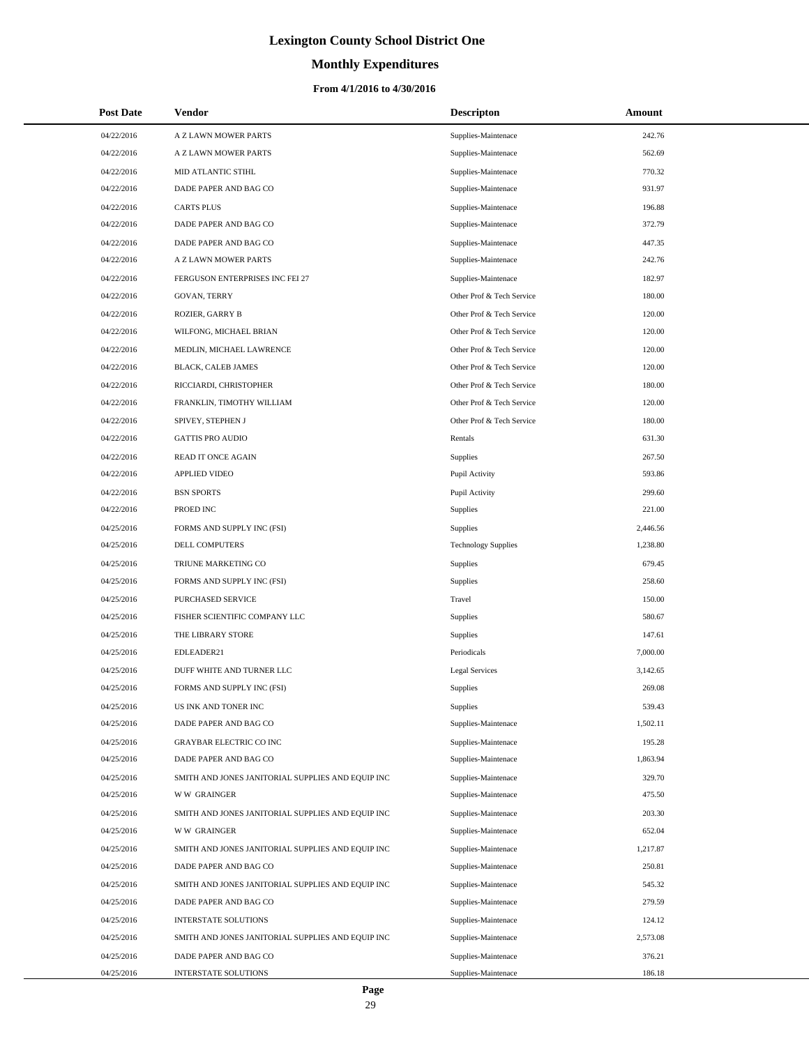# Lexington County School District One

## Monthly Expenditures

### From 4/1/2016 to 4/30/2016

| Post Date | Vendor | Descripton | Amount |
|---|---|---|---|
| 04/22/2016 | A Z LAWN MOWER PARTS | Supplies-Maintenace | 242.76 |
| 04/22/2016 | A Z LAWN MOWER PARTS | Supplies-Maintenace | 562.69 |
| 04/22/2016 | MID ATLANTIC STIHL | Supplies-Maintenace | 770.32 |
| 04/22/2016 | DADE PAPER AND BAG CO | Supplies-Maintenace | 931.97 |
| 04/22/2016 | CARTS PLUS | Supplies-Maintenace | 196.88 |
| 04/22/2016 | DADE PAPER AND BAG CO | Supplies-Maintenace | 372.79 |
| 04/22/2016 | DADE PAPER AND BAG CO | Supplies-Maintenace | 447.35 |
| 04/22/2016 | A Z LAWN MOWER PARTS | Supplies-Maintenace | 242.76 |
| 04/22/2016 | FERGUSON ENTERPRISES INC FEI 27 | Supplies-Maintenace | 182.97 |
| 04/22/2016 | GOVAN, TERRY | Other Prof & Tech Service | 180.00 |
| 04/22/2016 | ROZIER, GARRY B | Other Prof & Tech Service | 120.00 |
| 04/22/2016 | WILFONG, MICHAEL BRIAN | Other Prof & Tech Service | 120.00 |
| 04/22/2016 | MEDLIN, MICHAEL LAWRENCE | Other Prof & Tech Service | 120.00 |
| 04/22/2016 | BLACK, CALEB JAMES | Other Prof & Tech Service | 120.00 |
| 04/22/2016 | RICCIARDI, CHRISTOPHER | Other Prof & Tech Service | 180.00 |
| 04/22/2016 | FRANKLIN, TIMOTHY WILLIAM | Other Prof & Tech Service | 120.00 |
| 04/22/2016 | SPIVEY, STEPHEN J | Other Prof & Tech Service | 180.00 |
| 04/22/2016 | GATTIS PRO AUDIO | Rentals | 631.30 |
| 04/22/2016 | READ IT ONCE AGAIN | Supplies | 267.50 |
| 04/22/2016 | APPLIED VIDEO | Pupil Activity | 593.86 |
| 04/22/2016 | BSN SPORTS | Pupil Activity | 299.60 |
| 04/22/2016 | PROED INC | Supplies | 221.00 |
| 04/25/2016 | FORMS AND SUPPLY INC (FSI) | Supplies | 2,446.56 |
| 04/25/2016 | DELL COMPUTERS | Technology Supplies | 1,238.80 |
| 04/25/2016 | TRIUNE MARKETING CO | Supplies | 679.45 |
| 04/25/2016 | FORMS AND SUPPLY INC (FSI) | Supplies | 258.60 |
| 04/25/2016 | PURCHASED SERVICE | Travel | 150.00 |
| 04/25/2016 | FISHER SCIENTIFIC COMPANY LLC | Supplies | 580.67 |
| 04/25/2016 | THE LIBRARY STORE | Supplies | 147.61 |
| 04/25/2016 | EDLEADER21 | Periodicals | 7,000.00 |
| 04/25/2016 | DUFF WHITE AND TURNER LLC | Legal Services | 3,142.65 |
| 04/25/2016 | FORMS AND SUPPLY INC (FSI) | Supplies | 269.08 |
| 04/25/2016 | US INK AND TONER INC | Supplies | 539.43 |
| 04/25/2016 | DADE PAPER AND BAG CO | Supplies-Maintenace | 1,502.11 |
| 04/25/2016 | GRAYBAR ELECTRIC CO INC | Supplies-Maintenace | 195.28 |
| 04/25/2016 | DADE PAPER AND BAG CO | Supplies-Maintenace | 1,863.94 |
| 04/25/2016 | SMITH AND JONES JANITORIAL SUPPLIES AND EQUIP INC | Supplies-Maintenace | 329.70 |
| 04/25/2016 | W W GRAINGER | Supplies-Maintenace | 475.50 |
| 04/25/2016 | SMITH AND JONES JANITORIAL SUPPLIES AND EQUIP INC | Supplies-Maintenace | 203.30 |
| 04/25/2016 | W W GRAINGER | Supplies-Maintenace | 652.04 |
| 04/25/2016 | SMITH AND JONES JANITORIAL SUPPLIES AND EQUIP INC | Supplies-Maintenace | 1,217.87 |
| 04/25/2016 | DADE PAPER AND BAG CO | Supplies-Maintenace | 250.81 |
| 04/25/2016 | SMITH AND JONES JANITORIAL SUPPLIES AND EQUIP INC | Supplies-Maintenace | 545.32 |
| 04/25/2016 | DADE PAPER AND BAG CO | Supplies-Maintenace | 279.59 |
| 04/25/2016 | INTERSTATE SOLUTIONS | Supplies-Maintenace | 124.12 |
| 04/25/2016 | SMITH AND JONES JANITORIAL SUPPLIES AND EQUIP INC | Supplies-Maintenace | 2,573.08 |
| 04/25/2016 | DADE PAPER AND BAG CO | Supplies-Maintenace | 376.21 |
| 04/25/2016 | INTERSTATE SOLUTIONS | Supplies-Maintenace | 186.18 |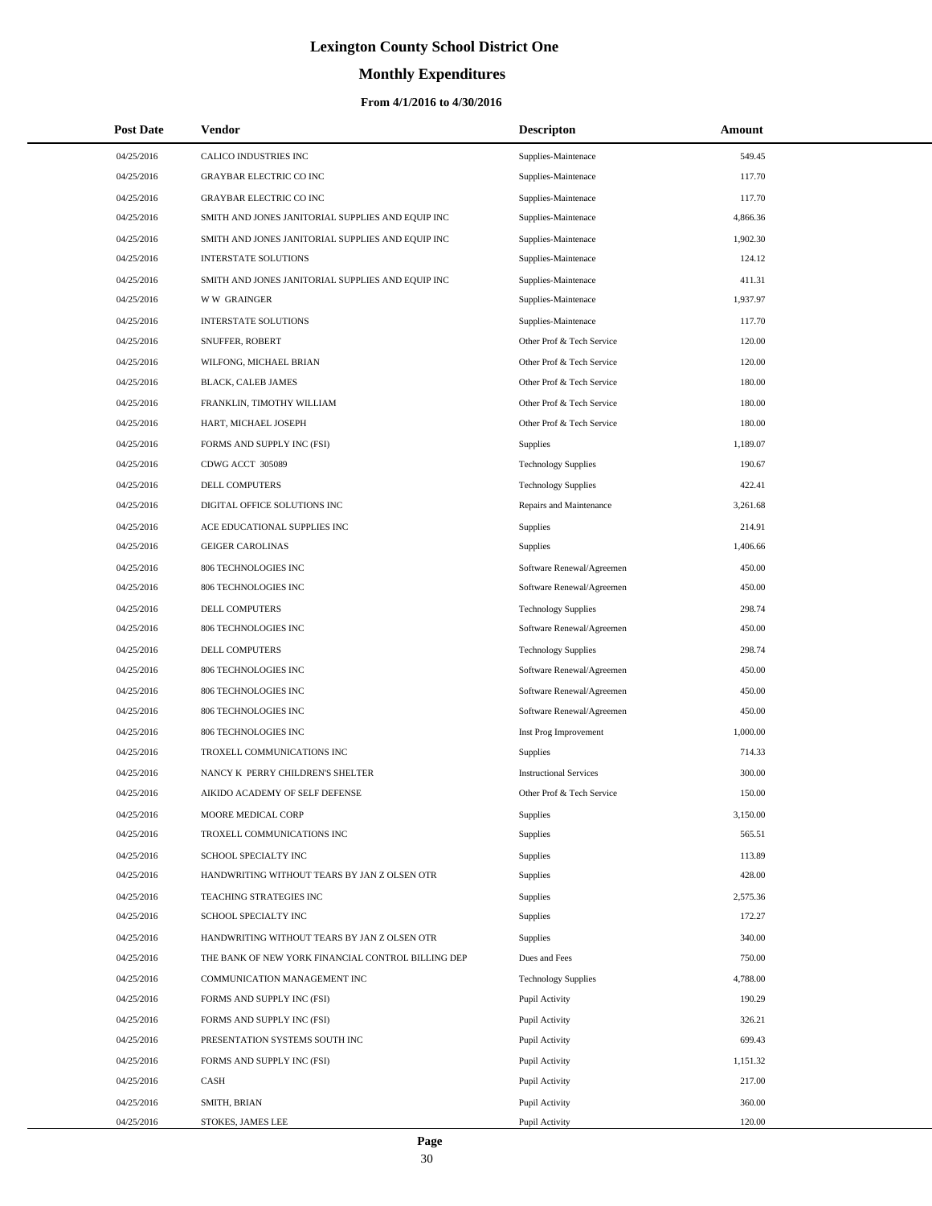# Lexington County School District One

## Monthly Expenditures

### From 4/1/2016 to 4/30/2016

| Post Date | Vendor | Descripton | Amount |
|---|---|---|---|
| 04/25/2016 | CALICO INDUSTRIES INC | Supplies-Maintenace | 549.45 |
| 04/25/2016 | GRAYBAR ELECTRIC CO INC | Supplies-Maintenace | 117.70 |
| 04/25/2016 | GRAYBAR ELECTRIC CO INC | Supplies-Maintenace | 117.70 |
| 04/25/2016 | SMITH AND JONES JANITORIAL SUPPLIES AND EQUIP INC | Supplies-Maintenace | 4,866.36 |
| 04/25/2016 | SMITH AND JONES JANITORIAL SUPPLIES AND EQUIP INC | Supplies-Maintenace | 1,902.30 |
| 04/25/2016 | INTERSTATE SOLUTIONS | Supplies-Maintenace | 124.12 |
| 04/25/2016 | SMITH AND JONES JANITORIAL SUPPLIES AND EQUIP INC | Supplies-Maintenace | 411.31 |
| 04/25/2016 | W W GRAINGER | Supplies-Maintenace | 1,937.97 |
| 04/25/2016 | INTERSTATE SOLUTIONS | Supplies-Maintenace | 117.70 |
| 04/25/2016 | SNUFFER, ROBERT | Other Prof & Tech Service | 120.00 |
| 04/25/2016 | WILFONG, MICHAEL BRIAN | Other Prof & Tech Service | 120.00 |
| 04/25/2016 | BLACK, CALEB JAMES | Other Prof & Tech Service | 180.00 |
| 04/25/2016 | FRANKLIN, TIMOTHY WILLIAM | Other Prof & Tech Service | 180.00 |
| 04/25/2016 | HART, MICHAEL JOSEPH | Other Prof & Tech Service | 180.00 |
| 04/25/2016 | FORMS AND SUPPLY INC (FSI) | Supplies | 1,189.07 |
| 04/25/2016 | CDWG ACCT 305089 | Technology Supplies | 190.67 |
| 04/25/2016 | DELL COMPUTERS | Technology Supplies | 422.41 |
| 04/25/2016 | DIGITAL OFFICE SOLUTIONS INC | Repairs and Maintenance | 3,261.68 |
| 04/25/2016 | ACE EDUCATIONAL SUPPLIES INC | Supplies | 214.91 |
| 04/25/2016 | GEIGER CAROLINAS | Supplies | 1,406.66 |
| 04/25/2016 | 806 TECHNOLOGIES INC | Software Renewal/Agreemen | 450.00 |
| 04/25/2016 | 806 TECHNOLOGIES INC | Software Renewal/Agreemen | 450.00 |
| 04/25/2016 | DELL COMPUTERS | Technology Supplies | 298.74 |
| 04/25/2016 | 806 TECHNOLOGIES INC | Software Renewal/Agreemen | 450.00 |
| 04/25/2016 | DELL COMPUTERS | Technology Supplies | 298.74 |
| 04/25/2016 | 806 TECHNOLOGIES INC | Software Renewal/Agreemen | 450.00 |
| 04/25/2016 | 806 TECHNOLOGIES INC | Software Renewal/Agreemen | 450.00 |
| 04/25/2016 | 806 TECHNOLOGIES INC | Software Renewal/Agreemen | 450.00 |
| 04/25/2016 | 806 TECHNOLOGIES INC | Inst Prog Improvement | 1,000.00 |
| 04/25/2016 | TROXELL COMMUNICATIONS INC | Supplies | 714.33 |
| 04/25/2016 | NANCY K PERRY CHILDREN'S SHELTER | Instructional Services | 300.00 |
| 04/25/2016 | AIKIDO ACADEMY OF SELF DEFENSE | Other Prof & Tech Service | 150.00 |
| 04/25/2016 | MOORE MEDICAL CORP | Supplies | 3,150.00 |
| 04/25/2016 | TROXELL COMMUNICATIONS INC | Supplies | 565.51 |
| 04/25/2016 | SCHOOL SPECIALTY INC | Supplies | 113.89 |
| 04/25/2016 | HANDWRITING WITHOUT TEARS BY JAN Z OLSEN OTR | Supplies | 428.00 |
| 04/25/2016 | TEACHING STRATEGIES INC | Supplies | 2,575.36 |
| 04/25/2016 | SCHOOL SPECIALTY INC | Supplies | 172.27 |
| 04/25/2016 | HANDWRITING WITHOUT TEARS BY JAN Z OLSEN OTR | Supplies | 340.00 |
| 04/25/2016 | THE BANK OF NEW YORK FINANCIAL CONTROL BILLING DEP | Dues and Fees | 750.00 |
| 04/25/2016 | COMMUNICATION MANAGEMENT INC | Technology Supplies | 4,788.00 |
| 04/25/2016 | FORMS AND SUPPLY INC (FSI) | Pupil Activity | 190.29 |
| 04/25/2016 | FORMS AND SUPPLY INC (FSI) | Pupil Activity | 326.21 |
| 04/25/2016 | PRESENTATION SYSTEMS SOUTH INC | Pupil Activity | 699.43 |
| 04/25/2016 | FORMS AND SUPPLY INC (FSI) | Pupil Activity | 1,151.32 |
| 04/25/2016 | CASH | Pupil Activity | 217.00 |
| 04/25/2016 | SMITH, BRIAN | Pupil Activity | 360.00 |
| 04/25/2016 | STOKES, JAMES LEE | Pupil Activity | 120.00 |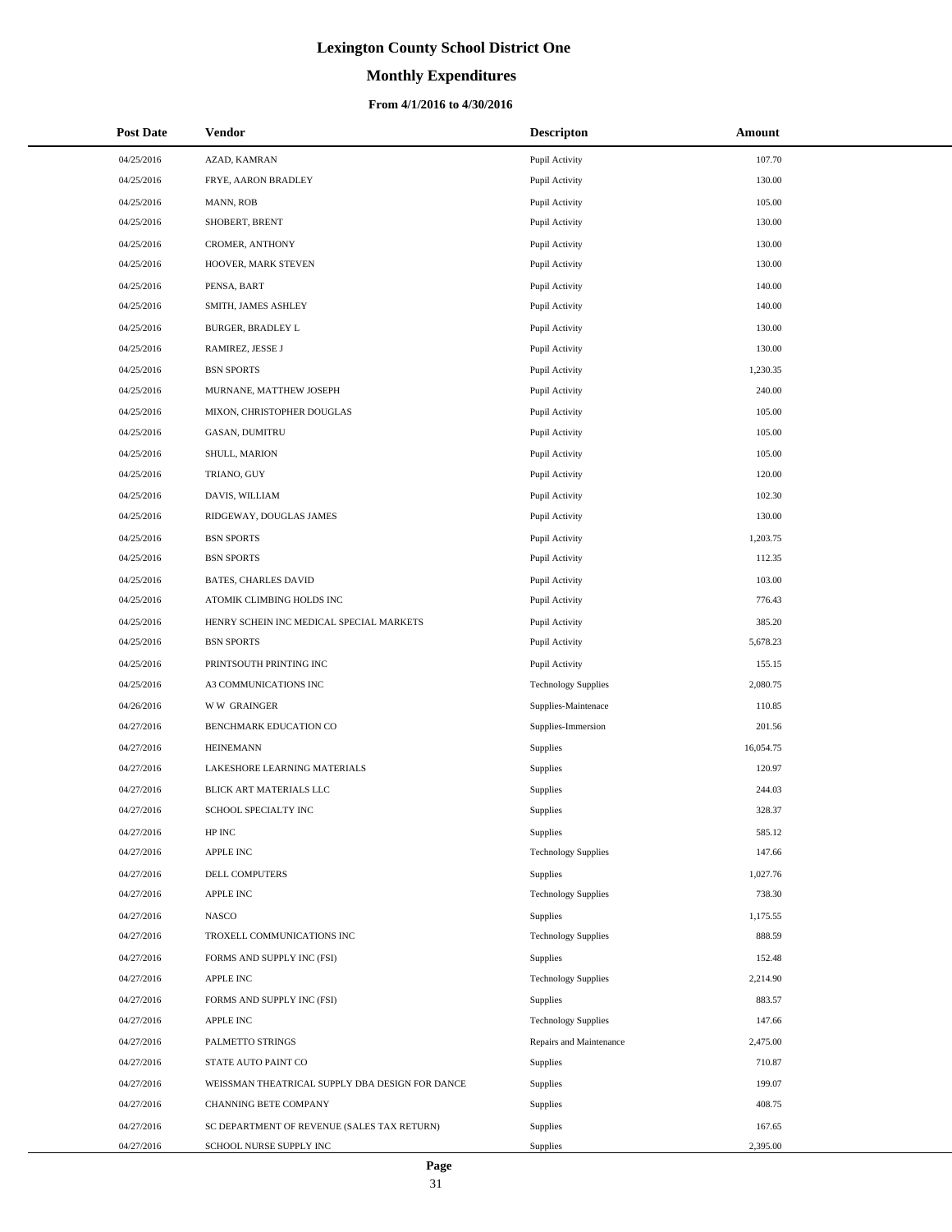# Lexington County School District One

## Monthly Expenditures

### From 4/1/2016 to 4/30/2016

| Post Date | Vendor | Descripton | Amount |
| --- | --- | --- | --- |
| 04/25/2016 | AZAD, KAMRAN | Pupil Activity | 107.70 |
| 04/25/2016 | FRYE, AARON BRADLEY | Pupil Activity | 130.00 |
| 04/25/2016 | MANN, ROB | Pupil Activity | 105.00 |
| 04/25/2016 | SHOBERT, BRENT | Pupil Activity | 130.00 |
| 04/25/2016 | CROMER, ANTHONY | Pupil Activity | 130.00 |
| 04/25/2016 | HOOVER, MARK STEVEN | Pupil Activity | 130.00 |
| 04/25/2016 | PENSA, BART | Pupil Activity | 140.00 |
| 04/25/2016 | SMITH, JAMES ASHLEY | Pupil Activity | 140.00 |
| 04/25/2016 | BURGER, BRADLEY L | Pupil Activity | 130.00 |
| 04/25/2016 | RAMIREZ, JESSE J | Pupil Activity | 130.00 |
| 04/25/2016 | BSN SPORTS | Pupil Activity | 1,230.35 |
| 04/25/2016 | MURNANE, MATTHEW JOSEPH | Pupil Activity | 240.00 |
| 04/25/2016 | MIXON, CHRISTOPHER DOUGLAS | Pupil Activity | 105.00 |
| 04/25/2016 | GASAN, DUMITRU | Pupil Activity | 105.00 |
| 04/25/2016 | SHULL, MARION | Pupil Activity | 105.00 |
| 04/25/2016 | TRIANO, GUY | Pupil Activity | 120.00 |
| 04/25/2016 | DAVIS, WILLIAM | Pupil Activity | 102.30 |
| 04/25/2016 | RIDGEWAY, DOUGLAS JAMES | Pupil Activity | 130.00 |
| 04/25/2016 | BSN SPORTS | Pupil Activity | 1,203.75 |
| 04/25/2016 | BSN SPORTS | Pupil Activity | 112.35 |
| 04/25/2016 | BATES, CHARLES DAVID | Pupil Activity | 103.00 |
| 04/25/2016 | ATOMIK CLIMBING HOLDS INC | Pupil Activity | 776.43 |
| 04/25/2016 | HENRY SCHEIN INC MEDICAL SPECIAL MARKETS | Pupil Activity | 385.20 |
| 04/25/2016 | BSN SPORTS | Pupil Activity | 5,678.23 |
| 04/25/2016 | PRINTSOUTH PRINTING INC | Pupil Activity | 155.15 |
| 04/25/2016 | A3 COMMUNICATIONS INC | Technology Supplies | 2,080.75 |
| 04/26/2016 | W W GRAINGER | Supplies-Maintenace | 110.85 |
| 04/27/2016 | BENCHMARK EDUCATION CO | Supplies-Immersion | 201.56 |
| 04/27/2016 | HEINEMANN | Supplies | 16,054.75 |
| 04/27/2016 | LAKESHORE LEARNING MATERIALS | Supplies | 120.97 |
| 04/27/2016 | BLICK ART MATERIALS LLC | Supplies | 244.03 |
| 04/27/2016 | SCHOOL SPECIALTY INC | Supplies | 328.37 |
| 04/27/2016 | HP INC | Supplies | 585.12 |
| 04/27/2016 | APPLE INC | Technology Supplies | 147.66 |
| 04/27/2016 | DELL COMPUTERS | Supplies | 1,027.76 |
| 04/27/2016 | APPLE INC | Technology Supplies | 738.30 |
| 04/27/2016 | NASCO | Supplies | 1,175.55 |
| 04/27/2016 | TROXELL COMMUNICATIONS INC | Technology Supplies | 888.59 |
| 04/27/2016 | FORMS AND SUPPLY INC (FSI) | Supplies | 152.48 |
| 04/27/2016 | APPLE INC | Technology Supplies | 2,214.90 |
| 04/27/2016 | FORMS AND SUPPLY INC (FSI) | Supplies | 883.57 |
| 04/27/2016 | APPLE INC | Technology Supplies | 147.66 |
| 04/27/2016 | PALMETTO STRINGS | Repairs and Maintenance | 2,475.00 |
| 04/27/2016 | STATE AUTO PAINT CO | Supplies | 710.87 |
| 04/27/2016 | WEISSMAN THEATRICAL SUPPLY DBA DESIGN FOR DANCE | Supplies | 199.07 |
| 04/27/2016 | CHANNING BETE COMPANY | Supplies | 408.75 |
| 04/27/2016 | SC DEPARTMENT OF REVENUE (SALES TAX RETURN) | Supplies | 167.65 |
| 04/27/2016 | SCHOOL NURSE SUPPLY INC | Supplies | 2,395.00 |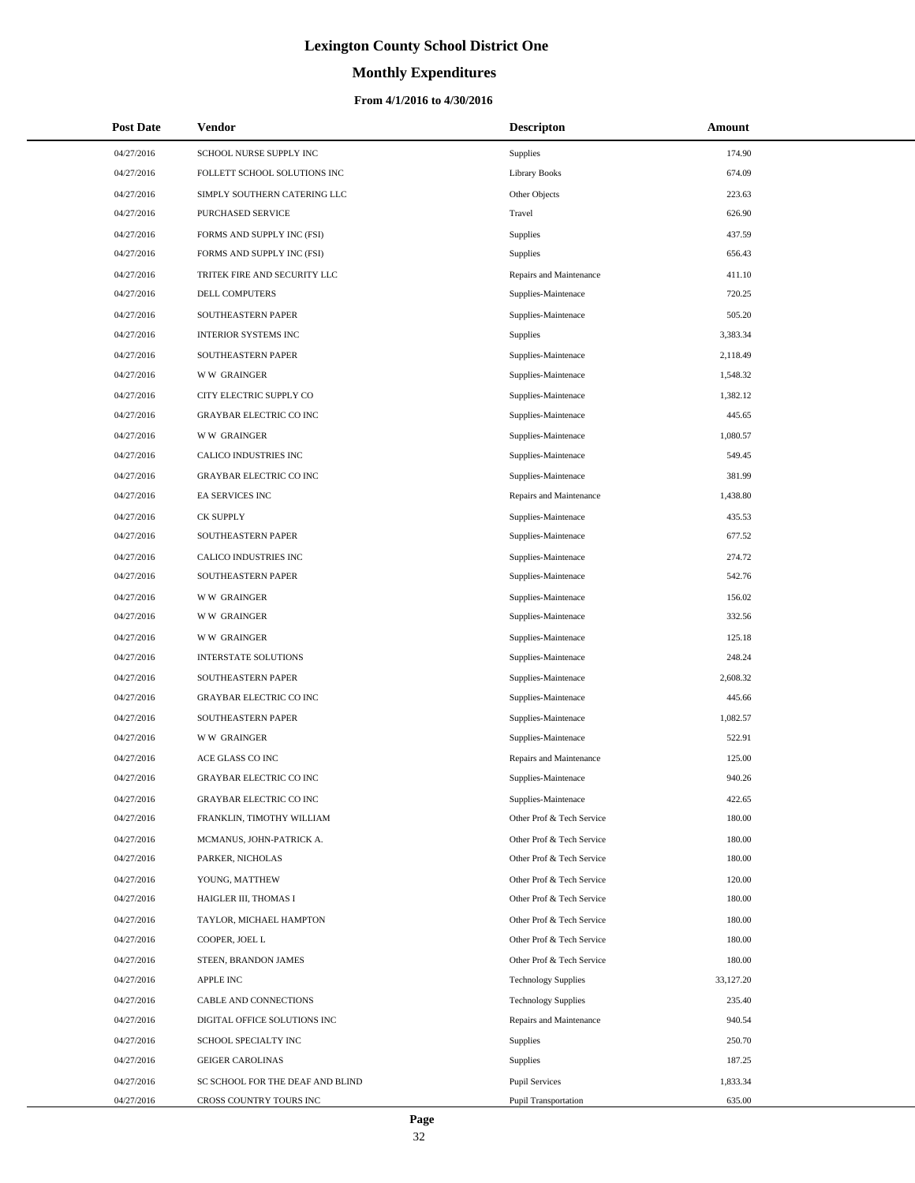# Lexington County School District One

## Monthly Expenditures

### From 4/1/2016 to 4/30/2016

| Post Date | Vendor | Descripton | Amount |
|---|---|---|---|
| 04/27/2016 | SCHOOL NURSE SUPPLY INC | Supplies | 174.90 |
| 04/27/2016 | FOLLETT SCHOOL SOLUTIONS INC | Library Books | 674.09 |
| 04/27/2016 | SIMPLY SOUTHERN CATERING LLC | Other Objects | 223.63 |
| 04/27/2016 | PURCHASED SERVICE | Travel | 626.90 |
| 04/27/2016 | FORMS AND SUPPLY INC (FSI) | Supplies | 437.59 |
| 04/27/2016 | FORMS AND SUPPLY INC (FSI) | Supplies | 656.43 |
| 04/27/2016 | TRITEK FIRE AND SECURITY LLC | Repairs and Maintenance | 411.10 |
| 04/27/2016 | DELL COMPUTERS | Supplies-Maintenace | 720.25 |
| 04/27/2016 | SOUTHEASTERN PAPER | Supplies-Maintenace | 505.20 |
| 04/27/2016 | INTERIOR SYSTEMS INC | Supplies | 3,383.34 |
| 04/27/2016 | SOUTHEASTERN PAPER | Supplies-Maintenace | 2,118.49 |
| 04/27/2016 | W W GRAINGER | Supplies-Maintenace | 1,548.32 |
| 04/27/2016 | CITY ELECTRIC SUPPLY CO | Supplies-Maintenace | 1,382.12 |
| 04/27/2016 | GRAYBAR ELECTRIC CO INC | Supplies-Maintenace | 445.65 |
| 04/27/2016 | W W GRAINGER | Supplies-Maintenace | 1,080.57 |
| 04/27/2016 | CALICO INDUSTRIES INC | Supplies-Maintenace | 549.45 |
| 04/27/2016 | GRAYBAR ELECTRIC CO INC | Supplies-Maintenace | 381.99 |
| 04/27/2016 | EA SERVICES INC | Repairs and Maintenance | 1,438.80 |
| 04/27/2016 | CK SUPPLY | Supplies-Maintenace | 435.53 |
| 04/27/2016 | SOUTHEASTERN PAPER | Supplies-Maintenace | 677.52 |
| 04/27/2016 | CALICO INDUSTRIES INC | Supplies-Maintenace | 274.72 |
| 04/27/2016 | SOUTHEASTERN PAPER | Supplies-Maintenace | 542.76 |
| 04/27/2016 | W W GRAINGER | Supplies-Maintenace | 156.02 |
| 04/27/2016 | W W GRAINGER | Supplies-Maintenace | 332.56 |
| 04/27/2016 | W W GRAINGER | Supplies-Maintenace | 125.18 |
| 04/27/2016 | INTERSTATE SOLUTIONS | Supplies-Maintenace | 248.24 |
| 04/27/2016 | SOUTHEASTERN PAPER | Supplies-Maintenace | 2,608.32 |
| 04/27/2016 | GRAYBAR ELECTRIC CO INC | Supplies-Maintenace | 445.66 |
| 04/27/2016 | SOUTHEASTERN PAPER | Supplies-Maintenace | 1,082.57 |
| 04/27/2016 | W W GRAINGER | Supplies-Maintenace | 522.91 |
| 04/27/2016 | ACE GLASS CO INC | Repairs and Maintenance | 125.00 |
| 04/27/2016 | GRAYBAR ELECTRIC CO INC | Supplies-Maintenace | 940.26 |
| 04/27/2016 | GRAYBAR ELECTRIC CO INC | Supplies-Maintenace | 422.65 |
| 04/27/2016 | FRANKLIN, TIMOTHY WILLIAM | Other Prof & Tech Service | 180.00 |
| 04/27/2016 | MCMANUS, JOHN-PATRICK A. | Other Prof & Tech Service | 180.00 |
| 04/27/2016 | PARKER, NICHOLAS | Other Prof & Tech Service | 180.00 |
| 04/27/2016 | YOUNG, MATTHEW | Other Prof & Tech Service | 120.00 |
| 04/27/2016 | HAIGLER III, THOMAS I | Other Prof & Tech Service | 180.00 |
| 04/27/2016 | TAYLOR, MICHAEL HAMPTON | Other Prof & Tech Service | 180.00 |
| 04/27/2016 | COOPER, JOEL L | Other Prof & Tech Service | 180.00 |
| 04/27/2016 | STEEN, BRANDON JAMES | Other Prof & Tech Service | 180.00 |
| 04/27/2016 | APPLE INC | Technology Supplies | 33,127.20 |
| 04/27/2016 | CABLE AND CONNECTIONS | Technology Supplies | 235.40 |
| 04/27/2016 | DIGITAL OFFICE SOLUTIONS INC | Repairs and Maintenance | 940.54 |
| 04/27/2016 | SCHOOL SPECIALTY INC | Supplies | 250.70 |
| 04/27/2016 | GEIGER CAROLINAS | Supplies | 187.25 |
| 04/27/2016 | SC SCHOOL FOR THE DEAF AND BLIND | Pupil Services | 1,833.34 |
| 04/27/2016 | CROSS COUNTRY TOURS INC | Pupil Transportation | 635.00 |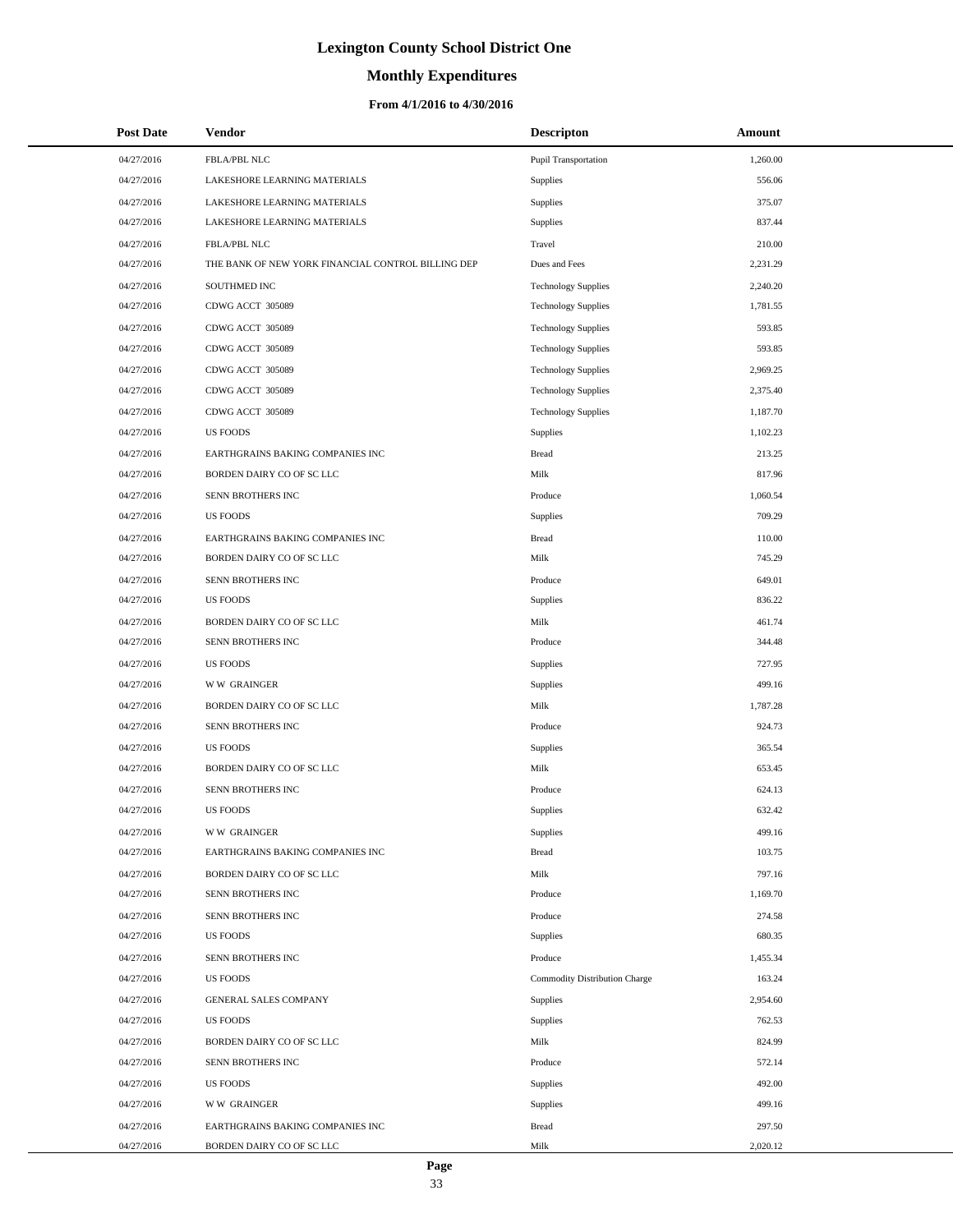# Lexington County School District One

## Monthly Expenditures

### From 4/1/2016 to 4/30/2016

| Post Date | Vendor | Descripton | Amount |
|---|---|---|---|
| 04/27/2016 | FBLA/PBL NLC | Pupil Transportation | 1,260.00 |
| 04/27/2016 | LAKESHORE LEARNING MATERIALS | Supplies | 556.06 |
| 04/27/2016 | LAKESHORE LEARNING MATERIALS | Supplies | 375.07 |
| 04/27/2016 | LAKESHORE LEARNING MATERIALS | Supplies | 837.44 |
| 04/27/2016 | FBLA/PBL NLC | Travel | 210.00 |
| 04/27/2016 | THE BANK OF NEW YORK FINANCIAL CONTROL BILLING DEP | Dues and Fees | 2,231.29 |
| 04/27/2016 | SOUTHMED INC | Technology Supplies | 2,240.20 |
| 04/27/2016 | CDWG ACCT 305089 | Technology Supplies | 1,781.55 |
| 04/27/2016 | CDWG ACCT 305089 | Technology Supplies | 593.85 |
| 04/27/2016 | CDWG ACCT 305089 | Technology Supplies | 593.85 |
| 04/27/2016 | CDWG ACCT 305089 | Technology Supplies | 2,969.25 |
| 04/27/2016 | CDWG ACCT 305089 | Technology Supplies | 2,375.40 |
| 04/27/2016 | CDWG ACCT 305089 | Technology Supplies | 1,187.70 |
| 04/27/2016 | US FOODS | Supplies | 1,102.23 |
| 04/27/2016 | EARTHGRAINS BAKING COMPANIES INC | Bread | 213.25 |
| 04/27/2016 | BORDEN DAIRY CO OF SC LLC | Milk | 817.96 |
| 04/27/2016 | SENN BROTHERS INC | Produce | 1,060.54 |
| 04/27/2016 | US FOODS | Supplies | 709.29 |
| 04/27/2016 | EARTHGRAINS BAKING COMPANIES INC | Bread | 110.00 |
| 04/27/2016 | BORDEN DAIRY CO OF SC LLC | Milk | 745.29 |
| 04/27/2016 | SENN BROTHERS INC | Produce | 649.01 |
| 04/27/2016 | US FOODS | Supplies | 836.22 |
| 04/27/2016 | BORDEN DAIRY CO OF SC LLC | Milk | 461.74 |
| 04/27/2016 | SENN BROTHERS INC | Produce | 344.48 |
| 04/27/2016 | US FOODS | Supplies | 727.95 |
| 04/27/2016 | W W GRAINGER | Supplies | 499.16 |
| 04/27/2016 | BORDEN DAIRY CO OF SC LLC | Milk | 1,787.28 |
| 04/27/2016 | SENN BROTHERS INC | Produce | 924.73 |
| 04/27/2016 | US FOODS | Supplies | 365.54 |
| 04/27/2016 | BORDEN DAIRY CO OF SC LLC | Milk | 653.45 |
| 04/27/2016 | SENN BROTHERS INC | Produce | 624.13 |
| 04/27/2016 | US FOODS | Supplies | 632.42 |
| 04/27/2016 | W W GRAINGER | Supplies | 499.16 |
| 04/27/2016 | EARTHGRAINS BAKING COMPANIES INC | Bread | 103.75 |
| 04/27/2016 | BORDEN DAIRY CO OF SC LLC | Milk | 797.16 |
| 04/27/2016 | SENN BROTHERS INC | Produce | 1,169.70 |
| 04/27/2016 | SENN BROTHERS INC | Produce | 274.58 |
| 04/27/2016 | US FOODS | Supplies | 680.35 |
| 04/27/2016 | SENN BROTHERS INC | Produce | 1,455.34 |
| 04/27/2016 | US FOODS | Commodity Distribution Charge | 163.24 |
| 04/27/2016 | GENERAL SALES COMPANY | Supplies | 2,954.60 |
| 04/27/2016 | US FOODS | Supplies | 762.53 |
| 04/27/2016 | BORDEN DAIRY CO OF SC LLC | Milk | 824.99 |
| 04/27/2016 | SENN BROTHERS INC | Produce | 572.14 |
| 04/27/2016 | US FOODS | Supplies | 492.00 |
| 04/27/2016 | W W GRAINGER | Supplies | 499.16 |
| 04/27/2016 | EARTHGRAINS BAKING COMPANIES INC | Bread | 297.50 |
| 04/27/2016 | BORDEN DAIRY CO OF SC LLC | Milk | 2,020.12 |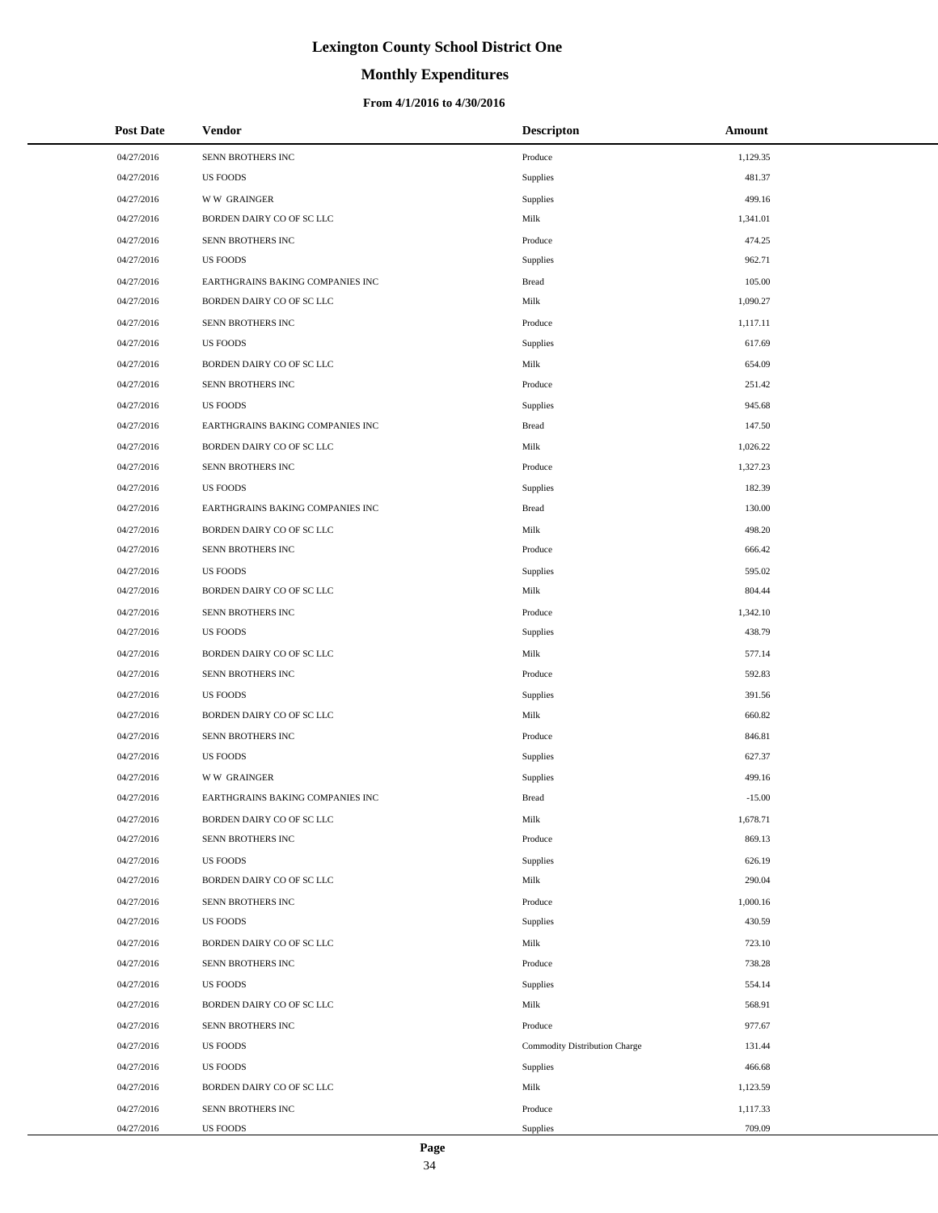# Lexington County School District One

## Monthly Expenditures

### From 4/1/2016 to 4/30/2016

| Post Date | Vendor | Descripton | Amount |
|---|---|---|---|
| 04/27/2016 | SENN BROTHERS INC | Produce | 1,129.35 |
| 04/27/2016 | US FOODS | Supplies | 481.37 |
| 04/27/2016 | W W GRAINGER | Supplies | 499.16 |
| 04/27/2016 | BORDEN DAIRY CO OF SC LLC | Milk | 1,341.01 |
| 04/27/2016 | SENN BROTHERS INC | Produce | 474.25 |
| 04/27/2016 | US FOODS | Supplies | 962.71 |
| 04/27/2016 | EARTHGRAINS BAKING COMPANIES INC | Bread | 105.00 |
| 04/27/2016 | BORDEN DAIRY CO OF SC LLC | Milk | 1,090.27 |
| 04/27/2016 | SENN BROTHERS INC | Produce | 1,117.11 |
| 04/27/2016 | US FOODS | Supplies | 617.69 |
| 04/27/2016 | BORDEN DAIRY CO OF SC LLC | Milk | 654.09 |
| 04/27/2016 | SENN BROTHERS INC | Produce | 251.42 |
| 04/27/2016 | US FOODS | Supplies | 945.68 |
| 04/27/2016 | EARTHGRAINS BAKING COMPANIES INC | Bread | 147.50 |
| 04/27/2016 | BORDEN DAIRY CO OF SC LLC | Milk | 1,026.22 |
| 04/27/2016 | SENN BROTHERS INC | Produce | 1,327.23 |
| 04/27/2016 | US FOODS | Supplies | 182.39 |
| 04/27/2016 | EARTHGRAINS BAKING COMPANIES INC | Bread | 130.00 |
| 04/27/2016 | BORDEN DAIRY CO OF SC LLC | Milk | 498.20 |
| 04/27/2016 | SENN BROTHERS INC | Produce | 666.42 |
| 04/27/2016 | US FOODS | Supplies | 595.02 |
| 04/27/2016 | BORDEN DAIRY CO OF SC LLC | Milk | 804.44 |
| 04/27/2016 | SENN BROTHERS INC | Produce | 1,342.10 |
| 04/27/2016 | US FOODS | Supplies | 438.79 |
| 04/27/2016 | BORDEN DAIRY CO OF SC LLC | Milk | 577.14 |
| 04/27/2016 | SENN BROTHERS INC | Produce | 592.83 |
| 04/27/2016 | US FOODS | Supplies | 391.56 |
| 04/27/2016 | BORDEN DAIRY CO OF SC LLC | Milk | 660.82 |
| 04/27/2016 | SENN BROTHERS INC | Produce | 846.81 |
| 04/27/2016 | US FOODS | Supplies | 627.37 |
| 04/27/2016 | W W GRAINGER | Supplies | 499.16 |
| 04/27/2016 | EARTHGRAINS BAKING COMPANIES INC | Bread | -15.00 |
| 04/27/2016 | BORDEN DAIRY CO OF SC LLC | Milk | 1,678.71 |
| 04/27/2016 | SENN BROTHERS INC | Produce | 869.13 |
| 04/27/2016 | US FOODS | Supplies | 626.19 |
| 04/27/2016 | BORDEN DAIRY CO OF SC LLC | Milk | 290.04 |
| 04/27/2016 | SENN BROTHERS INC | Produce | 1,000.16 |
| 04/27/2016 | US FOODS | Supplies | 430.59 |
| 04/27/2016 | BORDEN DAIRY CO OF SC LLC | Milk | 723.10 |
| 04/27/2016 | SENN BROTHERS INC | Produce | 738.28 |
| 04/27/2016 | US FOODS | Supplies | 554.14 |
| 04/27/2016 | BORDEN DAIRY CO OF SC LLC | Milk | 568.91 |
| 04/27/2016 | SENN BROTHERS INC | Produce | 977.67 |
| 04/27/2016 | US FOODS | Commodity Distribution Charge | 131.44 |
| 04/27/2016 | US FOODS | Supplies | 466.68 |
| 04/27/2016 | BORDEN DAIRY CO OF SC LLC | Milk | 1,123.59 |
| 04/27/2016 | SENN BROTHERS INC | Produce | 1,117.33 |
| 04/27/2016 | US FOODS | Supplies | 709.09 |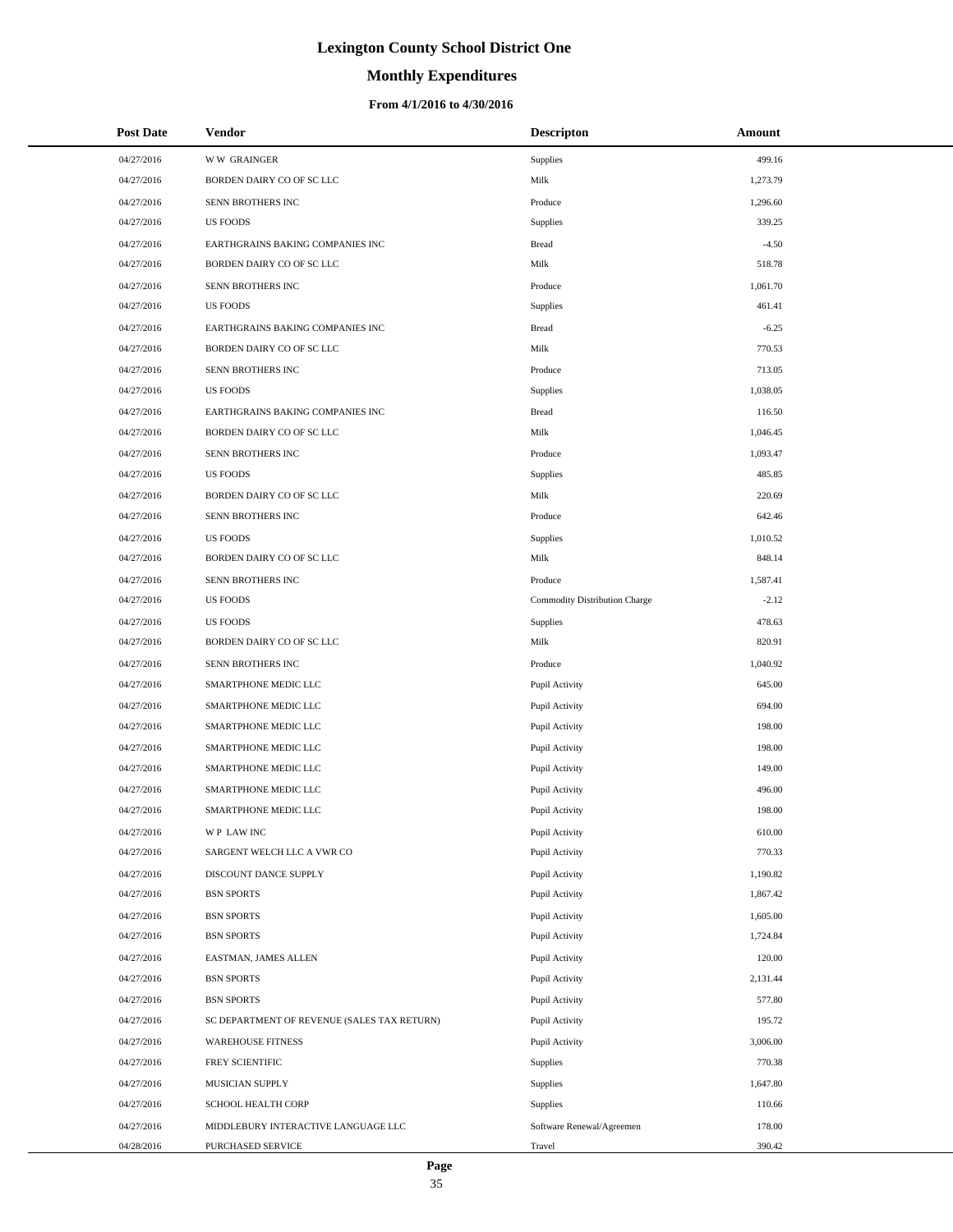# Lexington County School District One

## Monthly Expenditures

### From 4/1/2016 to 4/30/2016

| Post Date | Vendor | Descripton | Amount |
|---|---|---|---|
| 04/27/2016 | W W GRAINGER | Supplies | 499.16 |
| 04/27/2016 | BORDEN DAIRY CO OF SC LLC | Milk | 1,273.79 |
| 04/27/2016 | SENN BROTHERS INC | Produce | 1,296.60 |
| 04/27/2016 | US FOODS | Supplies | 339.25 |
| 04/27/2016 | EARTHGRAINS BAKING COMPANIES INC | Bread | -4.50 |
| 04/27/2016 | BORDEN DAIRY CO OF SC LLC | Milk | 518.78 |
| 04/27/2016 | SENN BROTHERS INC | Produce | 1,061.70 |
| 04/27/2016 | US FOODS | Supplies | 461.41 |
| 04/27/2016 | EARTHGRAINS BAKING COMPANIES INC | Bread | -6.25 |
| 04/27/2016 | BORDEN DAIRY CO OF SC LLC | Milk | 770.53 |
| 04/27/2016 | SENN BROTHERS INC | Produce | 713.05 |
| 04/27/2016 | US FOODS | Supplies | 1,038.05 |
| 04/27/2016 | EARTHGRAINS BAKING COMPANIES INC | Bread | 116.50 |
| 04/27/2016 | BORDEN DAIRY CO OF SC LLC | Milk | 1,046.45 |
| 04/27/2016 | SENN BROTHERS INC | Produce | 1,093.47 |
| 04/27/2016 | US FOODS | Supplies | 485.85 |
| 04/27/2016 | BORDEN DAIRY CO OF SC LLC | Milk | 220.69 |
| 04/27/2016 | SENN BROTHERS INC | Produce | 642.46 |
| 04/27/2016 | US FOODS | Supplies | 1,010.52 |
| 04/27/2016 | BORDEN DAIRY CO OF SC LLC | Milk | 848.14 |
| 04/27/2016 | SENN BROTHERS INC | Produce | 1,587.41 |
| 04/27/2016 | US FOODS | Commodity Distribution Charge | -2.12 |
| 04/27/2016 | US FOODS | Supplies | 478.63 |
| 04/27/2016 | BORDEN DAIRY CO OF SC LLC | Milk | 820.91 |
| 04/27/2016 | SENN BROTHERS INC | Produce | 1,040.92 |
| 04/27/2016 | SMARTPHONE MEDIC LLC | Pupil Activity | 645.00 |
| 04/27/2016 | SMARTPHONE MEDIC LLC | Pupil Activity | 694.00 |
| 04/27/2016 | SMARTPHONE MEDIC LLC | Pupil Activity | 198.00 |
| 04/27/2016 | SMARTPHONE MEDIC LLC | Pupil Activity | 198.00 |
| 04/27/2016 | SMARTPHONE MEDIC LLC | Pupil Activity | 149.00 |
| 04/27/2016 | SMARTPHONE MEDIC LLC | Pupil Activity | 496.00 |
| 04/27/2016 | SMARTPHONE MEDIC LLC | Pupil Activity | 198.00 |
| 04/27/2016 | W P LAW INC | Pupil Activity | 610.00 |
| 04/27/2016 | SARGENT WELCH LLC A VWR CO | Pupil Activity | 770.33 |
| 04/27/2016 | DISCOUNT DANCE SUPPLY | Pupil Activity | 1,190.82 |
| 04/27/2016 | BSN SPORTS | Pupil Activity | 1,867.42 |
| 04/27/2016 | BSN SPORTS | Pupil Activity | 1,605.00 |
| 04/27/2016 | BSN SPORTS | Pupil Activity | 1,724.84 |
| 04/27/2016 | EASTMAN, JAMES ALLEN | Pupil Activity | 120.00 |
| 04/27/2016 | BSN SPORTS | Pupil Activity | 2,131.44 |
| 04/27/2016 | BSN SPORTS | Pupil Activity | 577.80 |
| 04/27/2016 | SC DEPARTMENT OF REVENUE (SALES TAX RETURN) | Pupil Activity | 195.72 |
| 04/27/2016 | WAREHOUSE FITNESS | Pupil Activity | 3,006.00 |
| 04/27/2016 | FREY SCIENTIFIC | Supplies | 770.38 |
| 04/27/2016 | MUSICIAN SUPPLY | Supplies | 1,647.80 |
| 04/27/2016 | SCHOOL HEALTH CORP | Supplies | 110.66 |
| 04/27/2016 | MIDDLEBURY INTERACTIVE LANGUAGE LLC | Software Renewal/Agreemen | 178.00 |
| 04/28/2016 | PURCHASED SERVICE | Travel | 390.42 |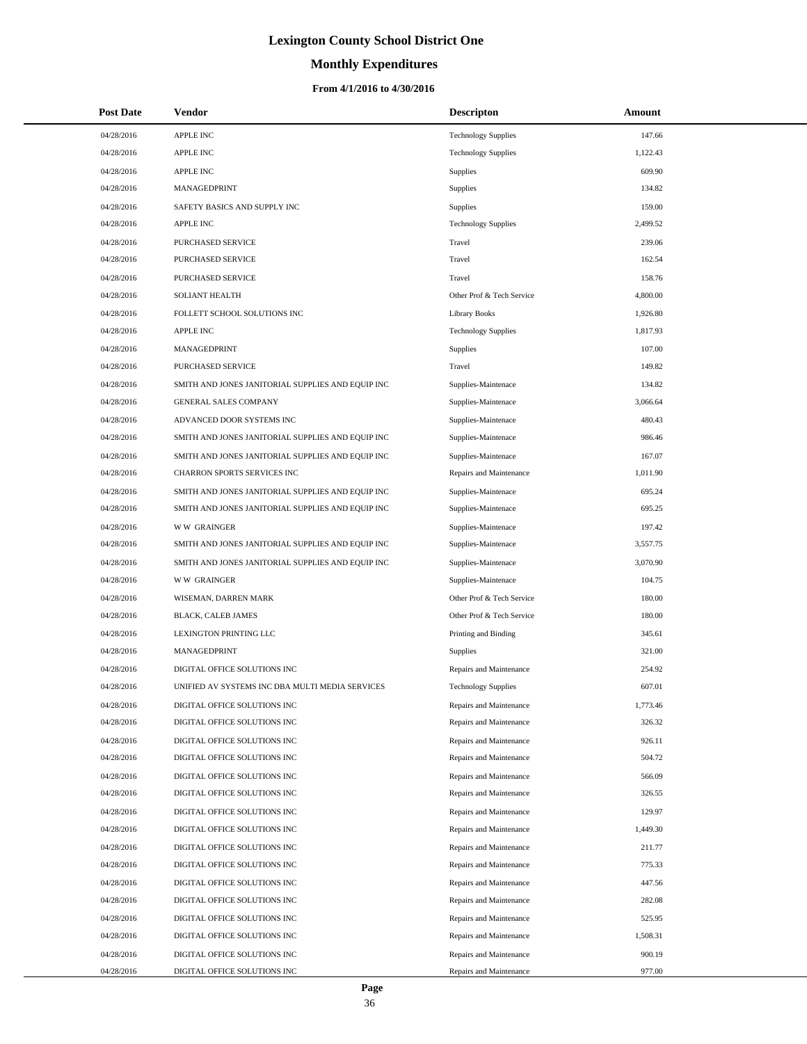# Lexington County School District One

## Monthly Expenditures

### From 4/1/2016 to 4/30/2016

| Post Date | Vendor | Descripton | Amount |
|---|---|---|---|
| 04/28/2016 | APPLE INC | Technology Supplies | 147.66 |
| 04/28/2016 | APPLE INC | Technology Supplies | 1,122.43 |
| 04/28/2016 | APPLE INC | Supplies | 609.90 |
| 04/28/2016 | MANAGEDPRINT | Supplies | 134.82 |
| 04/28/2016 | SAFETY BASICS AND SUPPLY INC | Supplies | 159.00 |
| 04/28/2016 | APPLE INC | Technology Supplies | 2,499.52 |
| 04/28/2016 | PURCHASED SERVICE | Travel | 239.06 |
| 04/28/2016 | PURCHASED SERVICE | Travel | 162.54 |
| 04/28/2016 | PURCHASED SERVICE | Travel | 158.76 |
| 04/28/2016 | SOLIANT HEALTH | Other Prof & Tech Service | 4,800.00 |
| 04/28/2016 | FOLLETT SCHOOL SOLUTIONS INC | Library Books | 1,926.80 |
| 04/28/2016 | APPLE INC | Technology Supplies | 1,817.93 |
| 04/28/2016 | MANAGEDPRINT | Supplies | 107.00 |
| 04/28/2016 | PURCHASED SERVICE | Travel | 149.82 |
| 04/28/2016 | SMITH AND JONES JANITORIAL SUPPLIES AND EQUIP INC | Supplies-Maintenace | 134.82 |
| 04/28/2016 | GENERAL SALES COMPANY | Supplies-Maintenace | 3,066.64 |
| 04/28/2016 | ADVANCED DOOR SYSTEMS INC | Supplies-Maintenace | 480.43 |
| 04/28/2016 | SMITH AND JONES JANITORIAL SUPPLIES AND EQUIP INC | Supplies-Maintenace | 986.46 |
| 04/28/2016 | SMITH AND JONES JANITORIAL SUPPLIES AND EQUIP INC | Supplies-Maintenace | 167.07 |
| 04/28/2016 | CHARRON SPORTS SERVICES INC | Repairs and Maintenance | 1,011.90 |
| 04/28/2016 | SMITH AND JONES JANITORIAL SUPPLIES AND EQUIP INC | Supplies-Maintenace | 695.24 |
| 04/28/2016 | SMITH AND JONES JANITORIAL SUPPLIES AND EQUIP INC | Supplies-Maintenace | 695.25 |
| 04/28/2016 | W W GRAINGER | Supplies-Maintenace | 197.42 |
| 04/28/2016 | SMITH AND JONES JANITORIAL SUPPLIES AND EQUIP INC | Supplies-Maintenace | 3,557.75 |
| 04/28/2016 | SMITH AND JONES JANITORIAL SUPPLIES AND EQUIP INC | Supplies-Maintenace | 3,070.90 |
| 04/28/2016 | W W GRAINGER | Supplies-Maintenace | 104.75 |
| 04/28/2016 | WISEMAN, DARREN MARK | Other Prof & Tech Service | 180.00 |
| 04/28/2016 | BLACK, CALEB JAMES | Other Prof & Tech Service | 180.00 |
| 04/28/2016 | LEXINGTON PRINTING LLC | Printing and Binding | 345.61 |
| 04/28/2016 | MANAGEDPRINT | Supplies | 321.00 |
| 04/28/2016 | DIGITAL OFFICE SOLUTIONS INC | Repairs and Maintenance | 254.92 |
| 04/28/2016 | UNIFIED AV SYSTEMS INC DBA MULTI MEDIA SERVICES | Technology Supplies | 607.01 |
| 04/28/2016 | DIGITAL OFFICE SOLUTIONS INC | Repairs and Maintenance | 1,773.46 |
| 04/28/2016 | DIGITAL OFFICE SOLUTIONS INC | Repairs and Maintenance | 326.32 |
| 04/28/2016 | DIGITAL OFFICE SOLUTIONS INC | Repairs and Maintenance | 926.11 |
| 04/28/2016 | DIGITAL OFFICE SOLUTIONS INC | Repairs and Maintenance | 504.72 |
| 04/28/2016 | DIGITAL OFFICE SOLUTIONS INC | Repairs and Maintenance | 566.09 |
| 04/28/2016 | DIGITAL OFFICE SOLUTIONS INC | Repairs and Maintenance | 326.55 |
| 04/28/2016 | DIGITAL OFFICE SOLUTIONS INC | Repairs and Maintenance | 129.97 |
| 04/28/2016 | DIGITAL OFFICE SOLUTIONS INC | Repairs and Maintenance | 1,449.30 |
| 04/28/2016 | DIGITAL OFFICE SOLUTIONS INC | Repairs and Maintenance | 211.77 |
| 04/28/2016 | DIGITAL OFFICE SOLUTIONS INC | Repairs and Maintenance | 775.33 |
| 04/28/2016 | DIGITAL OFFICE SOLUTIONS INC | Repairs and Maintenance | 447.56 |
| 04/28/2016 | DIGITAL OFFICE SOLUTIONS INC | Repairs and Maintenance | 282.08 |
| 04/28/2016 | DIGITAL OFFICE SOLUTIONS INC | Repairs and Maintenance | 525.95 |
| 04/28/2016 | DIGITAL OFFICE SOLUTIONS INC | Repairs and Maintenance | 1,508.31 |
| 04/28/2016 | DIGITAL OFFICE SOLUTIONS INC | Repairs and Maintenance | 900.19 |
| 04/28/2016 | DIGITAL OFFICE SOLUTIONS INC | Repairs and Maintenance | 977.00 |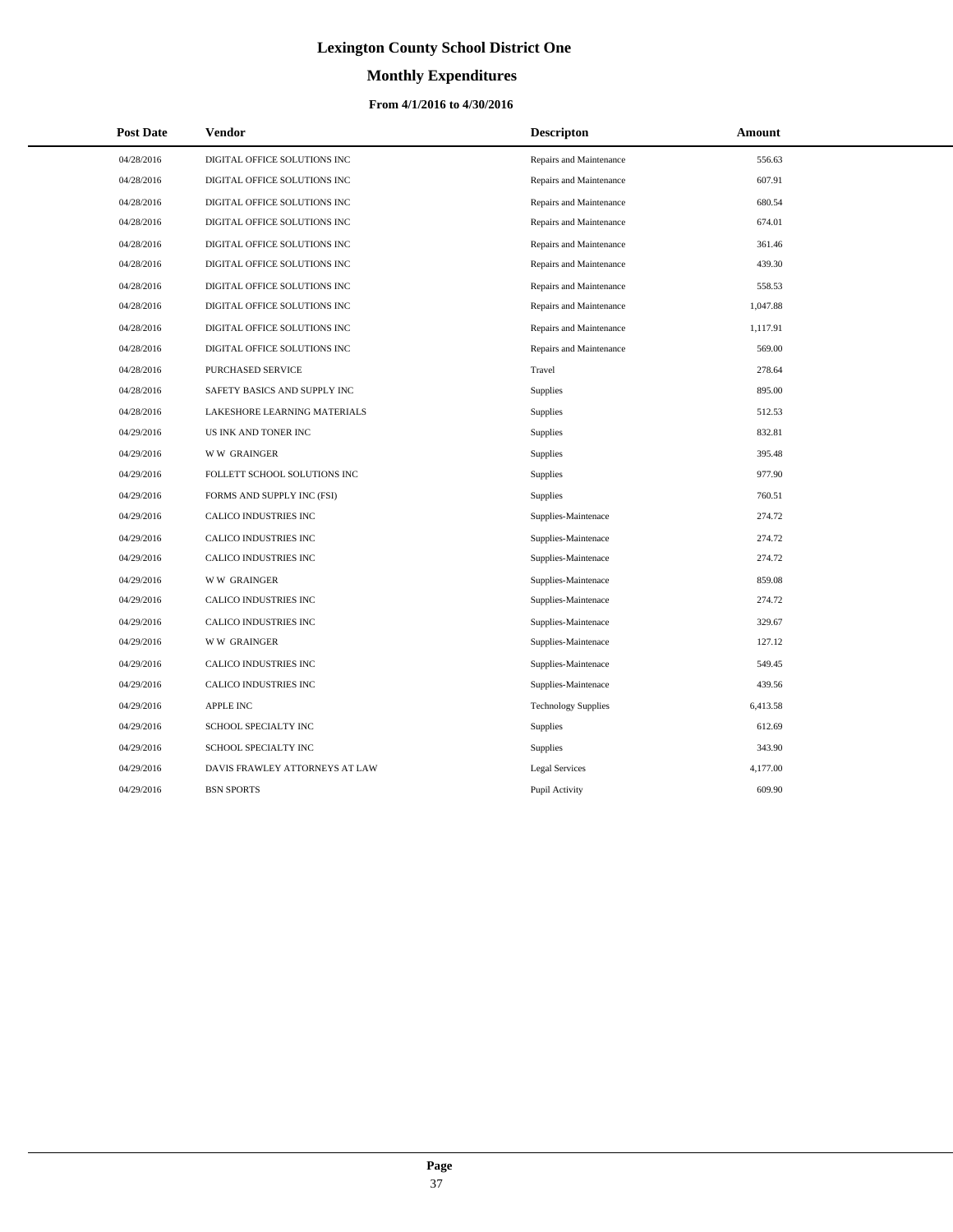# Lexington County School District One

## Monthly Expenditures

### From 4/1/2016 to 4/30/2016

| Post Date | Vendor | Descripton | Amount |
|---|---|---|---|
| 04/28/2016 | DIGITAL OFFICE SOLUTIONS INC | Repairs and Maintenance | 556.63 |
| 04/28/2016 | DIGITAL OFFICE SOLUTIONS INC | Repairs and Maintenance | 607.91 |
| 04/28/2016 | DIGITAL OFFICE SOLUTIONS INC | Repairs and Maintenance | 680.54 |
| 04/28/2016 | DIGITAL OFFICE SOLUTIONS INC | Repairs and Maintenance | 674.01 |
| 04/28/2016 | DIGITAL OFFICE SOLUTIONS INC | Repairs and Maintenance | 361.46 |
| 04/28/2016 | DIGITAL OFFICE SOLUTIONS INC | Repairs and Maintenance | 439.30 |
| 04/28/2016 | DIGITAL OFFICE SOLUTIONS INC | Repairs and Maintenance | 558.53 |
| 04/28/2016 | DIGITAL OFFICE SOLUTIONS INC | Repairs and Maintenance | 1,047.88 |
| 04/28/2016 | DIGITAL OFFICE SOLUTIONS INC | Repairs and Maintenance | 1,117.91 |
| 04/28/2016 | DIGITAL OFFICE SOLUTIONS INC | Repairs and Maintenance | 569.00 |
| 04/28/2016 | PURCHASED SERVICE | Travel | 278.64 |
| 04/28/2016 | SAFETY BASICS AND SUPPLY INC | Supplies | 895.00 |
| 04/28/2016 | LAKESHORE LEARNING MATERIALS | Supplies | 512.53 |
| 04/29/2016 | US INK AND TONER INC | Supplies | 832.81 |
| 04/29/2016 | W W GRAINGER | Supplies | 395.48 |
| 04/29/2016 | FOLLETT SCHOOL SOLUTIONS INC | Supplies | 977.90 |
| 04/29/2016 | FORMS AND SUPPLY INC (FSI) | Supplies | 760.51 |
| 04/29/2016 | CALICO INDUSTRIES INC | Supplies-Maintenace | 274.72 |
| 04/29/2016 | CALICO INDUSTRIES INC | Supplies-Maintenace | 274.72 |
| 04/29/2016 | CALICO INDUSTRIES INC | Supplies-Maintenace | 274.72 |
| 04/29/2016 | W W GRAINGER | Supplies-Maintenace | 859.08 |
| 04/29/2016 | CALICO INDUSTRIES INC | Supplies-Maintenace | 274.72 |
| 04/29/2016 | CALICO INDUSTRIES INC | Supplies-Maintenace | 329.67 |
| 04/29/2016 | W W GRAINGER | Supplies-Maintenace | 127.12 |
| 04/29/2016 | CALICO INDUSTRIES INC | Supplies-Maintenace | 549.45 |
| 04/29/2016 | CALICO INDUSTRIES INC | Supplies-Maintenace | 439.56 |
| 04/29/2016 | APPLE INC | Technology Supplies | 6,413.58 |
| 04/29/2016 | SCHOOL SPECIALTY INC | Supplies | 612.69 |
| 04/29/2016 | SCHOOL SPECIALTY INC | Supplies | 343.90 |
| 04/29/2016 | DAVIS FRAWLEY ATTORNEYS AT LAW | Legal Services | 4,177.00 |
| 04/29/2016 | BSN SPORTS | Pupil Activity | 609.90 |